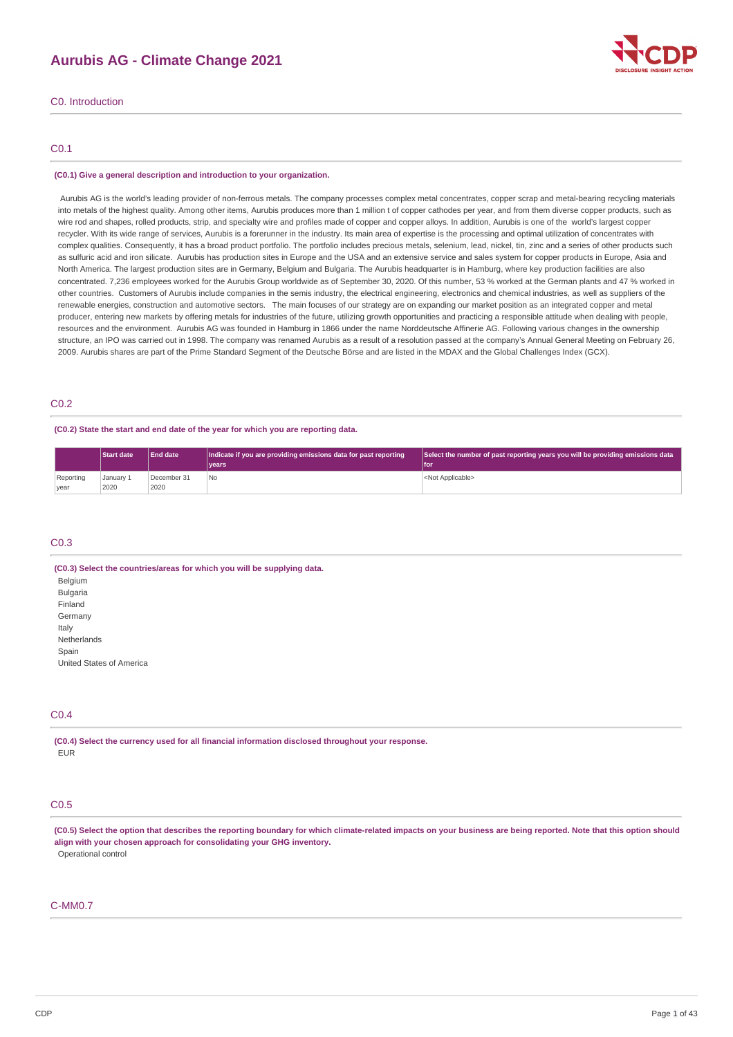# Aurubis AG - Climate Change 2021

## C0. Introduction

### C0.1

**(C0.1) Give a general description and introduction to your organization.**

Aurubis AG is the world's leading provider of non-ferrous metals. The company processes complex metal concentrates, copper scrap and metal-bearing recycling materials into metals of the highest quality. Among other items, Aurubis produces more than 1 million t of copper cathodes per year, and from them diverse copper products, such as wire rod and shapes, rolled products, strip, and specialty wire and profiles made of copper and copper alloys. In addition, Aurubis is one of the world's largest copper recycler. With its wide range of services, Aurubis is a forerunner in the industry. Its main area of expertise is the processing and optimal utilization of concentrates with complex qualities. Consequently, it has a broad product portfolio. The portfolio includes precious metals, selenium, lead, nickel, tin, zinc and a series of other products such as sulfuric acid and iron silicate. Aurubis has production sites in Europe and the USA and an extensive service and sales system for copper products in Europe, Asia and North America. The largest production sites are in Germany, Belgium and Bulgaria. The Aurubis headquarter is in Hamburg, where key production facilities are also concentrated. 7,236 employees worked for the Aurubis Group worldwide as of September 30, 2020. Of this number, 53 % worked at the German plants and 47 % worked in other countries. Customers of Aurubis include companies in the semis industry, the electrical engineering, electronics and chemical industries, as well as suppliers of the renewable energies, construction and automotive sectors. The main focuses of our strategy are on expanding our market position as an integrated copper and metal producer, entering new markets by offering metals for industries of the future, utilizing growth opportunities and practicing a responsible attitude when dealing with people, resources and the environment. Aurubis AG was founded in Hamburg in 1866 under the name Norddeutsche Affinerie AG. Following various changes in the ownership structure, an IPO was carried out in 1998. The company was renamed Aurubis as a result of a resolution passed at the company's Annual General Meeting on February 26, 2009. Aurubis shares are part of the Prime Standard Segment of the Deutsche Börse and are listed in the MDAX and the Global Challenges Index (GCX).

### C0.2

**(C0.2) State the start and end date of the year for which you are reporting data.**

| | Start date | End date | Indicate if you are providing emissions data for past reporting years | Select the number of past reporting years you will be providing emissions data for |
|---|---|---|---|---|
| Reporting year | January 1 2020 | December 31 2020 | No | <Not Applicable> |

### C0.3

**(C0.3) Select the countries/areas for which you will be supplying data.**

Belgium
Bulgaria
Finland
Germany
Italy
Netherlands
Spain
United States of America

### C0.4

**(C0.4) Select the currency used for all financial information disclosed throughout your response.**

EUR

### C0.5

**(C0.5) Select the option that describes the reporting boundary for which climate-related impacts on your business are being reported. Note that this option should align with your chosen approach for consolidating your GHG inventory.**

Operational control

### C-MM0.7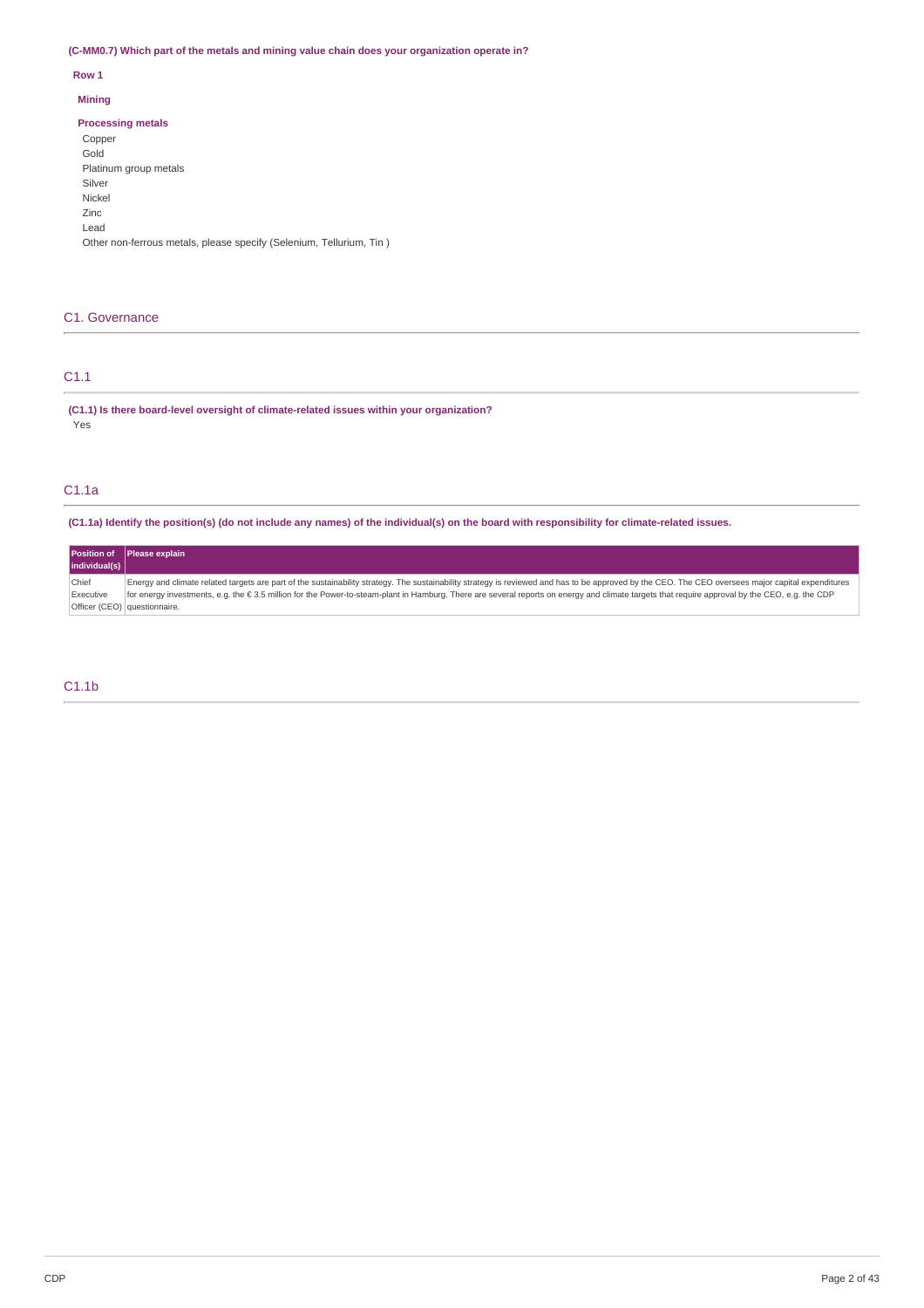**(C-MM0.7) Which part of the metals and mining value chain does your organization operate in?**

**Row 1**

**Mining**

**Processing metals**

Copper
Gold
Platinum group metals
Silver
Nickel
Zinc
Lead
Other non-ferrous metals, please specify (Selenium, Tellurium, Tin )

## C1. Governance

### C1.1

**(C1.1) Is there board-level oversight of climate-related issues within your organization?**

Yes

### C1.1a

**(C1.1a) Identify the position(s) (do not include any names) of the individual(s) on the board with responsibility for climate-related issues.**

| Position of individual(s) | Please explain |
| --- | --- |
| Chief Executive Officer (CEO) | Energy and climate related targets are part of the sustainability strategy. The sustainability strategy is reviewed and has to be approved by the CEO. The CEO oversees major capital expenditures for energy investments, e.g. the € 3.5 million for the Power-to-steam-plant in Hamburg. There are several reports on energy and climate targets that require approval by the CEO, e.g. the CDP questionnaire. |

### C1.1b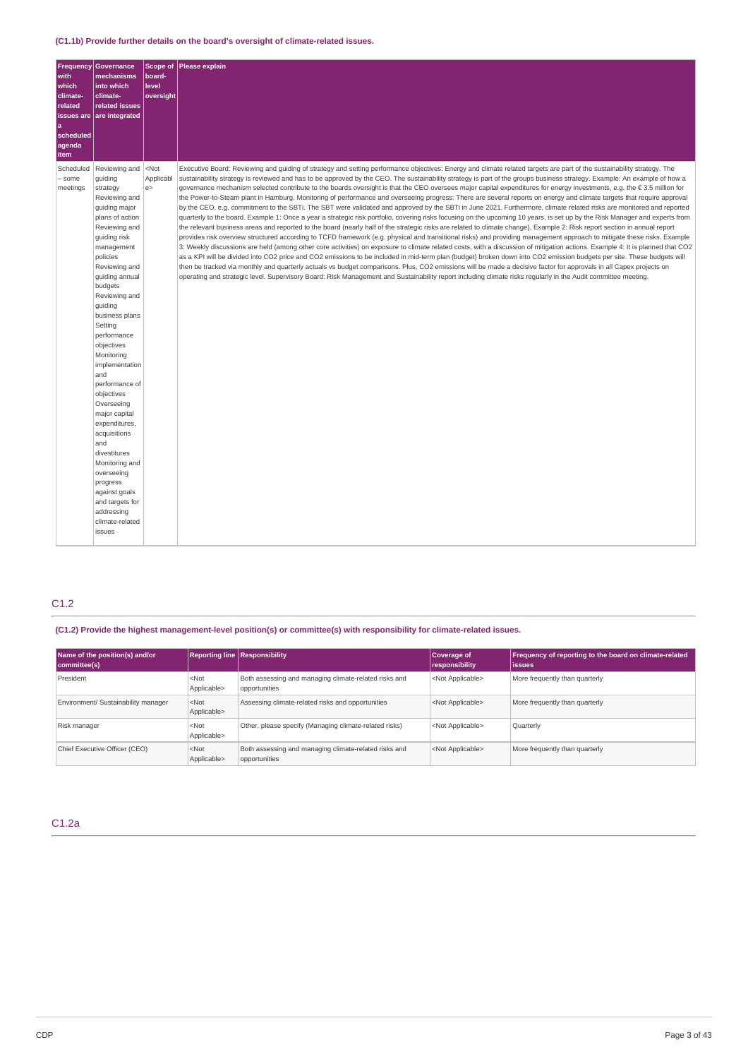**(C1.1b) Provide further details on the board's oversight of climate-related issues.**

| Frequency with which climate-related issues are a scheduled agenda item | Governance mechanisms into which climate-related issues are integrated | Scope of board-level oversight | Please explain |
|---|---|---|---|
| Scheduled – some meetings | Reviewing and guiding strategy Reviewing and guiding major plans of action Reviewing and guiding risk management policies Reviewing and guiding annual budgets Reviewing and guiding business plans Setting performance objectives Monitoring implementation and performance of objectives Overseeing major capital expenditures, acquisitions and divestitures Monitoring and overseeing progress against goals and targets for addressing climate-related issues | <Not Applicable> | Executive Board: Reviewing and guiding of strategy and setting performance objectives: Energy and climate related targets are part of the sustainability strategy. The sustainability strategy is reviewed and has to be approved by the CEO. The sustainability strategy is part of the groups business strategy. Example: An example of how a governance mechanism selected contribute to the boards oversight is that the CEO oversees major capital expenditures for energy investments, e.g. the € 3.5 million for the Power-to-Steam plant in Hamburg. Monitoring of performance and overseeing progress: There are several reports on energy and climate targets that require approval by the CEO, e.g. commitment to the SBTi. The SBT were validated and approved by the SBTi in June 2021. Furthermore, climate related risks are monitored and reported quarterly to the board. Example 1: Once a year a strategic risk portfolio, covering risks focusing on the upcoming 10 years, is set up by the Risk Manager and experts from the relevant business areas and reported to the board (nearly half of the strategic risks are related to climate change). Example 2: Risk report section in annual report provides risk overview structured according to TCFD framework (e.g. physical and transitional risks) and providing management approach to mitigate these risks. Example 3: Weekly discussions are held (among other core activities) on exposure to climate related costs, with a discussion of mitigation actions. Example 4: It is planned that CO2 as a KPI will be divided into CO2 price and CO2 emissions to be included in mid-term plan (budget) broken down into CO2 emission budgets per site. These budgets will then be tracked via monthly and quarterly actuals vs budget comparisons. Plus, CO2 emissions will be made a decisive factor for approvals in all Capex projects on operating and strategic level. Supervisory Board: Risk Management and Sustainability report including climate risks regularly in the Audit committee meeting. |

## C1.2

**(C1.2) Provide the highest management-level position(s) or committee(s) with responsibility for climate-related issues.**

| Name of the position(s) and/or committee(s) | Reporting line | Responsibility | Coverage of responsibility | Frequency of reporting to the board on climate-related issues |
|---|---|---|---|---|
| President | <Not Applicable> | Both assessing and managing climate-related risks and opportunities | <Not Applicable> | More frequently than quarterly |
| Environment/ Sustainability manager | <Not Applicable> | Assessing climate-related risks and opportunities | <Not Applicable> | More frequently than quarterly |
| Risk manager | <Not Applicable> | Other, please specify (Managing climate-related risks) | <Not Applicable> | Quarterly |
| Chief Executive Officer (CEO) | <Not Applicable> | Both assessing and managing climate-related risks and opportunities | <Not Applicable> | More frequently than quarterly |

## C1.2a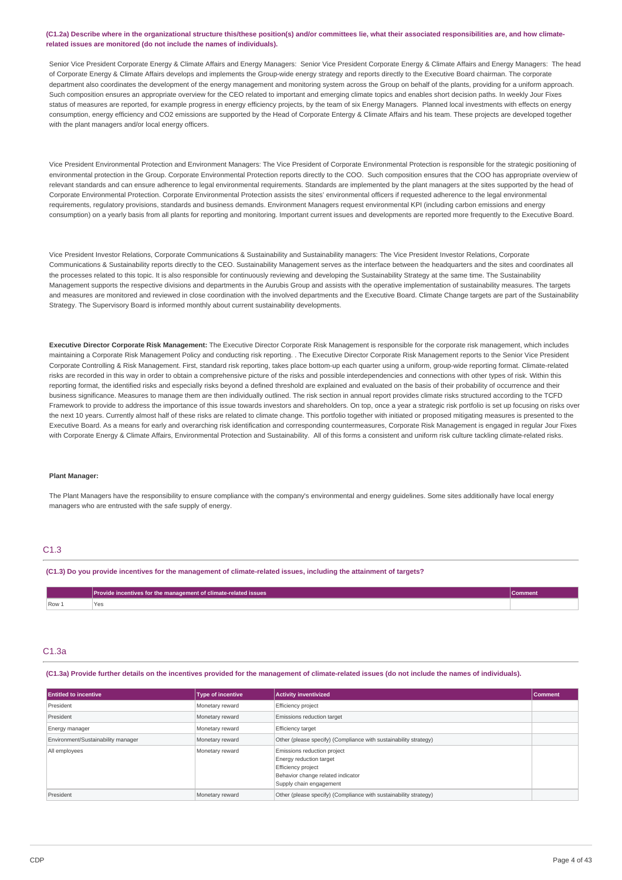**(C1.2a) Describe where in the organizational structure this/these position(s) and/or committees lie, what their associated responsibilities are, and how climate-related issues are monitored (do not include the names of individuals).**

Senior Vice President Corporate Energy & Climate Affairs and Energy Managers: Senior Vice President Corporate Energy & Climate Affairs and Energy Managers: The head of Corporate Energy & Climate Affairs develops and implements the Group-wide energy strategy and reports directly to the Executive Board chairman. The corporate department also coordinates the development of the energy management and monitoring system across the Group on behalf of the plants, providing for a uniform approach. Such composition ensures an appropriate overview for the CEO related to important and emerging climate topics and enables short decision paths. In weekly Jour Fixes status of measures are reported, for example progress in energy efficiency projects, by the team of six Energy Managers. Planned local investments with effects on energy consumption, energy efficiency and CO2 emissions are supported by the Head of Corporate Entergy & Climate Affairs and his team. These projects are developed together with the plant managers and/or local energy officers.

Vice President Environmental Protection and Environment Managers: The Vice President of Corporate Environmental Protection is responsible for the strategic positioning of environmental protection in the Group. Corporate Environmental Protection reports directly to the COO. Such composition ensures that the COO has appropriate overview of relevant standards and can ensure adherence to legal environmental requirements. Standards are implemented by the plant managers at the sites supported by the head of Corporate Environmental Protection. Corporate Environmental Protection assists the sites' environmental officers if requested adherence to the legal environmental requirements, regulatory provisions, standards and business demands. Environment Managers request environmental KPI (including carbon emissions and energy consumption) on a yearly basis from all plants for reporting and monitoring. Important current issues and developments are reported more frequently to the Executive Board.

Vice President Investor Relations, Corporate Communications & Sustainability and Sustainability managers: The Vice President Investor Relations, Corporate Communications & Sustainability reports directly to the CEO. Sustainability Management serves as the interface between the headquarters and the sites and coordinates all the processes related to this topic. It is also responsible for continuously reviewing and developing the Sustainability Strategy at the same time. The Sustainability Management supports the respective divisions and departments in the Aurubis Group and assists with the operative implementation of sustainability measures. The targets and measures are monitored and reviewed in close coordination with the involved departments and the Executive Board. Climate Change targets are part of the Sustainability Strategy. The Supervisory Board is informed monthly about current sustainability developments.

**Executive Director Corporate Risk Management:** The Executive Director Corporate Risk Management is responsible for the corporate risk management, which includes maintaining a Corporate Risk Management Policy and conducting risk reporting. . The Executive Director Corporate Risk Management reports to the Senior Vice President Corporate Controlling & Risk Management. First, standard risk reporting, takes place bottom-up each quarter using a uniform, group-wide reporting format. Climate-related risks are recorded in this way in order to obtain a comprehensive picture of the risks and possible interdependencies and connections with other types of risk. Within this reporting format, the identified risks and especially risks beyond a defined threshold are explained and evaluated on the basis of their probability of occurrence and their business significance. Measures to manage them are then individually outlined. The risk section in annual report provides climate risks structured according to the TCFD Framework to provide to address the importance of this issue towards investors and shareholders. On top, once a year a strategic risk portfolio is set up focusing on risks over the next 10 years. Currently almost half of these risks are related to climate change. This portfolio together with initiated or proposed mitigating measures is presented to the Executive Board. As a means for early and overarching risk identification and corresponding countermeasures, Corporate Risk Management is engaged in regular Jour Fixes with Corporate Energy & Climate Affairs, Environmental Protection and Sustainability. All of this forms a consistent and uniform risk culture tackling climate-related risks.

**Plant Manager:**

The Plant Managers have the responsibility to ensure compliance with the company's environmental and energy guidelines. Some sites additionally have local energy managers who are entrusted with the safe supply of energy.

## C1.3

**(C1.3) Do you provide incentives for the management of climate-related issues, including the attainment of targets?**

| | Provide incentives for the management of climate-related issues | Comment |
|---|---|---|
| Row 1 | Yes | |

## C1.3a

**(C1.3a) Provide further details on the incentives provided for the management of climate-related issues (do not include the names of individuals).**

| Entitled to incentive | Type of incentive | Activity inventivized | Comment |
|---|---|---|---|
| President | Monetary reward | Efficiency project | |
| President | Monetary reward | Emissions reduction target | |
| Energy manager | Monetary reward | Efficiency target | |
| Environment/Sustainability manager | Monetary reward | Other (please specify) (Compliance with sustainability strategy) | |
| All employees | Monetary reward | Emissions reduction project<br>Energy reduction target<br>Efficiency project<br>Behavior change related indicator<br>Supply chain engagement | |
| President | Monetary reward | Other (please specify) (Compliance with sustainability strategy) | |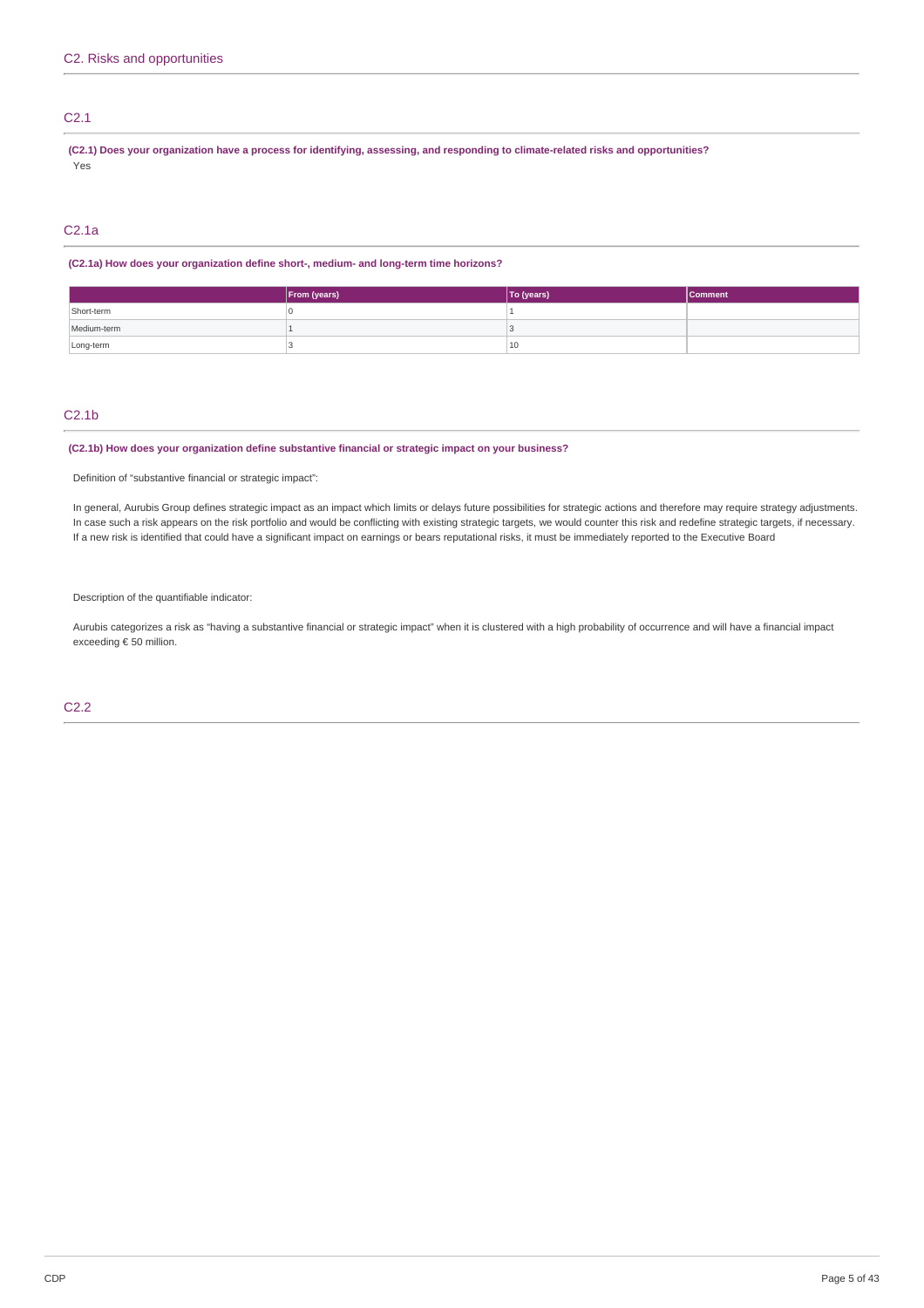## C2. Risks and opportunities

### C2.1

**(C2.1) Does your organization have a process for identifying, assessing, and responding to climate-related risks and opportunities?**

Yes

### C2.1a

**(C2.1a) How does your organization define short-, medium- and long-term time horizons?**

| | From (years) | To (years) | Comment |
|---|---|---|---|
| Short-term | 0 | 1 | |
| Medium-term | 1 | 3 | |
| Long-term | 3 | 10 | |

### C2.1b

**(C2.1b) How does your organization define substantive financial or strategic impact on your business?**

Definition of "substantive financial or strategic impact":

In general, Aurubis Group defines strategic impact as an impact which limits or delays future possibilities for strategic actions and therefore may require strategy adjustments. In case such a risk appears on the risk portfolio and would be conflicting with existing strategic targets, we would counter this risk and redefine strategic targets, if necessary. If a new risk is identified that could have a significant impact on earnings or bears reputational risks, it must be immediately reported to the Executive Board

Description of the quantifiable indicator:

Aurubis categorizes a risk as "having a substantive financial or strategic impact" when it is clustered with a high probability of occurrence and will have a financial impact exceeding € 50 million.

### C2.2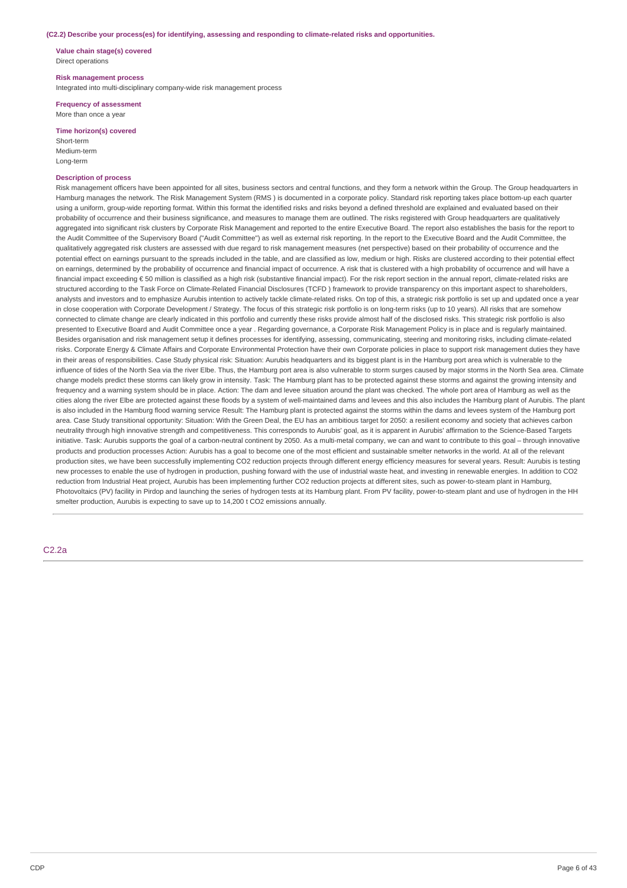**(C2.2) Describe your process(es) for identifying, assessing and responding to climate-related risks and opportunities.**

**Value chain stage(s) covered**
Direct operations

**Risk management process**
Integrated into multi-disciplinary company-wide risk management process

**Frequency of assessment**
More than once a year

**Time horizon(s) covered**
Short-term
Medium-term
Long-term

**Description of process**
Risk management officers have been appointed for all sites, business sectors and central functions, and they form a network within the Group. The Group headquarters in Hamburg manages the network. The Risk Management System (RMS ) is documented in a corporate policy. Standard risk reporting takes place bottom-up each quarter using a uniform, group-wide reporting format. Within this format the identified risks and risks beyond a defined threshold are explained and evaluated based on their probability of occurrence and their business significance, and measures to manage them are outlined. The risks registered with Group headquarters are qualitatively aggregated into significant risk clusters by Corporate Risk Management and reported to the entire Executive Board. The report also establishes the basis for the report to the Audit Committee of the Supervisory Board ("Audit Committee") as well as external risk reporting. In the report to the Executive Board and the Audit Committee, the qualitatively aggregated risk clusters are assessed with due regard to risk management measures (net perspective) based on their probability of occurrence and the potential effect on earnings pursuant to the spreads included in the table, and are classified as low, medium or high. Risks are clustered according to their potential effect on earnings, determined by the probability of occurrence and financial impact of occurrence. A risk that is clustered with a high probability of occurrence and will have a financial impact exceeding € 50 million is classified as a high risk (substantive financial impact). For the risk report section in the annual report, climate-related risks are structured according to the Task Force on Climate-Related Financial Disclosures (TCFD ) framework to provide transparency on this important aspect to shareholders, analysts and investors and to emphasize Aurubis intention to actively tackle climate-related risks. On top of this, a strategic risk portfolio is set up and updated once a year in close cooperation with Corporate Development / Strategy. The focus of this strategic risk portfolio is on long-term risks (up to 10 years). All risks that are somehow connected to climate change are clearly indicated in this portfolio and currently these risks provide almost half of the disclosed risks. This strategic risk portfolio is also presented to Executive Board and Audit Committee once a year . Regarding governance, a Corporate Risk Management Policy is in place and is regularly maintained. Besides organisation and risk management setup it defines processes for identifying, assessing, communicating, steering and monitoring risks, including climate-related risks. Corporate Energy & Climate Affairs and Corporate Environmental Protection have their own Corporate policies in place to support risk management duties they have in their areas of responsibilities. Case Study physical risk: Situation: Aurubis headquarters and its biggest plant is in the Hamburg port area which is vulnerable to the influence of tides of the North Sea via the river Elbe. Thus, the Hamburg port area is also vulnerable to storm surges caused by major storms in the North Sea area. Climate change models predict these storms can likely grow in intensity. Task: The Hamburg plant has to be protected against these storms and against the growing intensity and frequency and a warning system should be in place. Action: The dam and levee situation around the plant was checked. The whole port area of Hamburg as well as the cities along the river Elbe are protected against these floods by a system of well-maintained dams and levees and this also includes the Hamburg plant of Aurubis. The plant is also included in the Hamburg flood warning service Result: The Hamburg plant is protected against the storms within the dams and levees system of the Hamburg port area. Case Study transitional opportunity: Situation: With the Green Deal, the EU has an ambitious target for 2050: a resilient economy and society that achieves carbon neutrality through high innovative strength and competitiveness. This corresponds to Aurubis' goal, as it is apparent in Aurubis' affirmation to the Science-Based Targets initiative. Task: Aurubis supports the goal of a carbon-neutral continent by 2050. As a multi-metal company, we can and want to contribute to this goal – through innovative products and production processes Action: Aurubis has a goal to become one of the most efficient and sustainable smelter networks in the world. At all of the relevant production sites, we have been successfully implementing CO2 reduction projects through different energy efficiency measures for several years. Result: Aurubis is testing new processes to enable the use of hydrogen in production, pushing forward with the use of industrial waste heat, and investing in renewable energies. In addition to CO2 reduction from Industrial Heat project, Aurubis has been implementing further CO2 reduction projects at different sites, such as power-to-steam plant in Hamburg, Photovoltaics (PV) facility in Pirdop and launching the series of hydrogen tests at its Hamburg plant. From PV facility, power-to-steam plant and use of hydrogen in the HH smelter production, Aurubis is expecting to save up to 14,200 t CO2 emissions annually.

## C2.2a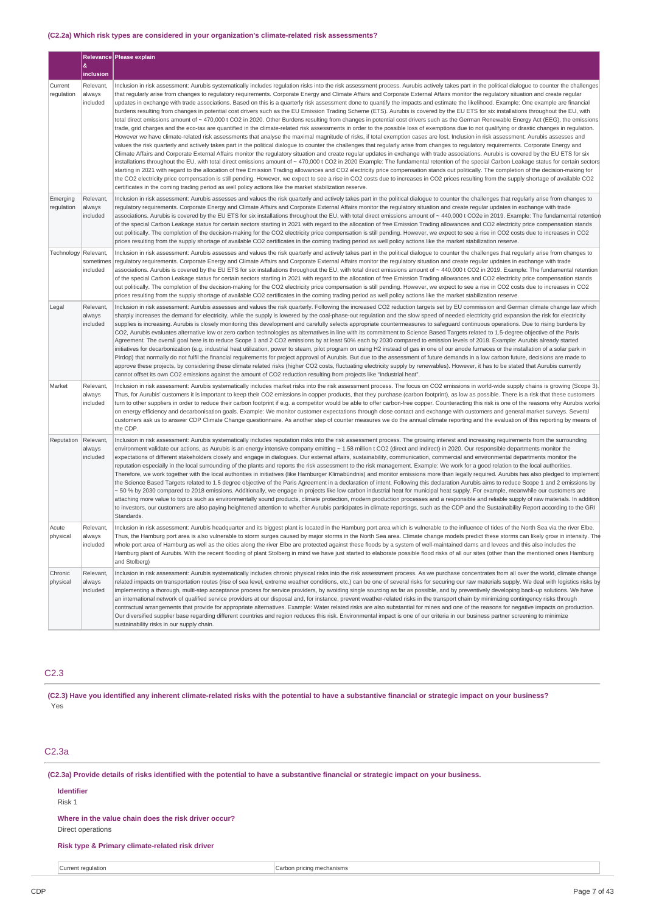### (C2.2a) Which risk types are considered in your organization's climate-related risk assessments?

| | Relevance & inclusion | Please explain |
|---|---|---|
| Current regulation | Relevant, always included | Inclusion in risk assessment: Aurubis systematically includes regulation risks into the risk assessment process. Aurubis actively takes part in the political dialogue to counter the challenges that regularly arise from changes to regulatory requirements. Corporate Energy and Climate Affairs and Corporate External Affairs monitor the regulatory situation and create regular updates in exchange with trade associations. Based on this is a quarterly risk assessment done to quantify the impacts and estimate the likelihood. Example: One example are financial burdens resulting from changes in potential cost drivers such as the EU Emission Trading Scheme (ETS). Aurubis is covered by the EU ETS for six installations throughout the EU, with total direct emissions amount of ~ 470,000 t CO2 in 2020. Other Burdens resulting from changes in potential cost drivers such as the German Renewable Energy Act (EEG), the emissions trade, grid charges and the eco-tax are quantified in the climate-related risk assessments in order to the possible loss of exemptions due to not qualifying or drastic changes in regulation. However we have climate-related risk assessments that analyse the maximal magnitude of risks, if total exemption cases are lost. Inclusion in risk assessment: Aurubis assesses and values the risk quarterly and actively takes part in the political dialogue to counter the challenges that regularly arise from changes to regulatory requirements. Corporate Energy and Climate Affairs and Corporate External Affairs monitor the regulatory situation and create regular updates in exchange with trade associations. Aurubis is covered by the EU ETS for six installations throughout the EU, with total direct emissions amount of ~ 470,000 t CO2 in 2020 Example: The fundamental retention of the special Carbon Leakage status for certain sectors starting in 2021 with regard to the allocation of free Emission Trading allowances and CO2 electricity price compensation stands out politically. The completion of the decision-making for the CO2 electricity price compensation is still pending. However, we expect to see a rise in CO2 costs due to increases in CO2 prices resulting from the supply shortage of available CO2 certificates in the coming trading period as well policy actions like the market stabilization reserve. |
| Emerging regulation | Relevant, always included | Inclusion in risk assessment: Aurubis assesses and values the risk quarterly and actively takes part in the political dialogue to counter the challenges that regularly arise from changes to regulatory requirements. Corporate Energy and Climate Affairs and Corporate External Affairs monitor the regulatory situation and create regular updates in exchange with trade associations. Aurubis is covered by the EU ETS for six installations throughout the EU, with total direct emissions amount of ~ 440,000 t CO2e in 2019. Example: The fundamental retention of the special Carbon Leakage status for certain sectors starting in 2021 with regard to the allocation of free Emission Trading allowances and CO2 electricity price compensation stands out politically. The completion of the decision-making for the CO2 electricity price compensation is still pending. However, we expect to see a rise in CO2 costs due to increases in CO2 prices resulting from the supply shortage of available CO2 certificates in the coming trading period as well policy actions like the market stabilization reserve. |
| Technology | Relevant, sometimes included | Inclusion in risk assessment: Aurubis assesses and values the risk quarterly and actively takes part in the political dialogue to counter the challenges that regularly arise from changes to regulatory requirements. Corporate Energy and Climate Affairs and Corporate External Affairs monitor the regulatory situation and create regular updates in exchange with trade associations. Aurubis is covered by the EU ETS for six installations throughout the EU, with total direct emissions amount of ~ 440,000 t CO2 in 2019. Example: The fundamental retention of the special Carbon Leakage status for certain sectors starting in 2021 with regard to the allocation of free Emission Trading allowances and CO2 electricity price compensation stands out politically. The completion of the decision-making for the CO2 electricity price compensation is still pending. However, we expect to see a rise in CO2 costs due to increases in CO2 prices resulting from the supply shortage of available CO2 certificates in the coming trading period as well policy actions like the market stabilization reserve. |
| Legal | Relevant, always included | Inclusion in risk assessment: Aurubis assesses and values the risk quarterly. Following the increased CO2 reduction targets set by EU commission and German climate change law which sharply increases the demand for electricity, while the supply is lowered by the coal-phase-out regulation and the slow speed of needed electricity grid expansion the risk for electricity supplies is increasing. Aurubis is closely monitoring this development and carefully selects appropriate countermeasures to safeguard continuous operations. Due to rising burdens by CO2, Aurubis evaluates alternative low or zero carbon technologies as alternatives in line with its commitment to Science Based Targets related to 1.5-degree objective of the Paris Agreement. The overall goal here is to reduce Scope 1 and 2 CO2 emissions by at least 50% each by 2030 compared to emission levels of 2018. Example: Aurubis already started initiatives for decarbonization (e.g. industrial heat utilization, power to steam, pilot program on using H2 instead of gas in one of our anode furnaces or the installation of a solar park in Pirdop) that normally do not fulfil the financial requirements for project approval of Aurubis. But due to the assessment of future demands in a low carbon future, decisions are made to approve these projects, by considering these climate related risks (higher CO2 costs, fluctuating electricity supply by renewables). However, it has to be stated that Aurubis currently cannot offset its own CO2 emissions against the amount of CO2 reduction resulting from projects like "Industrial heat". |
| Market | Relevant, always included | Inclusion in risk assessment: Aurubis systematically includes market risks into the risk assessment process. The focus on CO2 emissions in world-wide supply chains is growing (Scope 3). Thus, for Aurubis' customers it is important to keep their CO2 emissions in copper products, that they purchase (carbon footprint), as low as possible. There is a risk that these customers turn to other suppliers in order to reduce their carbon footprint if e.g. a competitor would be able to offer carbon-free copper. Counteracting this risk is one of the reasons why Aurubis works on energy efficiency and decarbonisation goals. Example: We monitor customer expectations through close contact and exchange with customers and general market surveys. Several customers ask us to answer CDP Climate Change questionnaire. As another step of counter measures we do the annual climate reporting and the evaluation of this reporting by means of the CDP. |
| Reputation | Relevant, always included | Inclusion in risk assessment: Aurubis systematically includes reputation risks into the risk assessment process. The growing interest and increasing requirements from the surrounding environment validate our actions, as Aurubis is an energy intensive company emitting ~ 1.58 million t CO2 (direct and indirect) in 2020. Our responsible departments monitor the expectations of different stakeholders closely and engage in dialogues. Our external affairs, sustainability, communication, commercial and environmental departments monitor the reputation especially in the local surrounding of the plants and reports the risk assessment to the risk management. Example: We work for a good relation to the local authorities. Therefore, we work together with the local authorities in initiatives (like Hamburger Klimabündnis) and monitor emissions more than legally required. Aurubis has also pledged to implement the Science Based Targets related to 1.5 degree objective of the Paris Agreement in a declaration of intent. Following this declaration Aurubis aims to reduce Scope 1 and 2 emissions by ~ 50 % by 2030 compared to 2018 emissions. Additionally, we engage in projects like low carbon industrial heat for municipal heat supply. For example, meanwhile our customers are attaching more value to topics such as environmentally sound products, climate protection, modern production processes and a responsible and reliable supply of raw materials. In addition to investors, our customers are also paying heightened attention to whether Aurubis participates in climate reportings, such as the CDP and the Sustainability Report according to the GRI Standards. |
| Acute physical | Relevant, always included | Inclusion in risk assessment: Aurubis headquarter and its biggest plant is located in the Hamburg port area which is vulnerable to the influence of tides of the North Sea via the river Elbe. Thus, the Hamburg port area is also vulnerable to storm surges caused by major storms in the North Sea area. Climate change models predict these storms can likely grow in intensity. The whole port area of Hamburg as well as the cities along the river Elbe are protected against these floods by a system of well-maintained dams and levees and this also includes the Hamburg plant of Aurubis. With the recent flooding of plant Stolberg in mind we have just started to elaborate possible flood risks of all our sites (other than the mentioned ones Hamburg and Stolberg) |
| Chronic physical | Relevant, always included | Inclusion in risk assessment: Aurubis systematically includes chronic physical risks into the risk assessment process. As we purchase concentrates from all over the world, climate change related impacts on transportation routes (rise of sea level, extreme weather conditions, etc.) can be one of several risks for securing our raw materials supply. We deal with logistics risks by implementing a thorough, multi-step acceptance process for service providers, by avoiding single sourcing as far as possible, and by preventively developing back-up solutions. We have an international network of qualified service providers at our disposal and, for instance, prevent weather-related risks in the transport chain by minimizing contingency risks through contractual arrangements that provide for appropriate alternatives. Example: Water related risks are also substantial for mines and one of the reasons for negative impacts on production. Our diversified supplier base regarding different countries and region reduces this risk. Environmental impact is one of our criteria in our business partner screening to minimize sustainability risks in our supply chain. |

## C2.3

**(C2.3) Have you identified any inherent climate-related risks with the potential to have a substantive financial or strategic impact on your business?**

Yes

## C2.3a

**(C2.3a) Provide details of risks identified with the potential to have a substantive financial or strategic impact on your business.**

**Identifier**

Risk 1

**Where in the value chain does the risk driver occur?**

Direct operations

**Risk type & Primary climate-related risk driver**

| Current regulation | Carbon pricing mechanisms |
|---|---|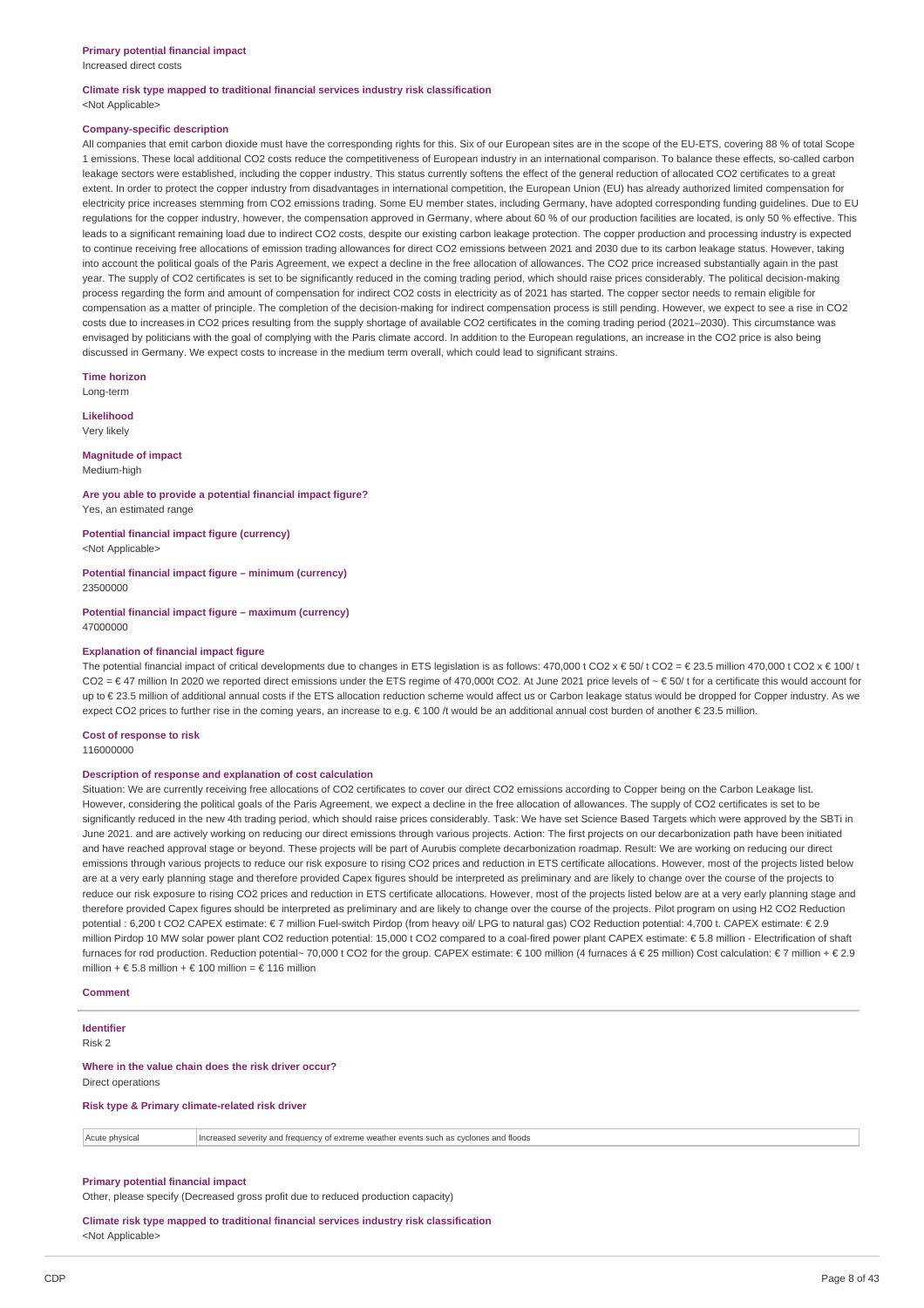**Primary potential financial impact**

Increased direct costs

**Climate risk type mapped to traditional financial services industry risk classification**

<Not Applicable>

**Company-specific description**

All companies that emit carbon dioxide must have the corresponding rights for this. Six of our European sites are in the scope of the EU-ETS, covering 88 % of total Scope 1 emissions. These local additional $CO_2$ costs reduce the competitiveness of European industry in an international comparison. To balance these effects, so-called carbon leakage sectors were established, including the copper industry. This status currently softens the effect of the general reduction of allocated $CO_2$ certificates to a great extent. In order to protect the copper industry from disadvantages in international competition, the European Union (EU) has already authorized limited compensation for electricity price increases stemming from $CO_2$ emissions trading. Some EU member states, including Germany, have adopted corresponding funding guidelines. Due to EU regulations for the copper industry, however, the compensation approved in Germany, where about 60 % of our production facilities are located, is only 50 % effective. This leads to a significant remaining load due to indirect $CO_2$ costs, despite our existing carbon leakage protection. The copper production and processing industry is expected to continue receiving free allocations of emission trading allowances for direct $CO_2$ emissions between 2021 and 2030 due to its carbon leakage status. However, taking into account the political goals of the Paris Agreement, we expect a decline in the free allocation of allowances. The $CO_2$ price increased substantially again in the past year. The supply of $CO_2$ certificates is set to be significantly reduced in the coming trading period, which should raise prices considerably. The political decision-making process regarding the form and amount of compensation for indirect $CO_2$ costs in electricity as of 2021 has started. The copper sector needs to remain eligible for compensation as a matter of principle. The completion of the decision-making for indirect compensation process is still pending. However, we expect to see a rise in $CO_2$ costs due to increases in $CO_2$ prices resulting from the supply shortage of available $CO_2$ certificates in the coming trading period (2021–2030). This circumstance was envisaged by politicians with the goal of complying with the Paris climate accord. In addition to the European regulations, an increase in the $CO_2$ price is also being discussed in Germany. We expect costs to increase in the medium term overall, which could lead to significant strains.

**Time horizon**

Long-term

**Likelihood**

Very likely

**Magnitude of impact**

Medium-high

**Are you able to provide a potential financial impact figure?**

Yes, an estimated range

**Potential financial impact figure (currency)**

<Not Applicable>

**Potential financial impact figure – minimum (currency)**

23500000

**Potential financial impact figure – maximum (currency)**

47000000

**Explanation of financial impact figure**

The potential financial impact of critical developments due to changes in ETS legislation is as follows: 470,000 t $CO_2$ x € 50/ t $CO_2$ = € 23.5 million 470,000 t $CO_2$ x € 100/ t $CO_2$ = € 47 million In 2020 we reported direct emissions under the ETS regime of 470,000t $CO_2$. At June 2021 price levels of ~ € 50/ t for a certificate this would account for up to € 23.5 million of additional annual costs if the ETS allocation reduction scheme would affect us or Carbon leakage status would be dropped for Copper industry. As we expect $CO_2$ prices to further rise in the coming years, an increase to e.g. € 100 /t would be an additional annual cost burden of another € 23.5 million.

**Cost of response to risk**

116000000

**Description of response and explanation of cost calculation**

Situation: We are currently receiving free allocations of $CO_2$ certificates to cover our direct $CO_2$ emissions according to Copper being on the Carbon Leakage list. However, considering the political goals of the Paris Agreement, we expect a decline in the free allocation of allowances. The supply of $CO_2$ certificates is set to be significantly reduced in the new 4th trading period, which should raise prices considerably. Task: We have set Science Based Targets which were approved by the SBTi in June 2021. and are actively working on reducing our direct emissions through various projects. Action: The first projects on our decarbonization path have been initiated and have reached approval stage or beyond. These projects will be part of Aurubis complete decarbonization roadmap. Result: We are working on reducing our direct emissions through various projects to reduce our risk exposure to rising $CO_2$ prices and reduction in ETS certificate allocations. However, most of the projects listed below are at a very early planning stage and therefore provided Capex figures should be interpreted as preliminary and are likely to change over the course of the projects to reduce our risk exposure to rising $CO_2$ prices and reduction in ETS certificate allocations. However, most of the projects listed below are at a very early planning stage and therefore provided Capex figures should be interpreted as preliminary and are likely to change over the course of the projects. Pilot program on using $H_2$ $CO_2$ Reduction potential : 6,200 t $CO_2$ CAPEX estimate: € 7 million Fuel-switch Pirdop (from heavy oil/ LPG to natural gas) $CO_2$ Reduction potential: 4,700 t. CAPEX estimate: € 2.9 million Pirdop 10 MW solar power plant $CO_2$ reduction potential: 15,000 t $CO_2$ compared to a coal-fired power plant CAPEX estimate: € 5.8 million - Electrification of shaft furnaces for rod production. Reduction potential~ 70,000 t $CO_2$ for the group. CAPEX estimate: € 100 million (4 furnaces á € 25 million) Cost calculation: € 7 million + € 2.9 million + € 5.8 million + € 100 million = € 116 million

**Comment**

**Identifier**

Risk 2

**Where in the value chain does the risk driver occur?**

Direct operations

**Risk type & Primary climate-related risk driver**

| Acute physical | Increased severity and frequency of extreme weather events such as cyclones and floods |
|---|---|

**Primary potential financial impact**

Other, please specify (Decreased gross profit due to reduced production capacity)

**Climate risk type mapped to traditional financial services industry risk classification**

<Not Applicable>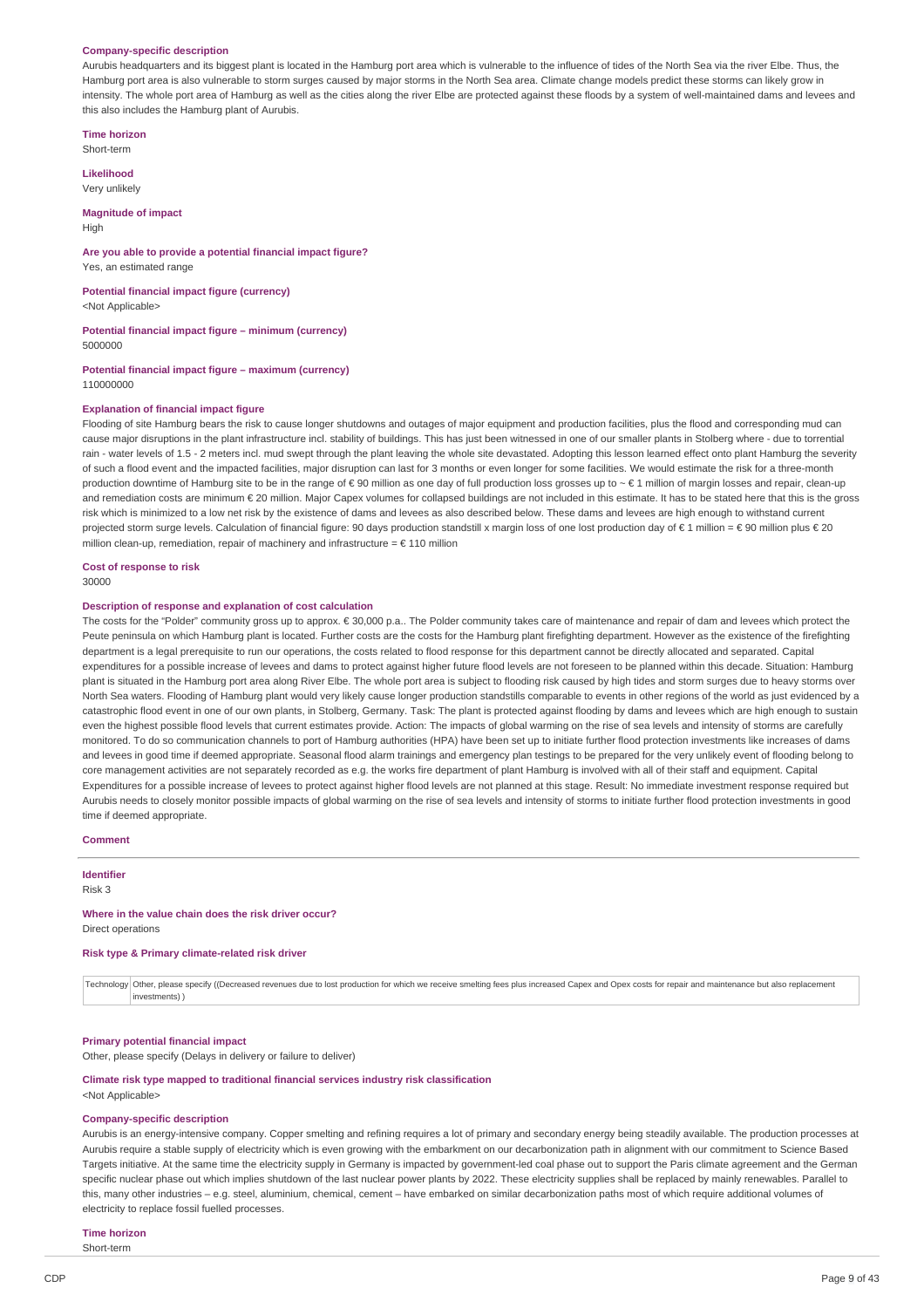**Company-specific description**

Aurubis headquarters and its biggest plant is located in the Hamburg port area which is vulnerable to the influence of tides of the North Sea via the river Elbe. Thus, the Hamburg port area is also vulnerable to storm surges caused by major storms in the North Sea area. Climate change models predict these storms can likely grow in intensity. The whole port area of Hamburg as well as the cities along the river Elbe are protected against these floods by a system of well-maintained dams and levees and this also includes the Hamburg plant of Aurubis.

**Time horizon**

Short-term

**Likelihood**

Very unlikely

**Magnitude of impact**

High

**Are you able to provide a potential financial impact figure?**

Yes, an estimated range

**Potential financial impact figure (currency)**

<Not Applicable>

**Potential financial impact figure – minimum (currency)**

5000000

**Potential financial impact figure – maximum (currency)**

110000000

**Explanation of financial impact figure**

Flooding of site Hamburg bears the risk to cause longer shutdowns and outages of major equipment and production facilities, plus the flood and corresponding mud can cause major disruptions in the plant infrastructure incl. stability of buildings. This has just been witnessed in one of our smaller plants in Stolberg where - due to torrential rain - water levels of 1.5 - 2 meters incl. mud swept through the plant leaving the whole site devastated. Adopting this lesson learned effect onto plant Hamburg the severity of such a flood event and the impacted facilities, major disruption can last for 3 months or even longer for some facilities. We would estimate the risk for a three-month production downtime of Hamburg site to be in the range of € 90 million as one day of full production loss grosses up to ~ € 1 million of margin losses and repair, clean-up and remediation costs are minimum € 20 million. Major Capex volumes for collapsed buildings are not included in this estimate. It has to be stated here that this is the gross risk which is minimized to a low net risk by the existence of dams and levees as also described below. These dams and levees are high enough to withstand current projected storm surge levels. Calculation of financial figure: 90 days production standstill x margin loss of one lost production day of € 1 million = € 90 million plus € 20 million clean-up, remediation, repair of machinery and infrastructure = € 110 million

**Cost of response to risk**

30000

**Description of response and explanation of cost calculation**

The costs for the "Polder" community gross up to approx. € 30,000 p.a.. The Polder community takes care of maintenance and repair of dam and levees which protect the Peute peninsula on which Hamburg plant is located. Further costs are the costs for the Hamburg plant firefighting department. However as the existence of the firefighting department is a legal prerequisite to run our operations, the costs related to flood response for this department cannot be directly allocated and separated. Capital expenditures for a possible increase of levees and dams to protect against higher future flood levels are not foreseen to be planned within this decade. Situation: Hamburg plant is situated in the Hamburg port area along River Elbe. The whole port area is subject to flooding risk caused by high tides and storm surges due to heavy storms over North Sea waters. Flooding of Hamburg plant would very likely cause longer production standstills comparable to events in other regions of the world as just evidenced by a catastrophic flood event in one of our own plants, in Stolberg, Germany. Task: The plant is protected against flooding by dams and levees which are high enough to sustain even the highest possible flood levels that current estimates provide. Action: The impacts of global warming on the rise of sea levels and intensity of storms are carefully monitored. To do so communication channels to port of Hamburg authorities (HPA) have been set up to initiate further flood protection investments like increases of dams and levees in good time if deemed appropriate. Seasonal flood alarm trainings and emergency plan testings to be prepared for the very unlikely event of flooding belong to core management activities are not separately recorded as e.g. the works fire department of plant Hamburg is involved with all of their staff and equipment. Capital Expenditures for a possible increase of levees to protect against higher flood levels are not planned at this stage. Result: No immediate investment response required but Aurubis needs to closely monitor possible impacts of global warming on the rise of sea levels and intensity of storms to initiate further flood protection investments in good time if deemed appropriate.

**Comment**

**Identifier**

Risk 3

**Where in the value chain does the risk driver occur?**

Direct operations

**Risk type & Primary climate-related risk driver**

| Technology | Other, please specify ((Decreased revenues due to lost production for which we receive smelting fees plus increased Capex and Opex costs for repair and maintenance but also replacement investments) ) |
|---|---|

**Primary potential financial impact**

Other, please specify (Delays in delivery or failure to deliver)

**Climate risk type mapped to traditional financial services industry risk classification**

<Not Applicable>

**Company-specific description**

Aurubis is an energy-intensive company. Copper smelting and refining requires a lot of primary and secondary energy being steadily available. The production processes at Aurubis require a stable supply of electricity which is even growing with the embarkment on our decarbonization path in alignment with our commitment to Science Based Targets initiative. At the same time the electricity supply in Germany is impacted by government-led coal phase out to support the Paris climate agreement and the German specific nuclear phase out which implies shutdown of the last nuclear power plants by 2022. These electricity supplies shall be replaced by mainly renewables. Parallel to this, many other industries – e.g. steel, aluminium, chemical, cement – have embarked on similar decarbonization paths most of which require additional volumes of electricity to replace fossil fuelled processes.

**Time horizon**

Short-term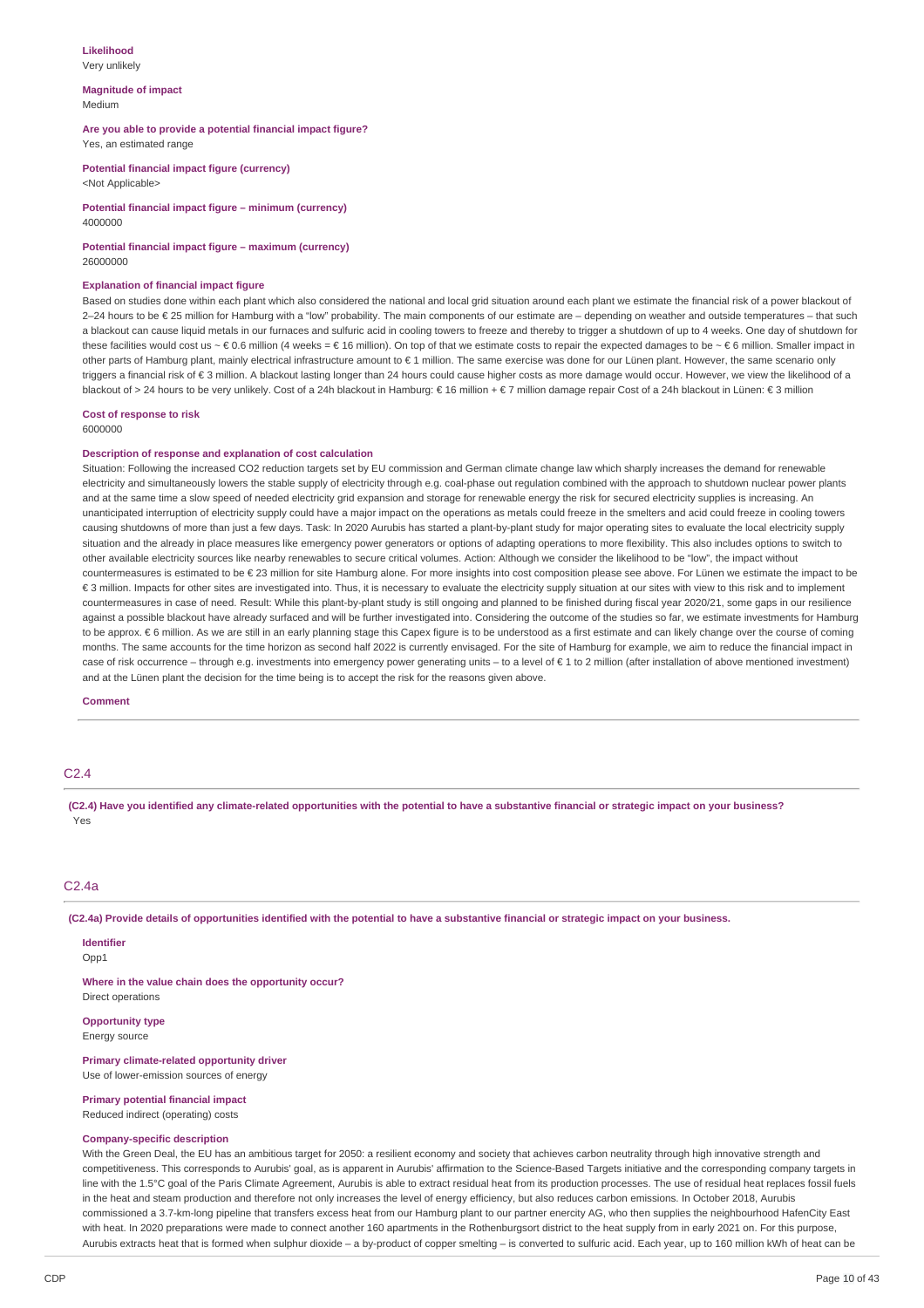**Likelihood**
Very unlikely

**Magnitude of impact**
Medium

**Are you able to provide a potential financial impact figure?**
Yes, an estimated range

**Potential financial impact figure (currency)**
<Not Applicable>

**Potential financial impact figure – minimum (currency)**
4000000

**Potential financial impact figure – maximum (currency)**
26000000

**Explanation of financial impact figure**
Based on studies done within each plant which also considered the national and local grid situation around each plant we estimate the financial risk of a power blackout of 2–24 hours to be € 25 million for Hamburg with a "low" probability. The main components of our estimate are – depending on weather and outside temperatures – that such a blackout can cause liquid metals in our furnaces and sulfuric acid in cooling towers to freeze and thereby to trigger a shutdown of up to 4 weeks. One day of shutdown for these facilities would cost us ~ € 0.6 million (4 weeks = € 16 million). On top of that we estimate costs to repair the expected damages to be ~ € 6 million. Smaller impact in other parts of Hamburg plant, mainly electrical infrastructure amount to € 1 million. The same exercise was done for our Lünen plant. However, the same scenario only triggers a financial risk of € 3 million. A blackout lasting longer than 24 hours could cause higher costs as more damage would occur. However, we view the likelihood of a blackout of > 24 hours to be very unlikely. Cost of a 24h blackout in Hamburg: € 16 million + € 7 million damage repair Cost of a 24h blackout in Lünen: € 3 million

**Cost of response to risk**
6000000

**Description of response and explanation of cost calculation**
Situation: Following the increased CO2 reduction targets set by EU commission and German climate change law which sharply increases the demand for renewable electricity and simultaneously lowers the stable supply of electricity through e.g. coal-phase out regulation combined with the approach to shutdown nuclear power plants and at the same time a slow speed of needed electricity grid expansion and storage for renewable energy the risk for secured electricity supplies is increasing. An unanticipated interruption of electricity supply could have a major impact on the operations as metals could freeze in the smelters and acid could freeze in cooling towers causing shutdowns of more than just a few days. Task: In 2020 Aurubis has started a plant-by-plant study for major operating sites to evaluate the local electricity supply situation and the already in place measures like emergency power generators or options of adapting operations to more flexibility. This also includes options to switch to other available electricity sources like nearby renewables to secure critical volumes. Action: Although we consider the likelihood to be "low", the impact without countermeasures is estimated to be € 23 million for site Hamburg alone. For more insights into cost composition please see above. For Lünen we estimate the impact to be € 3 million. Impacts for other sites are investigated into. Thus, it is necessary to evaluate the electricity supply situation at our sites with view to this risk and to implement countermeasures in case of need. Result: While this plant-by-plant study is still ongoing and planned to be finished during fiscal year 2020/21, some gaps in our resilience against a possible blackout have already surfaced and will be further investigated into. Considering the outcome of the studies so far, we estimate investments for Hamburg to be approx. € 6 million. As we are still in an early planning stage this Capex figure is to be understood as a first estimate and can likely change over the course of coming months. The same accounts for the time horizon as second half 2022 is currently envisaged. For the site of Hamburg for example, we aim to reduce the financial impact in case of risk occurrence – through e.g. investments into emergency power generating units – to a level of € 1 to 2 million (after installation of above mentioned investment) and at the Lünen plant the decision for the time being is to accept the risk for the reasons given above.

**Comment**

## C2.4

**(C2.4) Have you identified any climate-related opportunities with the potential to have a substantive financial or strategic impact on your business?**
Yes

## C2.4a

**(C2.4a) Provide details of opportunities identified with the potential to have a substantive financial or strategic impact on your business.**

**Identifier**
Opp1

**Where in the value chain does the opportunity occur?**
Direct operations

**Opportunity type**
Energy source

**Primary climate-related opportunity driver**
Use of lower-emission sources of energy

**Primary potential financial impact**
Reduced indirect (operating) costs

**Company-specific description**
With the Green Deal, the EU has an ambitious target for 2050: a resilient economy and society that achieves carbon neutrality through high innovative strength and competitiveness. This corresponds to Aurubis' goal, as is apparent in Aurubis' affirmation to the Science-Based Targets initiative and the corresponding company targets in line with the 1.5°C goal of the Paris Climate Agreement, Aurubis is able to extract residual heat from its production processes. The use of residual heat replaces fossil fuels in the heat and steam production and therefore not only increases the level of energy efficiency, but also reduces carbon emissions. In October 2018, Aurubis commissioned a 3.7-km-long pipeline that transfers excess heat from our Hamburg plant to our partner enercity AG, who then supplies the neighbourhood HafenCity East with heat. In 2020 preparations were made to connect another 160 apartments in the Rothenburgsort district to the heat supply from in early 2021 on. For this purpose, Aurubis extracts heat that is formed when sulphur dioxide – a by-product of copper smelting – is converted to sulfuric acid. Each year, up to 160 million kWh of heat can be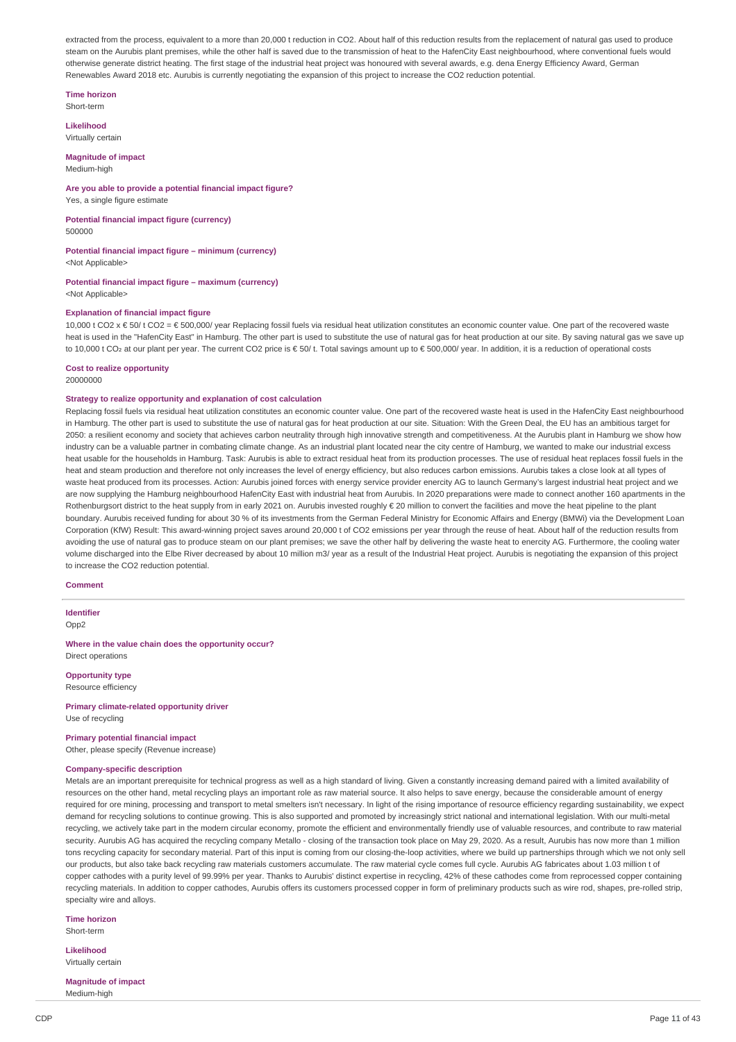extracted from the process, equivalent to a more than 20,000 t reduction in CO2. About half of this reduction results from the replacement of natural gas used to produce steam on the Aurubis plant premises, while the other half is saved due to the transmission of heat to the HafenCity East neighbourhood, where conventional fuels would otherwise generate district heating. The first stage of the industrial heat project was honoured with several awards, e.g. dena Energy Efficiency Award, German Renewables Award 2018 etc. Aurubis is currently negotiating the expansion of this project to increase the CO2 reduction potential.

**Time horizon**
Short-term

**Likelihood**
Virtually certain

**Magnitude of impact**
Medium-high

**Are you able to provide a potential financial impact figure?**
Yes, a single figure estimate

**Potential financial impact figure (currency)**
500000

**Potential financial impact figure – minimum (currency)**
<Not Applicable>

**Potential financial impact figure – maximum (currency)**
<Not Applicable>

**Explanation of financial impact figure**
10,000 t CO2 x € 50/ t CO2 = € 500,000/ year Replacing fossil fuels via residual heat utilization constitutes an economic counter value. One part of the recovered waste heat is used in the "HafenCity East" in Hamburg. The other part is used to substitute the use of natural gas for heat production at our site. By saving natural gas we save up to 10,000 t $CO_2$ at our plant per year. The current CO2 price is € 50/ t. Total savings amount up to € 500,000/ year. In addition, it is a reduction of operational costs

**Cost to realize opportunity**
20000000

**Strategy to realize opportunity and explanation of cost calculation**
Replacing fossil fuels via residual heat utilization constitutes an economic counter value. One part of the recovered waste heat is used in the HafenCity East neighbourhood in Hamburg. The other part is used to substitute the use of natural gas for heat production at our site. Situation: With the Green Deal, the EU has an ambitious target for 2050: a resilient economy and society that achieves carbon neutrality through high innovative strength and competitiveness. At the Aurubis plant in Hamburg we show how industry can be a valuable partner in combating climate change. As an industrial plant located near the city centre of Hamburg, we wanted to make our industrial excess heat usable for the households in Hamburg. Task: Aurubis is able to extract residual heat from its production processes. The use of residual heat replaces fossil fuels in the heat and steam production and therefore not only increases the level of energy efficiency, but also reduces carbon emissions. Aurubis takes a close look at all types of waste heat produced from its processes. Action: Aurubis joined forces with energy service provider enercity AG to launch Germany's largest industrial heat project and we are now supplying the Hamburg neighbourhood HafenCity East with industrial heat from Aurubis. In 2020 preparations were made to connect another 160 apartments in the Rothenburgsort district to the heat supply from in early 2021 on. Aurubis invested roughly € 20 million to convert the facilities and move the heat pipeline to the plant boundary. Aurubis received funding for about 30 % of its investments from the German Federal Ministry for Economic Affairs and Energy (BMWi) via the Development Loan Corporation (KfW) Result: This award-winning project saves around 20,000 t of CO2 emissions per year through the reuse of heat. About half of the reduction results from avoiding the use of natural gas to produce steam on our plant premises; we save the other half by delivering the waste heat to enercity AG. Furthermore, the cooling water volume discharged into the Elbe River decreased by about 10 million m3/ year as a result of the Industrial Heat project. Aurubis is negotiating the expansion of this project to increase the CO2 reduction potential.

**Comment**

---

**Identifier**
Opp2

**Where in the value chain does the opportunity occur?**
Direct operations

**Opportunity type**
Resource efficiency

**Primary climate-related opportunity driver**
Use of recycling

**Primary potential financial impact**
Other, please specify (Revenue increase)

**Company-specific description**
Metals are an important prerequisite for technical progress as well as a high standard of living. Given a constantly increasing demand paired with a limited availability of resources on the other hand, metal recycling plays an important role as raw material source. It also helps to save energy, because the considerable amount of energy required for ore mining, processing and transport to metal smelters isn't necessary. In light of the rising importance of resource efficiency regarding sustainability, we expect demand for recycling solutions to continue growing. This is also supported and promoted by increasingly strict national and international legislation. With our multi-metal recycling, we actively take part in the modern circular economy, promote the efficient and environmentally friendly use of valuable resources, and contribute to raw material security. Aurubis AG has acquired the recycling company Metallo - closing of the transaction took place on May 29, 2020. As a result, Aurubis has now more than 1 million tons recycling capacity for secondary material. Part of this input is coming from our closing-the-loop activities, where we build up partnerships through which we not only sell our products, but also take back recycling raw materials customers accumulate. The raw material cycle comes full cycle. Aurubis AG fabricates about 1.03 million t of copper cathodes with a purity level of 99.99% per year. Thanks to Aurubis' distinct expertise in recycling, 42% of these cathodes come from reprocessed copper containing recycling materials. In addition to copper cathodes, Aurubis offers its customers processed copper in form of preliminary products such as wire rod, shapes, pre-rolled strip, specialty wire and alloys.

**Time horizon**
Short-term

**Likelihood**
Virtually certain

**Magnitude of impact**
Medium-high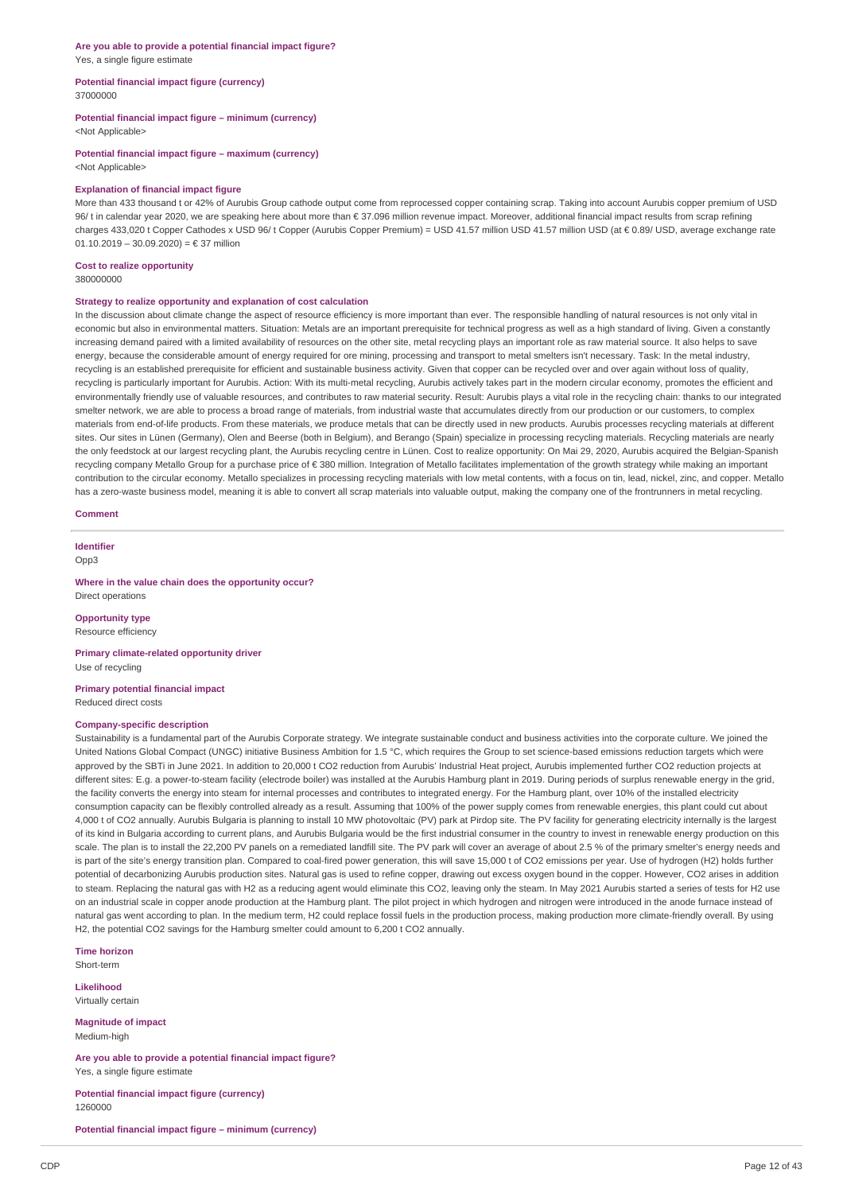**Are you able to provide a potential financial impact figure?**
Yes, a single figure estimate

**Potential financial impact figure (currency)**
37000000

**Potential financial impact figure – minimum (currency)**
<Not Applicable>

**Potential financial impact figure – maximum (currency)**
<Not Applicable>

**Explanation of financial impact figure**
More than 433 thousand t or 42% of Aurubis Group cathode output come from reprocessed copper containing scrap. Taking into account Aurubis copper premium of USD 96/ t in calendar year 2020, we are speaking here about more than € 37.096 million revenue impact. Moreover, additional financial impact results from scrap refining charges 433,020 t Copper Cathodes x USD 96/ t Copper (Aurubis Copper Premium) = USD 41.57 million USD 41.57 million USD (at € 0.89/ USD, average exchange rate 01.10.2019 – 30.09.2020) = € 37 million

**Cost to realize opportunity**
380000000

**Strategy to realize opportunity and explanation of cost calculation**
In the discussion about climate change the aspect of resource efficiency is more important than ever. The responsible handling of natural resources is not only vital in economic but also in environmental matters. Situation: Metals are an important prerequisite for technical progress as well as a high standard of living. Given a constantly increasing demand paired with a limited availability of resources on the other site, metal recycling plays an important role as raw material source. It also helps to save energy, because the considerable amount of energy required for ore mining, processing and transport to metal smelters isn't necessary. Task: In the metal industry, recycling is an established prerequisite for efficient and sustainable business activity. Given that copper can be recycled over and over again without loss of quality, recycling is particularly important for Aurubis. Action: With its multi-metal recycling, Aurubis actively takes part in the modern circular economy, promotes the efficient and environmentally friendly use of valuable resources, and contributes to raw material security. Result: Aurubis plays a vital role in the recycling chain: thanks to our integrated smelter network, we are able to process a broad range of materials, from industrial waste that accumulates directly from our production or our customers, to complex materials from end-of-life products. From these materials, we produce metals that can be directly used in new products. Aurubis processes recycling materials at different sites. Our sites in Lünen (Germany), Olen and Beerse (both in Belgium), and Berango (Spain) specialize in processing recycling materials. Recycling materials are nearly the only feedstock at our largest recycling plant, the Aurubis recycling centre in Lünen. Cost to realize opportunity: On Mai 29, 2020, Aurubis acquired the Belgian-Spanish recycling company Metallo Group for a purchase price of € 380 million. Integration of Metallo facilitates implementation of the growth strategy while making an important contribution to the circular economy. Metallo specializes in processing recycling materials with low metal contents, with a focus on tin, lead, nickel, zinc, and copper. Metallo has a zero-waste business model, meaning it is able to convert all scrap materials into valuable output, making the company one of the frontrunners in metal recycling.

**Comment**

---

**Identifier**
Opp3

**Where in the value chain does the opportunity occur?**
Direct operations

**Opportunity type**
Resource efficiency

**Primary climate-related opportunity driver**
Use of recycling

**Primary potential financial impact**
Reduced direct costs

**Company-specific description**
Sustainability is a fundamental part of the Aurubis Corporate strategy. We integrate sustainable conduct and business activities into the corporate culture. We joined the United Nations Global Compact (UNGC) initiative Business Ambition for 1.5 °C, which requires the Group to set science-based emissions reduction targets which were approved by the SBTi in June 2021. In addition to 20,000 t $CO_2$ reduction from Aurubis' Industrial Heat project, Aurubis implemented further $CO_2$ reduction projects at different sites: E.g. a power-to-steam facility (electrode boiler) was installed at the Aurubis Hamburg plant in 2019. During periods of surplus renewable energy in the grid, the facility converts the energy into steam for internal processes and contributes to integrated energy. For the Hamburg plant, over 10% of the installed electricity consumption capacity can be flexibly controlled already as a result. Assuming that 100% of the power supply comes from renewable energies, this plant could cut about 4,000 t of $CO_2$ annually. Aurubis Bulgaria is planning to install 10 MW photovoltaic (PV) park at Pirdop site. The PV facility for generating electricity internally is the largest of its kind in Bulgaria according to current plans, and Aurubis Bulgaria would be the first industrial consumer in the country to invest in renewable energy production on this scale. The plan is to install the 22,200 PV panels on a remediated landfill site. The PV park will cover an average of about 2.5 % of the primary smelter's energy needs and is part of the site's energy transition plan. Compared to coal-fired power generation, this will save 15,000 t of $CO_2$ emissions per year. Use of hydrogen ($H_2$) holds further potential of decarbonizing Aurubis production sites. Natural gas is used to refine copper, drawing out excess oxygen bound in the copper. However, $CO_2$ arises in addition to steam. Replacing the natural gas with $H_2$ as a reducing agent would eliminate this $CO_2$, leaving only the steam. In May 2021 Aurubis started a series of tests for $H_2$ use on an industrial scale in copper anode production at the Hamburg plant. The pilot project in which hydrogen and nitrogen were introduced in the anode furnace instead of natural gas went according to plan. In the medium term, $H_2$ could replace fossil fuels in the production process, making production more climate-friendly overall. By using $H_2$, the potential $CO_2$ savings for the Hamburg smelter could amount to 6,200 t $CO_2$ annually.

**Time horizon**
Short-term

**Likelihood**
Virtually certain

**Magnitude of impact**
Medium-high

**Are you able to provide a potential financial impact figure?**
Yes, a single figure estimate

**Potential financial impact figure (currency)**
1260000

**Potential financial impact figure – minimum (currency)**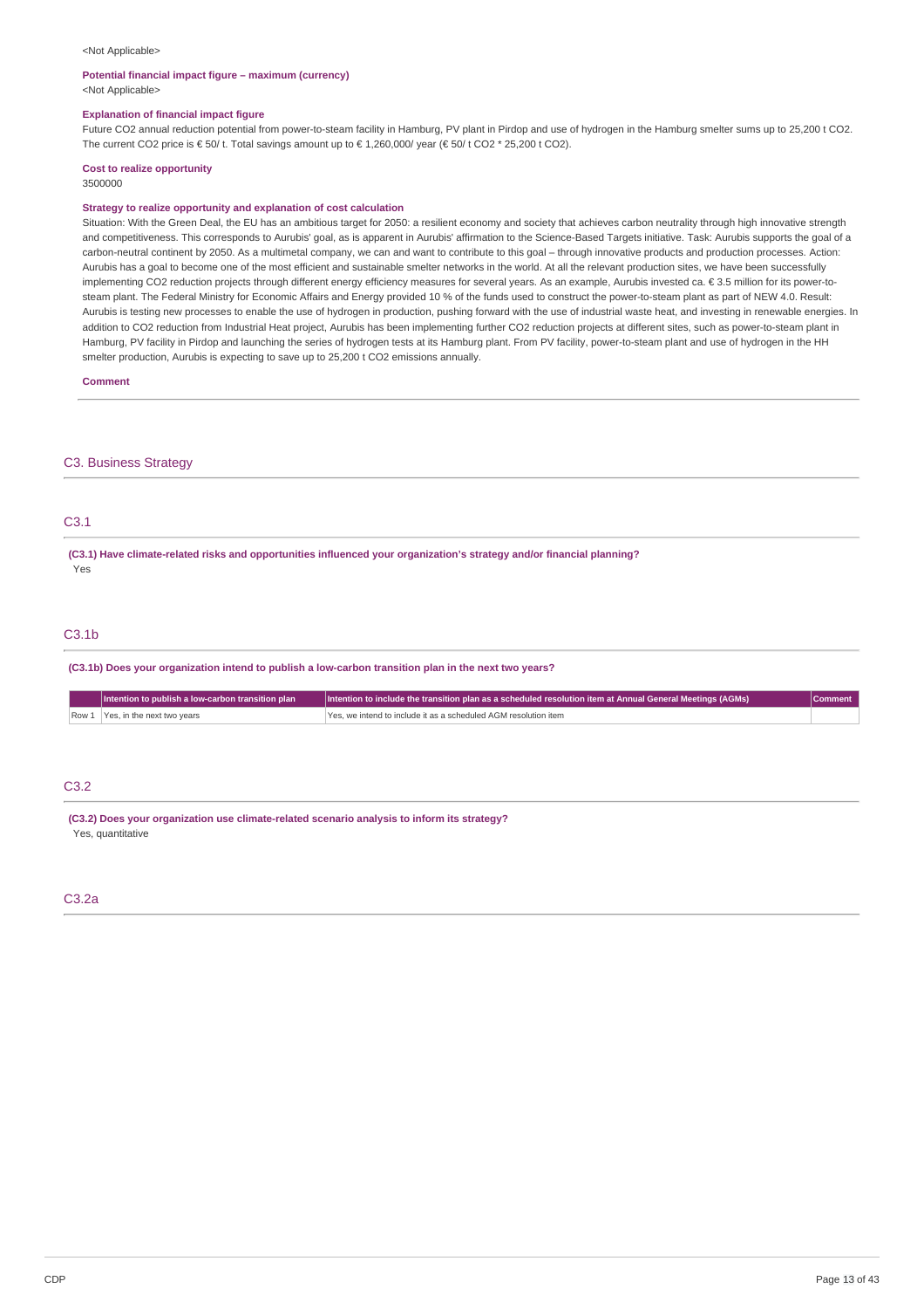<Not Applicable>

**Potential financial impact figure – maximum (currency)**
<Not Applicable>

**Explanation of financial impact figure**
Future $CO_2$ annual reduction potential from power-to-steam facility in Hamburg, PV plant in Pirdop and use of hydrogen in the Hamburg smelter sums up to 25,200 t $CO_2$. The current $CO_2$ price is € 50/ t. Total savings amount up to € 1,260,000/ year (€ 50/ t $CO_2$ * 25,200 t $CO_2$).

**Cost to realize opportunity**
3500000

**Strategy to realize opportunity and explanation of cost calculation**
Situation: With the Green Deal, the EU has an ambitious target for 2050: a resilient economy and society that achieves carbon neutrality through high innovative strength and competitiveness. This corresponds to Aurubis' goal, as is apparent in Aurubis' affirmation to the Science-Based Targets initiative. Task: Aurubis supports the goal of a carbon-neutral continent by 2050. As a multimetal company, we can and want to contribute to this goal – through innovative products and production processes. Action: Aurubis has a goal to become one of the most efficient and sustainable smelter networks in the world. At all the relevant production sites, we have been successfully implementing $CO_2$ reduction projects through different energy efficiency measures for several years. As an example, Aurubis invested ca. € 3.5 million for its power-to-steam plant. The Federal Ministry for Economic Affairs and Energy provided 10 % of the funds used to construct the power-to-steam plant as part of NEW 4.0. Result: Aurubis is testing new processes to enable the use of hydrogen in production, pushing forward with the use of industrial waste heat, and investing in renewable energies. In addition to $CO_2$ reduction from Industrial Heat project, Aurubis has been implementing further $CO_2$ reduction projects at different sites, such as power-to-steam plant in Hamburg, PV facility in Pirdop and launching the series of hydrogen tests at its Hamburg plant. From PV facility, power-to-steam plant and use of hydrogen in the HH smelter production, Aurubis is expecting to save up to 25,200 t $CO_2$ emissions annually.

**Comment**

## C3. Business Strategy

### C3.1

**(C3.1) Have climate-related risks and opportunities influenced your organization's strategy and/or financial planning?**
Yes

### C3.1b

**(C3.1b) Does your organization intend to publish a low-carbon transition plan in the next two years?**

| | Intention to publish a low-carbon transition plan | Intention to include the transition plan as a scheduled resolution item at Annual General Meetings (AGMs) | Comment |
|---|---|---|---|
| Row 1 | Yes, in the next two years | Yes, we intend to include it as a scheduled AGM resolution item | |

### C3.2

**(C3.2) Does your organization use climate-related scenario analysis to inform its strategy?**
Yes, quantitative

### C3.2a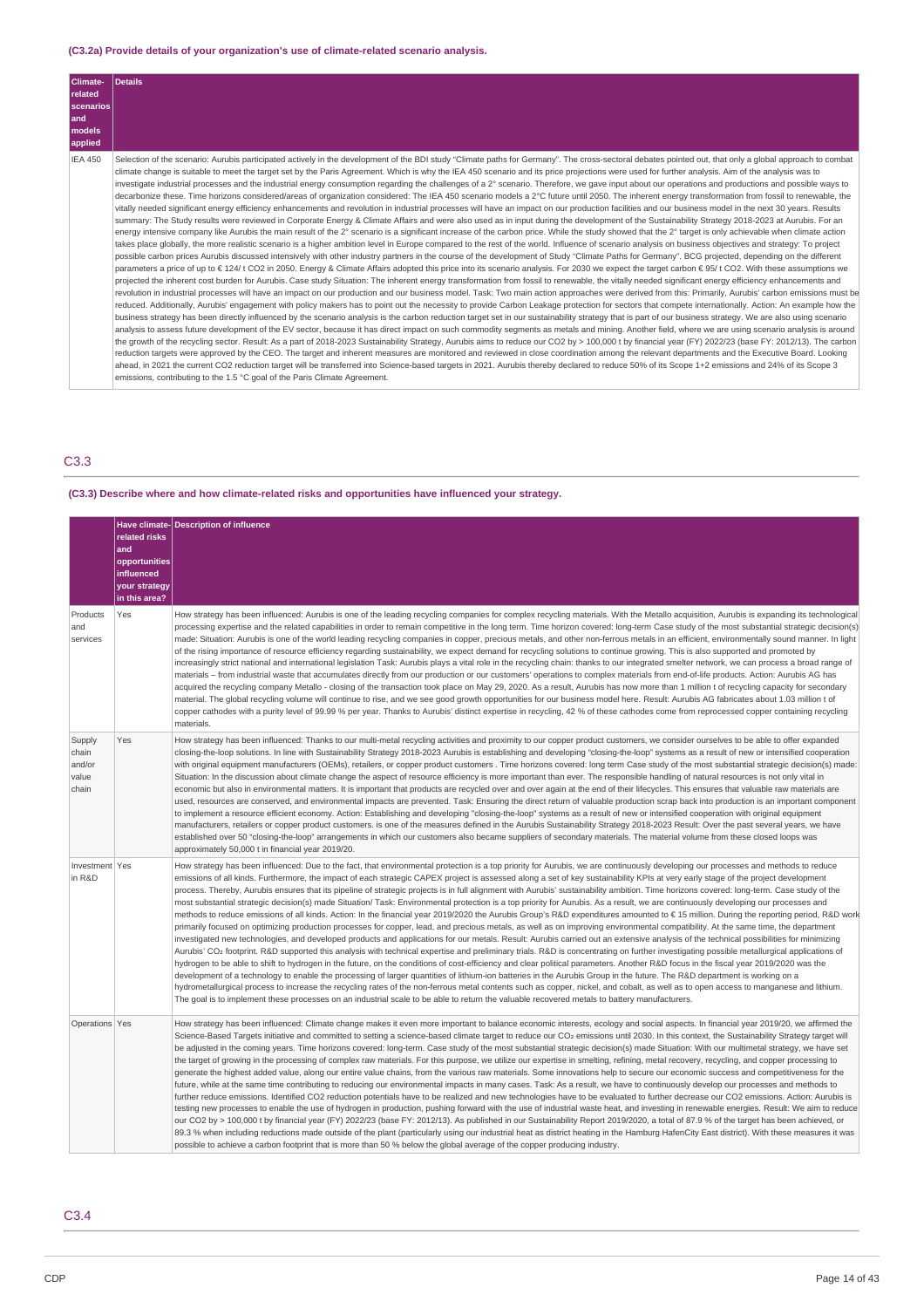**(C3.2a) Provide details of your organization's use of climate-related scenario analysis.**

| Climate-related scenarios and models applied | Details |
|---|---|
| IEA 450 | Selection of the scenario: Aurubis participated actively in the development of the BDI study "Climate paths for Germany". The cross-sectoral debates pointed out, that only a global approach to combat climate change is suitable to meet the target set by the Paris Agreement. Which is why the IEA 450 scenario and its price projections were used for further analysis. Aim of the analysis was to investigate industrial processes and the industrial energy consumption regarding the challenges of a 2° scenario. Therefore, we gave input about our operations and productions and possible ways to decarbonize these. Time horizons considered/areas of organization considered: The IEA 450 scenario models a 2°C future until 2050. The inherent energy transformation from fossil to renewable, the vitally needed significant energy efficiency enhancements and revolution in industrial processes will have an impact on our production facilities and our business model in the next 30 years. Results summary: The Study results were reviewed in Corporate Energy & Climate Affairs and were also used as in input during the development of the Sustainability Strategy 2018-2023 at Aurubis. For an energy intensive company like Aurubis the main result of the 2° scenario is a significant increase of the carbon price. While the study showed that the 2° target is only achievable when climate action takes place globally, the more realistic scenario is a higher ambition level in Europe compared to the rest of the world. Influence of scenario analysis on business objectives and strategy: To project possible carbon prices Aurubis discussed intensively with other industry partners in the course of the development of Study "Climate Paths for Germany". BCG projected, depending on the different parameters a price of up to € 124/ t CO2 in 2050. Energy & Climate Affairs adopted this price into its scenario analysis. For 2030 we expect the target carbon € 95/ t CO2. With these assumptions we projected the inherent cost burden for Aurubis. Case study Situation: The inherent energy transformation from fossil to renewable, the vitally needed significant energy efficiency enhancements and revolution in industrial processes will have an impact on our production and our business model. Task: Two main action approaches were derived from this: Primarily, Aurubis' carbon emissions must be reduced. Additionally, Aurubis' engagement with policy makers has to point out the necessity to provide Carbon Leakage protection for sectors that compete internationally. Action: An example how the business strategy has been directly influenced by the scenario analysis is the carbon reduction target set in our sustainability strategy that is part of our business strategy. We are also using scenario analysis to assess future development of the EV sector, because it has direct impact on such commodity segments as metals and mining. Another field, where we are using scenario analysis is around the growth of the recycling sector. Result: As a part of 2018-2023 Sustainability Strategy, Aurubis aims to reduce our CO2 by > 100,000 t by financial year (FY) 2022/23 (base FY: 2012/13). The carbon reduction targets were approved by the CEO. The target and inherent measures are monitored and reviewed in close coordination among the relevant departments and the Executive Board. Looking ahead, in 2021 the current CO2 reduction target will be transferred into Science-based targets in 2021. Aurubis thereby declared to reduce 50% of its Scope 1+2 emissions and 24% of its Scope 3 emissions, contributing to the 1.5 °C goal of the Paris Climate Agreement. |

## C3.3

**(C3.3) Describe where and how climate-related risks and opportunities have influenced your strategy.**

| | Have climate-related risks and opportunities influenced your strategy in this area? | Description of influence |
|---|---|---|
| Products and services | Yes | How strategy has been influenced: Aurubis is one of the leading recycling companies for complex recycling materials. With the Metallo acquisition, Aurubis is expanding its technological processing expertise and the related capabilities in order to remain competitive in the long term. Time horizon covered: long-term Case study of the most substantial strategic decision(s) made: Situation: Aurubis is one of the world leading recycling companies in copper, precious metals, and other non-ferrous metals in an efficient, environmentally sound manner. In light of the rising importance of resource efficiency regarding sustainability, we expect demand for recycling solutions to continue growing. This is also supported and promoted by increasingly strict national and international legislation Task: Aurubis plays a vital role in the recycling chain: thanks to our integrated smelter network, we can process a broad range of materials – from industrial waste that accumulates directly from our production or our customers' operations to complex materials from end-of-life products. Action: Aurubis AG has acquired the recycling company Metallo - closing of the transaction took place on May 29, 2020. As a result, Aurubis has now more than 1 million t of recycling capacity for secondary material. The global recycling volume will continue to rise, and we see good growth opportunities for our business model here. Result: Aurubis AG fabricates about 1.03 million t of copper cathodes with a purity level of 99.99 % per year. Thanks to Aurubis' distinct expertise in recycling, 42 % of these cathodes come from reprocessed copper containing recycling materials. |
| Supply chain and/or value chain | Yes | How strategy has been influenced: Thanks to our multi-metal recycling activities and proximity to our copper product customers, we consider ourselves to be able to offer expanded closing-the-loop solutions. In line with Sustainability Strategy 2018-2023 Aurubis is establishing and developing "closing-the-loop" systems as a result of new or intensified cooperation with original equipment manufacturers (OEMs), retailers, or copper product customers . Time horizons covered: long term Case study of the most substantial strategic decision(s) made: Situation: In the discussion about climate change the aspect of resource efficiency is more important than ever. The responsible handling of natural resources is not only vital in economic but also in environmental matters. It is important that products are recycled over and over again at the end of their lifecycles. This ensures that valuable raw materials are used, resources are conserved, and environmental impacts are prevented. Task: Ensuring the direct return of valuable production scrap back into production is an important component to implement a resource efficient economy. Action: Establishing and developing "closing-the-loop" systems as a result of new or intensified cooperation with original equipment manufacturers, retailers or copper product customers. is one of the measures defined in the Aurubis Sustainability Strategy 2018-2023 Result: Over the past several years, we have established over 50 "closing-the-loop" arrangements in which our customers also became suppliers of secondary materials. The material volume from these closed loops was approximately 50,000 t in financial year 2019/20. |
| Investment in R&D | Yes | How strategy has been influenced: Due to the fact, that environmental protection is a top priority for Aurubis, we are continuously developing our processes and methods to reduce emissions of all kinds. Furthermore, the impact of each strategic CAPEX project is assessed along a set of key sustainability KPIs at very early stage of the project development process. Thereby, Aurubis ensures that its pipeline of strategic projects is in full alignment with Aurubis' sustainability ambition. Time horizons covered: long-term. Case study of the most substantial strategic decision(s) made Situation/ Task: Environmental protection is a top priority for Aurubis. As a result, we are continuously developing our processes and methods to reduce emissions of all kinds. Action: In the financial year 2019/2020 the Aurubis Group's R&D expenditures amounted to € 15 million. During the reporting period, R&D work primarily focused on optimizing production processes for copper, lead, and precious metals, as well as on improving environmental compatibility. At the same time, the department investigated new technologies, and developed products and applications for our metals. Result: Aurubis carried out an extensive analysis of the technical possibilities for minimizing Aurubis' $CO_2$ footprint. R&D supported this analysis with technical expertise and preliminary trials. R&D is concentrating on further investigating possible metallurgical applications of hydrogen to be able to shift to hydrogen in the future, on the conditions of cost-efficiency and clear political parameters. Another R&D focus in the fiscal year 2019/2020 was the development of a technology to enable the processing of larger quantities of lithium-ion batteries in the Aurubis Group in the future. The R&D department is working on a hydrometallurgical process to increase the recycling rates of the non-ferrous metal contents such as copper, nickel, and cobalt, as well as to open access to manganese and lithium. The goal is to implement these processes on an industrial scale to be able to return the valuable recovered metals to battery manufacturers. |
| Operations | Yes | How strategy has been influenced: Climate change makes it even more important to balance economic interests, ecology and social aspects. In financial year 2019/20, we affirmed the Science-Based Targets initiative and committed to setting a science-based climate target to reduce our $CO_2$ emissions until 2030. In this context, the Sustainability Strategy target will be adjusted in the coming years. Time horizons covered: long-term. Case study of the most substantial strategic decision(s) made Situation: With our multimetal strategy, we have set the target of growing in the processing of complex raw materials. For this purpose, we utilize our expertise in smelting, refining, metal recovery, recycling, and copper processing to generate the highest added value, along our entire value chains, from the various raw materials. Some innovations help to secure our economic success and competitiveness for the future, while at the same time contributing to reducing our environmental impacts in many cases. Task: As a result, we have to continuously develop our processes and methods to further reduce emissions. Identified CO2 reduction potentials have to be realized and new technologies have to be evaluated to further decrease our CO2 emissions. Action: Aurubis is testing new processes to enable the use of hydrogen in production, pushing forward with the use of industrial waste heat, and investing in renewable energies. Result: We aim to reduce our CO2 by > 100,000 t by financial year (FY) 2022/23 (base FY: 2012/13). As published in our Sustainability Report 2019/2020, a total of 87.9 % of the target has been achieved, or 89.3 % when including reductions made outside of the plant (particularly using our industrial heat as district heating in the Hamburg HafenCity East district). With these measures it was possible to achieve a carbon footprint that is more than 50 % below the global average of the copper producing industry. |

## C3.4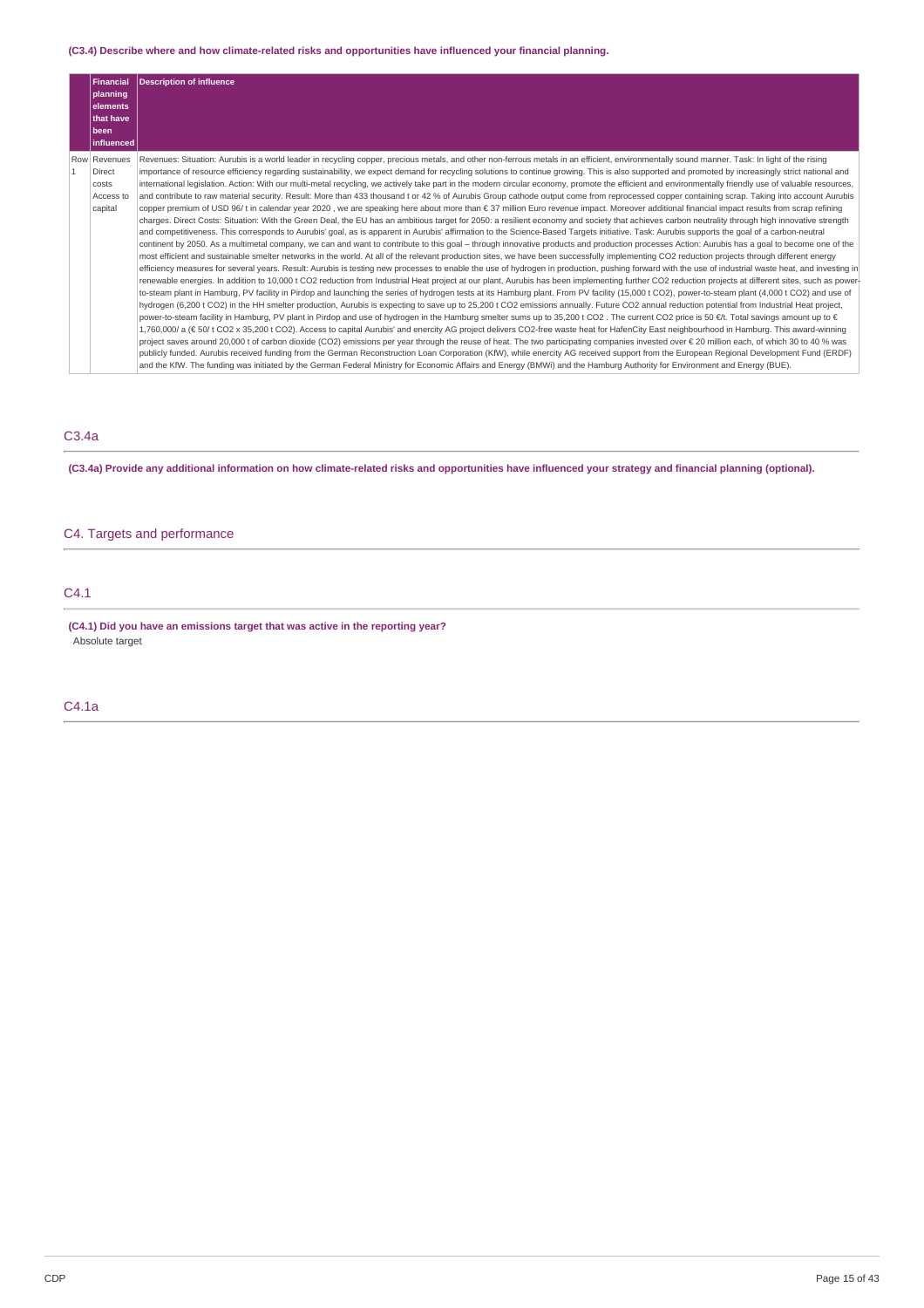**(C3.4) Describe where and how climate-related risks and opportunities have influenced your financial planning.**

| | Financial planning elements that have been influenced | Description of influence |
|---|---|---|
| Row 1 | Revenues<br>Direct costs<br>Access to capital | Revenues: Situation: Aurubis is a world leader in recycling copper, precious metals, and other non-ferrous metals in an efficient, environmentally sound manner. Task: In light of the rising importance of resource efficiency regarding sustainability, we expect demand for recycling solutions to continue growing. This is also supported and promoted by increasingly strict national and international legislation. Action: With our multi-metal recycling, we actively take part in the modern circular economy, promote the efficient and environmentally friendly use of valuable resources, and contribute to raw material security. Result: More than 433 thousand t or 42 % of Aurubis Group cathode output come from reprocessed copper containing scrap. Taking into account Aurubis copper premium of USD 96/ t in calendar year 2020 , we are speaking here about more than € 37 million Euro revenue impact. Moreover additional financial impact results from scrap refining charges. Direct Costs: Situation: With the Green Deal, the EU has an ambitious target for 2050: a resilient economy and society that achieves carbon neutrality through high innovative strength and competitiveness. This corresponds to Aurubis' goal, as is apparent in Aurubis' affirmation to the Science-Based Targets initiative. Task: Aurubis supports the goal of a carbon-neutral continent by 2050. As a multimetal company, we can and want to contribute to this goal – through innovative products and production processes Action: Aurubis has a goal to become one of the most efficient and sustainable smelter networks in the world. At all of the relevant production sites, we have been successfully implementing CO2 reduction projects through different energy efficiency measures for several years. Result: Aurubis is testing new processes to enable the use of hydrogen in production, pushing forward with the use of industrial waste heat, and investing in renewable energies. In addition to 10,000 t CO2 reduction from Industrial Heat project at our plant, Aurubis has been implementing further CO2 reduction projects at different sites, such as power-to-steam plant in Hamburg, PV facility in Pirdop and launching the series of hydrogen tests at its Hamburg plant. From PV facility (15,000 t CO2), power-to-steam plant (4,000 t CO2) and use of hydrogen (6,200 t CO2) in the HH smelter production, Aurubis is expecting to save up to 25,200 t CO2 emissions annually. Future CO2 annual reduction potential from Industrial Heat project, power-to-steam facility in Hamburg, PV plant in Pirdop and use of hydrogen in the Hamburg smelter sums up to 35,200 t CO2 . The current CO2 price is 50 €/t. Total savings amount up to € 1,760,000/ a (€ 50/ t CO2 x 35,200 t CO2). Access to capital Aurubis' and enercity AG project delivers CO2-free waste heat for HafenCity East neighbourhood in Hamburg. This award-winning project saves around 20,000 t of carbon dioxide (CO2) emissions per year through the reuse of heat. The two participating companies invested over € 20 million each, of which 30 to 40 % was publicly funded. Aurubis received funding from the German Reconstruction Loan Corporation (KfW), while enercity AG received support from the European Regional Development Fund (ERDF) and the KfW. The funding was initiated by the German Federal Ministry for Economic Affairs and Energy (BMWi) and the Hamburg Authority for Environment and Energy (BUE). |

## C3.4a

**(C3.4a) Provide any additional information on how climate-related risks and opportunities have influenced your strategy and financial planning (optional).**

# C4. Targets and performance

## C4.1

**(C4.1) Did you have an emissions target that was active in the reporting year?**

Absolute target

## C4.1a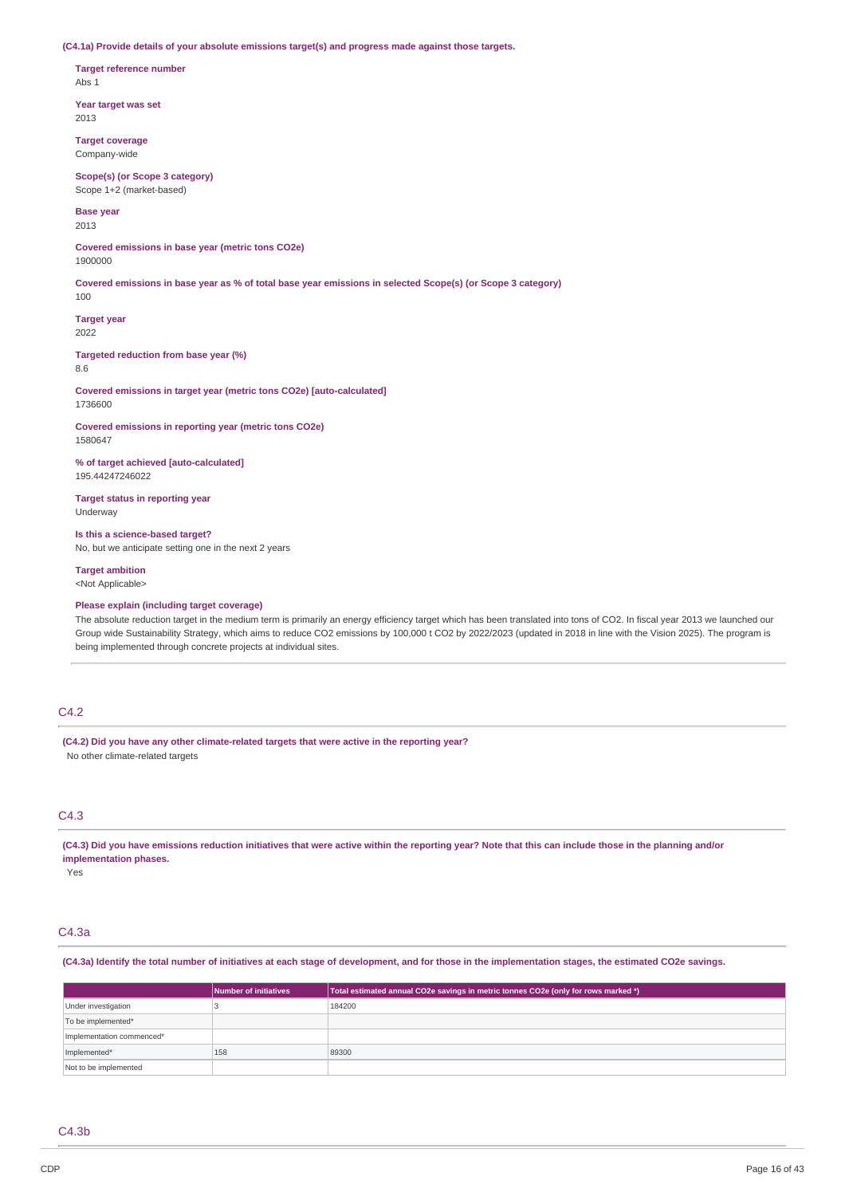**(C4.1a) Provide details of your absolute emissions target(s) and progress made against those targets.**

**Target reference number**
Abs 1

**Year target was set**
2013

**Target coverage**
Company-wide

**Scope(s) (or Scope 3 category)**
Scope 1+2 (market-based)

**Base year**
2013

**Covered emissions in base year (metric tons CO2e)**
1900000

**Covered emissions in base year as % of total base year emissions in selected Scope(s) (or Scope 3 category)**
100

**Target year**
2022

**Targeted reduction from base year (%)**
8.6

**Covered emissions in target year (metric tons CO2e) [auto-calculated]**
1736600

**Covered emissions in reporting year (metric tons CO2e)**
1580647

**% of target achieved [auto-calculated]**
195.44247246022

**Target status in reporting year**
Underway

**Is this a science-based target?**
No, but we anticipate setting one in the next 2 years

**Target ambition**
<Not Applicable>

**Please explain (including target coverage)**
The absolute reduction target in the medium term is primarily an energy efficiency target which has been translated into tons of CO2. In fiscal year 2013 we launched our Group wide Sustainability Strategy, which aims to reduce CO2 emissions by 100,000 t CO2 by 2022/2023 (updated in 2018 in line with the Vision 2025). The program is being implemented through concrete projects at individual sites.

## C4.2

**(C4.2) Did you have any other climate-related targets that were active in the reporting year?**
No other climate-related targets

## C4.3

**(C4.3) Did you have emissions reduction initiatives that were active within the reporting year? Note that this can include those in the planning and/or implementation phases.**
Yes

## C4.3a

**(C4.3a) Identify the total number of initiatives at each stage of development, and for those in the implementation stages, the estimated CO2e savings.**

| | Number of initiatives | Total estimated annual CO2e savings in metric tonnes CO2e (only for rows marked *) |
|---|---|---|
| Under investigation | 3 | 184200 |
| To be implemented* | | |
| Implementation commenced* | | |
| Implemented* | 158 | 89300 |
| Not to be implemented | | |

## C4.3b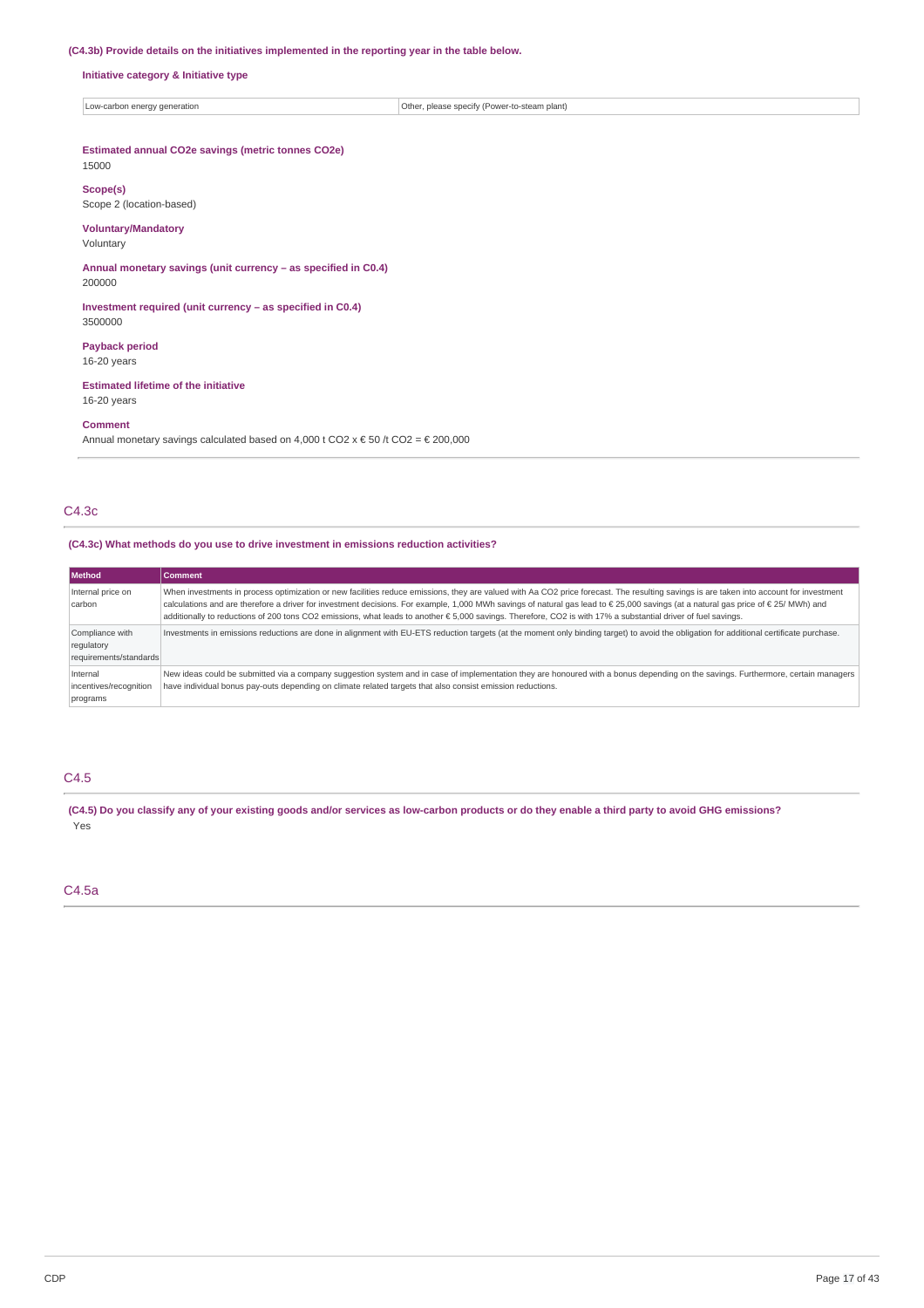**(C4.3b) Provide details on the initiatives implemented in the reporting year in the table below.**

**Initiative category & Initiative type**

| Low-carbon energy generation | Other, please specify (Power-to-steam plant) |
|---|---|

**Estimated annual CO2e savings (metric tonnes CO2e)**
15000

**Scope(s)**
Scope 2 (location-based)

**Voluntary/Mandatory**
Voluntary

**Annual monetary savings (unit currency – as specified in C0.4)**
200000

**Investment required (unit currency – as specified in C0.4)**
3500000

**Payback period**
16-20 years

**Estimated lifetime of the initiative**
16-20 years

**Comment**
Annual monetary savings calculated based on 4,000 t CO2 x € 50 /t CO2 = € 200,000

## C4.3c

**(C4.3c) What methods do you use to drive investment in emissions reduction activities?**

| Method | Comment |
|---|---|
| Internal price on carbon | When investments in process optimization or new facilities reduce emissions, they are valued with Aa CO2 price forecast. The resulting savings is are taken into account for investment calculations and are therefore a driver for investment decisions. For example, 1,000 MWh savings of natural gas lead to € 25,000 savings (at a natural gas price of € 25/ MWh) and additionally to reductions of 200 tons CO2 emissions, what leads to another € 5,000 savings. Therefore, CO2 is with 17% a substantial driver of fuel savings. |
| Compliance with regulatory requirements/standards | Investments in emissions reductions are done in alignment with EU-ETS reduction targets (at the moment only binding target) to avoid the obligation for additional certificate purchase. |
| Internal incentives/recognition programs | New ideas could be submitted via a company suggestion system and in case of implementation they are honoured with a bonus depending on the savings. Furthermore, certain managers have individual bonus pay-outs depending on climate related targets that also consist emission reductions. |

## C4.5

**(C4.5) Do you classify any of your existing goods and/or services as low-carbon products or do they enable a third party to avoid GHG emissions?**

Yes

## C4.5a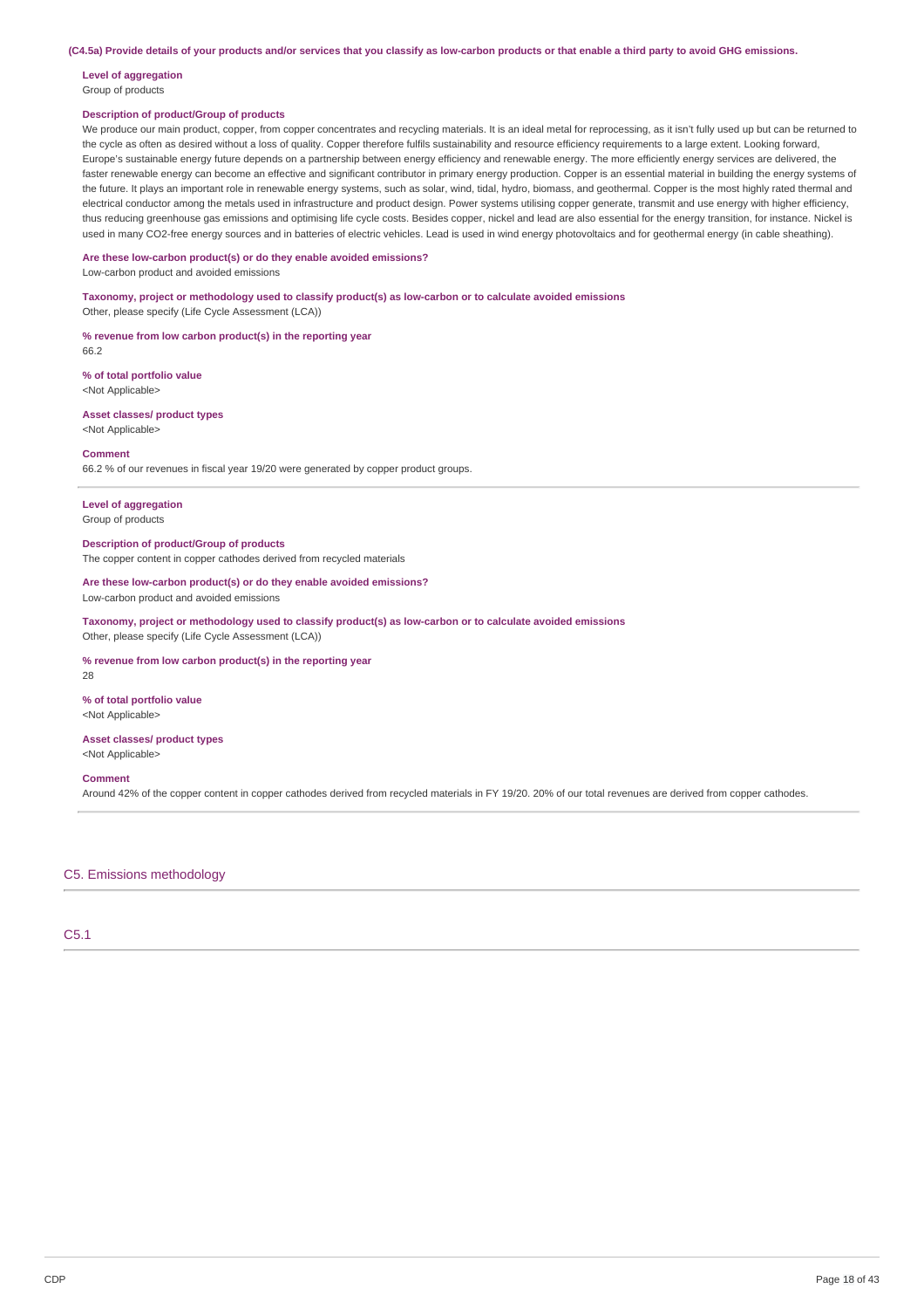**(C4.5a) Provide details of your products and/or services that you classify as low-carbon products or that enable a third party to avoid GHG emissions.**

**Level of aggregation**
Group of products

**Description of product/Group of products**
We produce our main product, copper, from copper concentrates and recycling materials. It is an ideal metal for reprocessing, as it isn't fully used up but can be returned to the cycle as often as desired without a loss of quality. Copper therefore fulfils sustainability and resource efficiency requirements to a large extent. Looking forward, Europe's sustainable energy future depends on a partnership between energy efficiency and renewable energy. The more efficiently energy services are delivered, the faster renewable energy can become an effective and significant contributor in primary energy production. Copper is an essential material in building the energy systems of the future. It plays an important role in renewable energy systems, such as solar, wind, tidal, hydro, biomass, and geothermal. Copper is the most highly rated thermal and electrical conductor among the metals used in infrastructure and product design. Power systems utilising copper generate, transmit and use energy with higher efficiency, thus reducing greenhouse gas emissions and optimising life cycle costs. Besides copper, nickel and lead are also essential for the energy transition, for instance. Nickel is used in many CO2-free energy sources and in batteries of electric vehicles. Lead is used in wind energy photovoltaics and for geothermal energy (in cable sheathing).

**Are these low-carbon product(s) or do they enable avoided emissions?**
Low-carbon product and avoided emissions

**Taxonomy, project or methodology used to classify product(s) as low-carbon or to calculate avoided emissions**
Other, please specify (Life Cycle Assessment (LCA))

**% revenue from low carbon product(s) in the reporting year**
66.2

**% of total portfolio value**
<Not Applicable>

**Asset classes/ product types**
<Not Applicable>

**Comment**
66.2 % of our revenues in fiscal year 19/20 were generated by copper product groups.

---

**Level of aggregation**
Group of products

**Description of product/Group of products**
The copper content in copper cathodes derived from recycled materials

**Are these low-carbon product(s) or do they enable avoided emissions?**
Low-carbon product and avoided emissions

**Taxonomy, project or methodology used to classify product(s) as low-carbon or to calculate avoided emissions**
Other, please specify (Life Cycle Assessment (LCA))

**% revenue from low carbon product(s) in the reporting year**
28

**% of total portfolio value**
<Not Applicable>

**Asset classes/ product types**
<Not Applicable>

**Comment**
Around 42% of the copper content in copper cathodes derived from recycled materials in FY 19/20. 20% of our total revenues are derived from copper cathodes.

## C5. Emissions methodology

### C5.1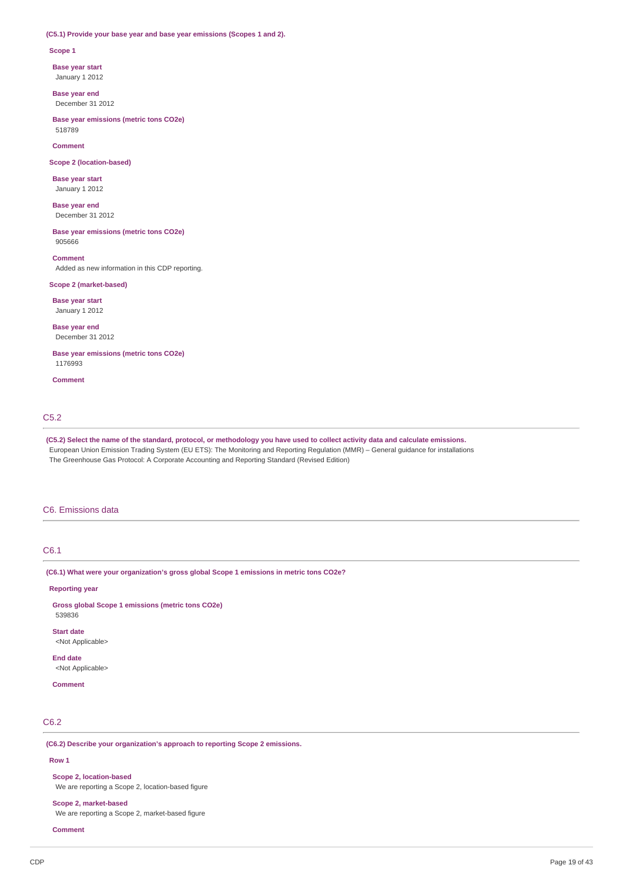**(C5.1) Provide your base year and base year emissions (Scopes 1 and 2).**

**Scope 1**

**Base year start**
January 1 2012

**Base year end**
December 31 2012

**Base year emissions (metric tons CO2e)**
518789

**Comment**

**Scope 2 (location-based)**

**Base year start**
January 1 2012

**Base year end**
December 31 2012

**Base year emissions (metric tons CO2e)**
905666

**Comment**
Added as new information in this CDP reporting.

**Scope 2 (market-based)**

**Base year start**
January 1 2012

**Base year end**
December 31 2012

**Base year emissions (metric tons CO2e)**
1176993

**Comment**

## C5.2

**(C5.2) Select the name of the standard, protocol, or methodology you have used to collect activity data and calculate emissions.**
European Union Emission Trading System (EU ETS): The Monitoring and Reporting Regulation (MMR) – General guidance for installations
The Greenhouse Gas Protocol: A Corporate Accounting and Reporting Standard (Revised Edition)

# C6. Emissions data

## C6.1

**(C6.1) What were your organization's gross global Scope 1 emissions in metric tons CO2e?**

**Reporting year**

**Gross global Scope 1 emissions (metric tons CO2e)**
539836

**Start date**
<Not Applicable>

**End date**
<Not Applicable>

**Comment**

## C6.2

**(C6.2) Describe your organization's approach to reporting Scope 2 emissions.**

**Row 1**

**Scope 2, location-based**
We are reporting a Scope 2, location-based figure

**Scope 2, market-based**
We are reporting a Scope 2, market-based figure

**Comment**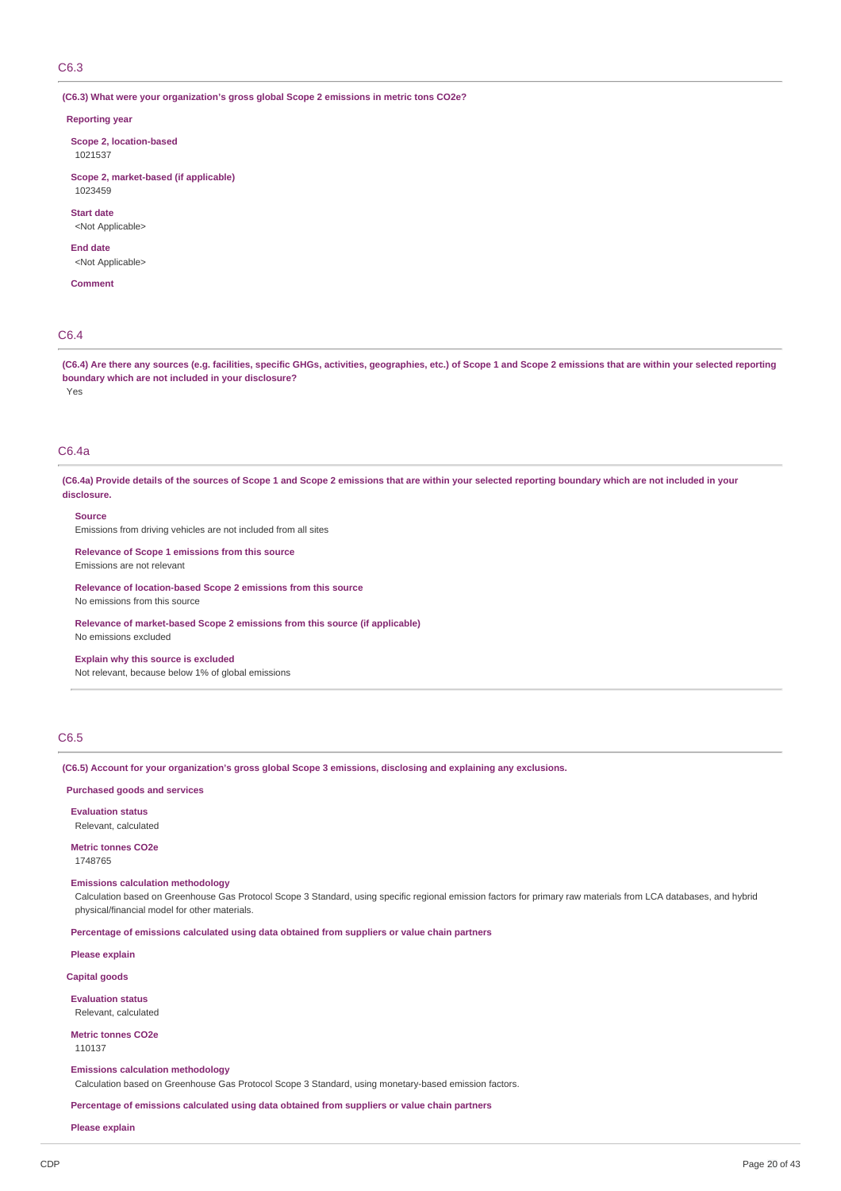## C6.3

**(C6.3) What were your organization's gross global Scope 2 emissions in metric tons CO2e?**

**Reporting year**

**Scope 2, location-based**
1021537

**Scope 2, market-based (if applicable)**
1023459

**Start date**
<Not Applicable>

**End date**
<Not Applicable>

**Comment**

## C6.4

**(C6.4) Are there any sources (e.g. facilities, specific GHGs, activities, geographies, etc.) of Scope 1 and Scope 2 emissions that are within your selected reporting boundary which are not included in your disclosure?**
Yes

## C6.4a

**(C6.4a) Provide details of the sources of Scope 1 and Scope 2 emissions that are within your selected reporting boundary which are not included in your disclosure.**

**Source**
Emissions from driving vehicles are not included from all sites

**Relevance of Scope 1 emissions from this source**
Emissions are not relevant

**Relevance of location-based Scope 2 emissions from this source**
No emissions from this source

**Relevance of market-based Scope 2 emissions from this source (if applicable)**
No emissions excluded

**Explain why this source is excluded**
Not relevant, because below 1% of global emissions

## C6.5

**(C6.5) Account for your organization's gross global Scope 3 emissions, disclosing and explaining any exclusions.**

**Purchased goods and services**

**Evaluation status**
Relevant, calculated

**Metric tonnes CO2e**
1748765

**Emissions calculation methodology**
Calculation based on Greenhouse Gas Protocol Scope 3 Standard, using specific regional emission factors for primary raw materials from LCA databases, and hybrid physical/financial model for other materials.

**Percentage of emissions calculated using data obtained from suppliers or value chain partners**

**Please explain**

**Capital goods**

**Evaluation status**
Relevant, calculated

**Metric tonnes CO2e**
110137

**Emissions calculation methodology**
Calculation based on Greenhouse Gas Protocol Scope 3 Standard, using monetary-based emission factors.

**Percentage of emissions calculated using data obtained from suppliers or value chain partners**

**Please explain**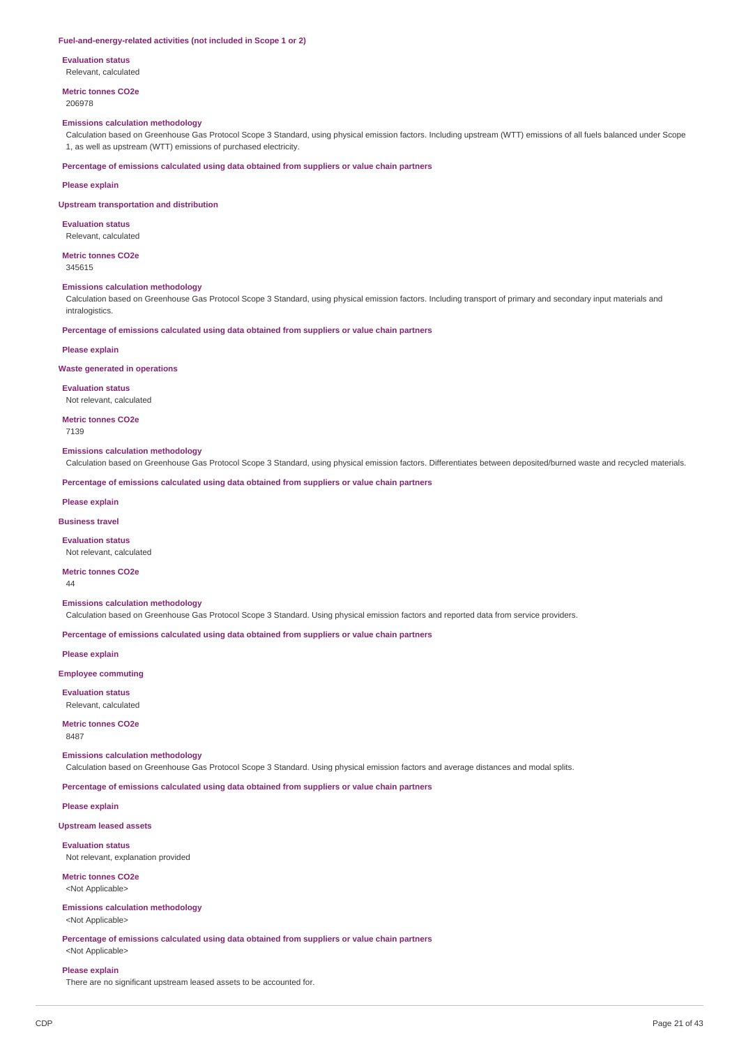**Fuel-and-energy-related activities (not included in Scope 1 or 2)**

**Evaluation status**

Relevant, calculated

**Metric tonnes CO2e**

206978

**Emissions calculation methodology**

Calculation based on Greenhouse Gas Protocol Scope 3 Standard, using physical emission factors. Including upstream (WTT) emissions of all fuels balanced under Scope 1, as well as upstream (WTT) emissions of purchased electricity.

**Percentage of emissions calculated using data obtained from suppliers or value chain partners**

**Please explain**

**Upstream transportation and distribution**

**Evaluation status**

Relevant, calculated

**Metric tonnes CO2e**

345615

**Emissions calculation methodology**

Calculation based on Greenhouse Gas Protocol Scope 3 Standard, using physical emission factors. Including transport of primary and secondary input materials and intralogistics.

**Percentage of emissions calculated using data obtained from suppliers or value chain partners**

**Please explain**

**Waste generated in operations**

**Evaluation status**

Not relevant, calculated

**Metric tonnes CO2e**

7139

**Emissions calculation methodology**

Calculation based on Greenhouse Gas Protocol Scope 3 Standard, using physical emission factors. Differentiates between deposited/burned waste and recycled materials.

**Percentage of emissions calculated using data obtained from suppliers or value chain partners**

**Please explain**

**Business travel**

**Evaluation status**

Not relevant, calculated

**Metric tonnes CO2e**

44

**Emissions calculation methodology**

Calculation based on Greenhouse Gas Protocol Scope 3 Standard. Using physical emission factors and reported data from service providers.

**Percentage of emissions calculated using data obtained from suppliers or value chain partners**

**Please explain**

**Employee commuting**

**Evaluation status**

Relevant, calculated

**Metric tonnes CO2e**

8487

**Emissions calculation methodology**

Calculation based on Greenhouse Gas Protocol Scope 3 Standard. Using physical emission factors and average distances and modal splits.

**Percentage of emissions calculated using data obtained from suppliers or value chain partners**

**Please explain**

**Upstream leased assets**

**Evaluation status**

Not relevant, explanation provided

**Metric tonnes CO2e**

<Not Applicable>

**Emissions calculation methodology**

<Not Applicable>

**Percentage of emissions calculated using data obtained from suppliers or value chain partners**

<Not Applicable>

**Please explain**

There are no significant upstream leased assets to be accounted for.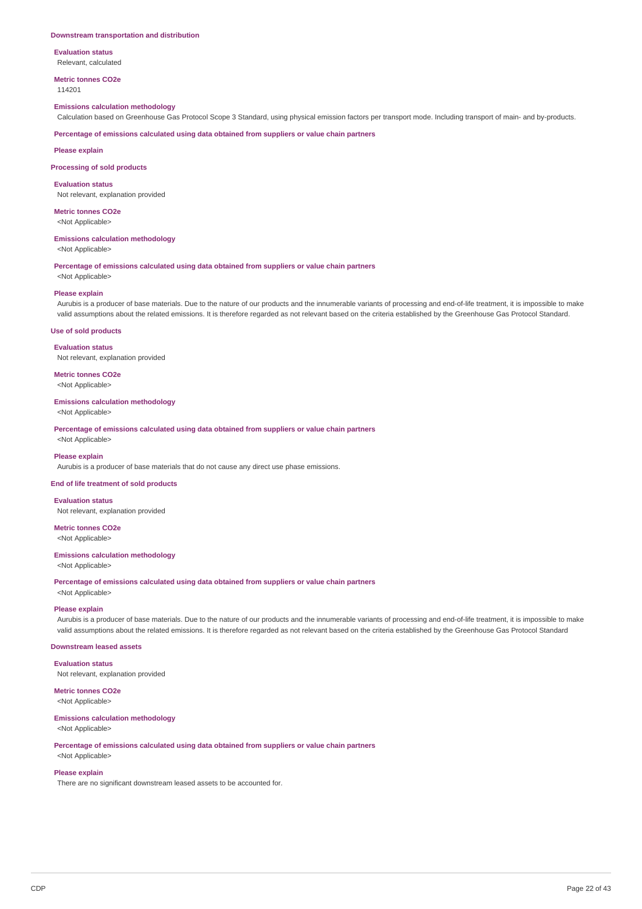### Downstream transportation and distribution

**Evaluation status**
Relevant, calculated

**Metric tonnes CO2e**
114201

**Emissions calculation methodology**
Calculation based on Greenhouse Gas Protocol Scope 3 Standard, using physical emission factors per transport mode. Including transport of main- and by-products.

**Percentage of emissions calculated using data obtained from suppliers or value chain partners**

**Please explain**

### Processing of sold products

**Evaluation status**
Not relevant, explanation provided

**Metric tonnes CO2e**
<Not Applicable>

**Emissions calculation methodology**
<Not Applicable>

**Percentage of emissions calculated using data obtained from suppliers or value chain partners**
<Not Applicable>

**Please explain**
Aurubis is a producer of base materials. Due to the nature of our products and the innumerable variants of processing and end-of-life treatment, it is impossible to make valid assumptions about the related emissions. It is therefore regarded as not relevant based on the criteria established by the Greenhouse Gas Protocol Standard.

### Use of sold products

**Evaluation status**
Not relevant, explanation provided

**Metric tonnes CO2e**
<Not Applicable>

**Emissions calculation methodology**
<Not Applicable>

**Percentage of emissions calculated using data obtained from suppliers or value chain partners**
<Not Applicable>

**Please explain**
Aurubis is a producer of base materials that do not cause any direct use phase emissions.

### End of life treatment of sold products

**Evaluation status**
Not relevant, explanation provided

**Metric tonnes CO2e**
<Not Applicable>

**Emissions calculation methodology**
<Not Applicable>

**Percentage of emissions calculated using data obtained from suppliers or value chain partners**
<Not Applicable>

**Please explain**
Aurubis is a producer of base materials. Due to the nature of our products and the innumerable variants of processing and end-of-life treatment, it is impossible to make valid assumptions about the related emissions. It is therefore regarded as not relevant based on the criteria established by the Greenhouse Gas Protocol Standard

### Downstream leased assets

**Evaluation status**
Not relevant, explanation provided

**Metric tonnes CO2e**
<Not Applicable>

**Emissions calculation methodology**
<Not Applicable>

**Percentage of emissions calculated using data obtained from suppliers or value chain partners**
<Not Applicable>

**Please explain**
There are no significant downstream leased assets to be accounted for.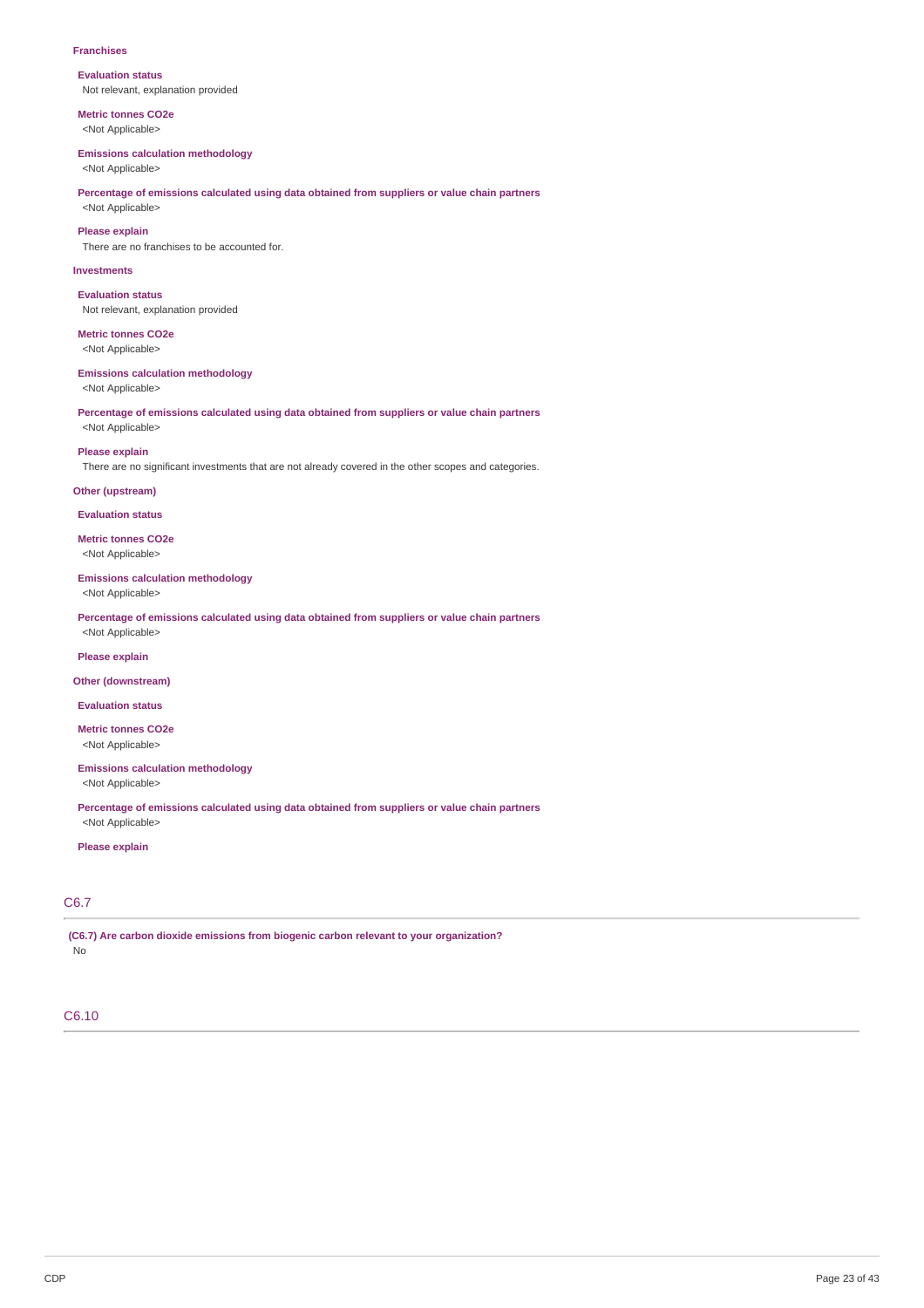**Franchises**

**Evaluation status**
Not relevant, explanation provided

**Metric tonnes CO2e**
<Not Applicable>

**Emissions calculation methodology**
<Not Applicable>

**Percentage of emissions calculated using data obtained from suppliers or value chain partners**
<Not Applicable>

**Please explain**
There are no franchises to be accounted for.

**Investments**

**Evaluation status**
Not relevant, explanation provided

**Metric tonnes CO2e**
<Not Applicable>

**Emissions calculation methodology**
<Not Applicable>

**Percentage of emissions calculated using data obtained from suppliers or value chain partners**
<Not Applicable>

**Please explain**
There are no significant investments that are not already covered in the other scopes and categories.

**Other (upstream)**

**Evaluation status**

**Metric tonnes CO2e**
<Not Applicable>

**Emissions calculation methodology**
<Not Applicable>

**Percentage of emissions calculated using data obtained from suppliers or value chain partners**
<Not Applicable>

**Please explain**

**Other (downstream)**

**Evaluation status**

**Metric tonnes CO2e**
<Not Applicable>

**Emissions calculation methodology**
<Not Applicable>

**Percentage of emissions calculated using data obtained from suppliers or value chain partners**
<Not Applicable>

**Please explain**

## C6.7

**(C6.7) Are carbon dioxide emissions from biogenic carbon relevant to your organization?**
No

## C6.10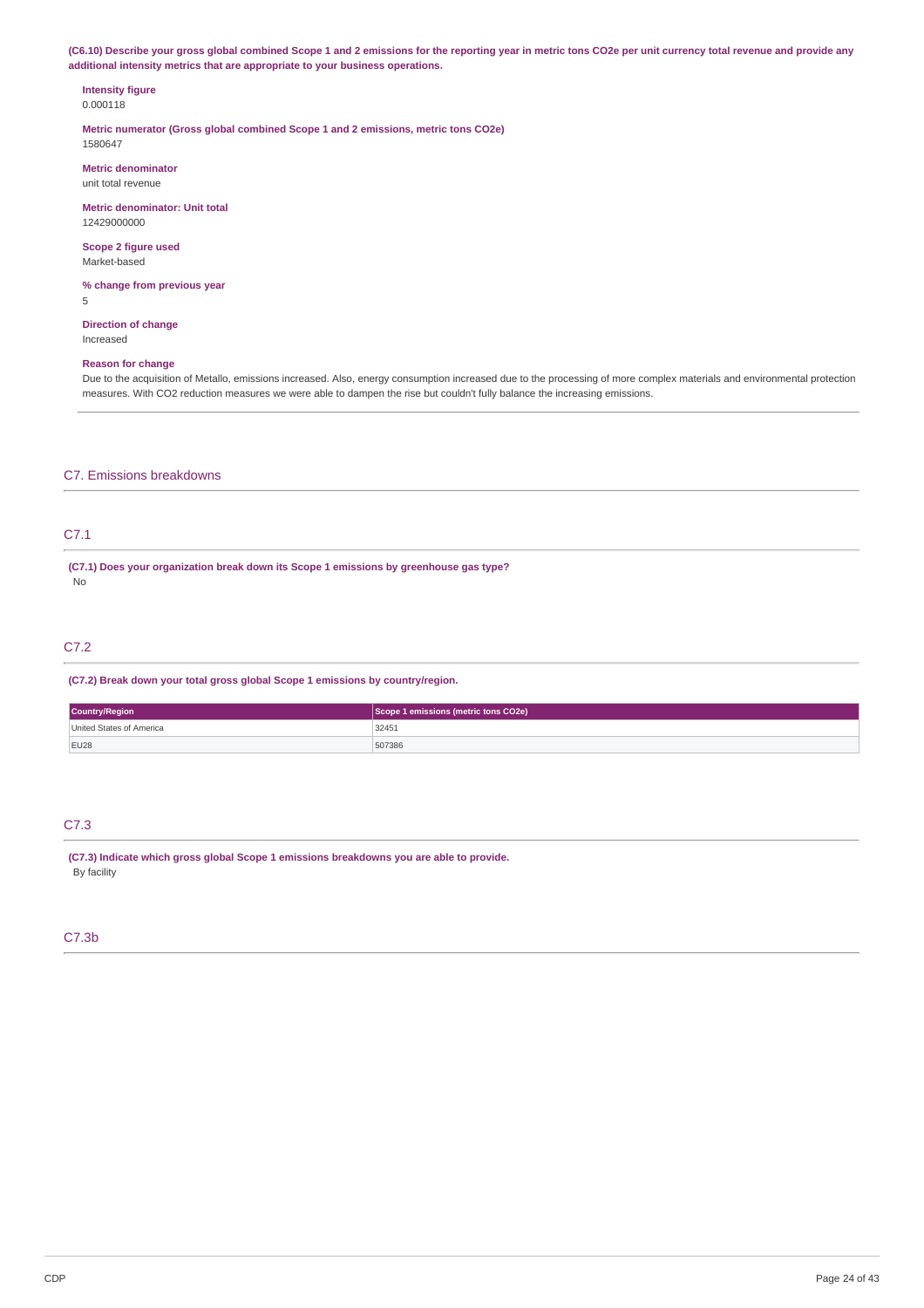**(C6.10) Describe your gross global combined Scope 1 and 2 emissions for the reporting year in metric tons CO2e per unit currency total revenue and provide any additional intensity metrics that are appropriate to your business operations.**

**Intensity figure**
0.000118

**Metric numerator (Gross global combined Scope 1 and 2 emissions, metric tons CO2e)**
1580647

**Metric denominator**
unit total revenue

**Metric denominator: Unit total**
12429000000

**Scope 2 figure used**
Market-based

**% change from previous year**
5

**Direction of change**
Increased

**Reason for change**
Due to the acquisition of Metallo, emissions increased. Also, energy consumption increased due to the processing of more complex materials and environmental protection measures. With CO2 reduction measures we were able to dampen the rise but couldn't fully balance the increasing emissions.

## C7. Emissions breakdowns

### C7.1

**(C7.1) Does your organization break down its Scope 1 emissions by greenhouse gas type?**
No

### C7.2

**(C7.2) Break down your total gross global Scope 1 emissions by country/region.**

| Country/Region | Scope 1 emissions (metric tons CO2e) |
| --- | --- |
| United States of America | 32451 |
| EU28 | 507386 |

### C7.3

**(C7.3) Indicate which gross global Scope 1 emissions breakdowns you are able to provide.**
By facility

### C7.3b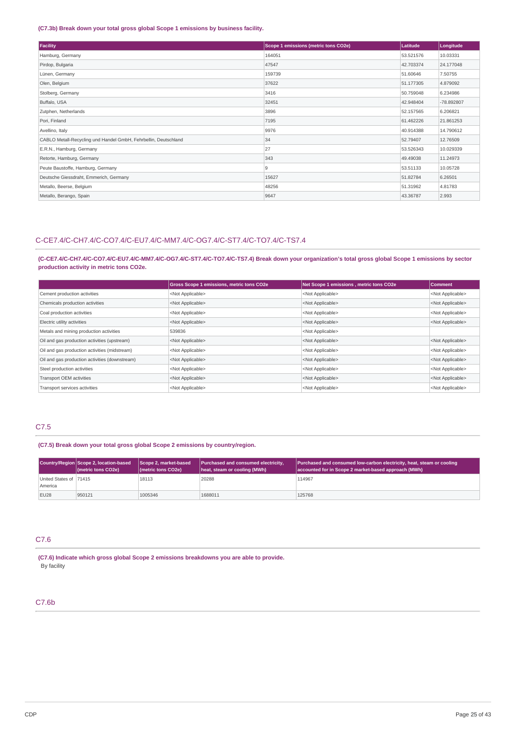**(C7.3b) Break down your total gross global Scope 1 emissions by business facility.**

| Facility | Scope 1 emissions (metric tons CO2e) | Latitude | Longitude |
|---|---|---|---|
| Hamburg, Germany | 164051 | 53.521576 | 10.03331 |
| Pirdop, Bulgaria | 47547 | 42.703374 | 24.177048 |
| Lünen, Germany | 159739 | 51.60646 | 7.50755 |
| Olen, Belgium | 37622 | 51.177305 | 4.879092 |
| Stolberg, Germany | 3416 | 50.759048 | 6.234986 |
| Buffalo, USA | 32451 | 42.948404 | -78.892807 |
| Zutphen, Netherlands | 3896 | 52.157565 | 6.206821 |
| Pori, Finland | 7195 | 61.462226 | 21.861253 |
| Avellino, Italy | 9976 | 40.914388 | 14.790612 |
| CABLO Metall-Recycling und Handel GmbH, Fehrbellin, Deutschland | 34 | 52.79407 | 12.76509 |
| E.R.N., Hamburg, Germany | 27 | 53.526343 | 10.029339 |
| Retorte, Hamburg, Germany | 343 | 49.49038 | 11.24973 |
| Peute Baustoffe, Hamburg, Germany | 9 | 53.51133 | 10.05728 |
| Deutsche Giessdraht, Emmerich, Germany | 15627 | 51.82784 | 6.26501 |
| Metallo, Beerse, Belgium | 48256 | 51.31962 | 4.81783 |
| Metallo, Berango, Spain | 9647 | 43.36787 | 2.993 |

## C-CE7.4/C-CH7.4/C-CO7.4/C-EU7.4/C-MM7.4/C-OG7.4/C-ST7.4/C-TO7.4/C-TS7.4

**(C-CE7.4/C-CH7.4/C-CO7.4/C-EU7.4/C-MM7.4/C-OG7.4/C-ST7.4/C-TO7.4/C-TS7.4) Break down your organization's total gross global Scope 1 emissions by sector production activity in metric tons CO2e.**

| | Gross Scope 1 emissions, metric tons CO2e | Net Scope 1 emissions , metric tons CO2e | Comment |
|---|---|---|---|
| Cement production activities | <Not Applicable> | <Not Applicable> | <Not Applicable> |
| Chemicals production activities | <Not Applicable> | <Not Applicable> | <Not Applicable> |
| Coal production activities | <Not Applicable> | <Not Applicable> | <Not Applicable> |
| Electric utility activities | <Not Applicable> | <Not Applicable> | <Not Applicable> |
| Metals and mining production activities | 539836 | <Not Applicable> | |
| Oil and gas production activities (upstream) | <Not Applicable> | <Not Applicable> | <Not Applicable> |
| Oil and gas production activities (midstream) | <Not Applicable> | <Not Applicable> | <Not Applicable> |
| Oil and gas production activities (downstream) | <Not Applicable> | <Not Applicable> | <Not Applicable> |
| Steel production activities | <Not Applicable> | <Not Applicable> | <Not Applicable> |
| Transport OEM activities | <Not Applicable> | <Not Applicable> | <Not Applicable> |
| Transport services activities | <Not Applicable> | <Not Applicable> | <Not Applicable> |

## C7.5

**(C7.5) Break down your total gross global Scope 2 emissions by country/region.**

| Country/Region | Scope 2, location-based (metric tons CO2e) | Scope 2, market-based (metric tons CO2e) | Purchased and consumed electricity, heat, steam or cooling (MWh) | Purchased and consumed low-carbon electricity, heat, steam or cooling accounted for in Scope 2 market-based approach (MWh) |
|---|---|---|---|---|
| United States of America | 71415 | 18113 | 20288 | 114967 |
| EU28 | 950121 | 1005346 | 1688011 | 125768 |

## C7.6

**(C7.6) Indicate which gross global Scope 2 emissions breakdowns you are able to provide.**

By facility

## C7.6b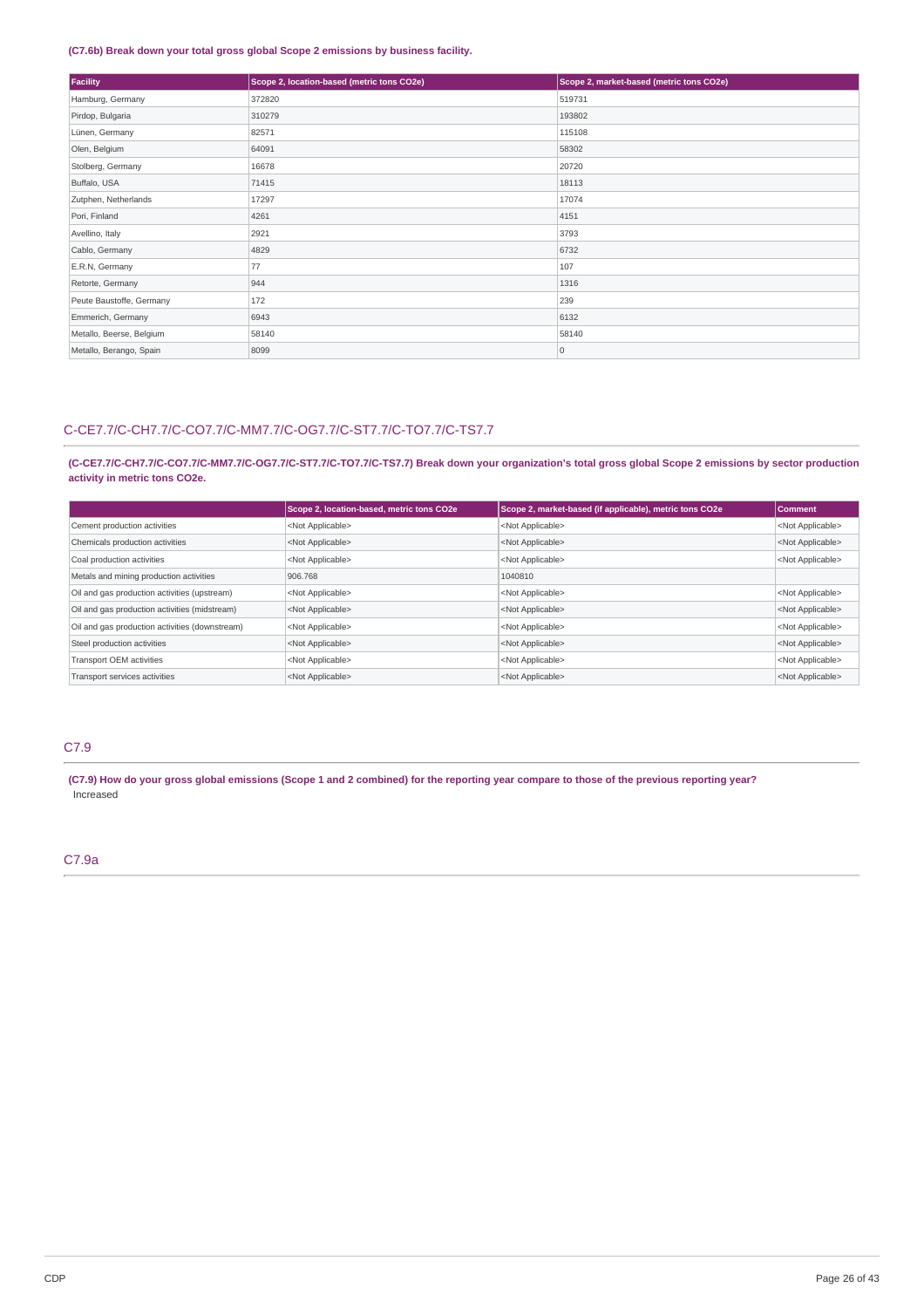**(C7.6b) Break down your total gross global Scope 2 emissions by business facility.**

| Facility | Scope 2, location-based (metric tons CO2e) | Scope 2, market-based (metric tons CO2e) |
|---|---|---|
| Hamburg, Germany | 372820 | 519731 |
| Pirdop, Bulgaria | 310279 | 193802 |
| Lünen, Germany | 82571 | 115108 |
| Olen, Belgium | 64091 | 58302 |
| Stolberg, Germany | 16678 | 20720 |
| Buffalo, USA | 71415 | 18113 |
| Zutphen, Netherlands | 17297 | 17074 |
| Pori, Finland | 4261 | 4151 |
| Avellino, Italy | 2921 | 3793 |
| Cablo, Germany | 4829 | 6732 |
| E.R.N, Germany | 77 | 107 |
| Retorte, Germany | 944 | 1316 |
| Peute Baustoffe, Germany | 172 | 239 |
| Emmerich, Germany | 6943 | 6132 |
| Metallo, Beerse, Belgium | 58140 | 58140 |
| Metallo, Berango, Spain | 8099 | 0 |

## C-CE7.7/C-CH7.7/C-CO7.7/C-MM7.7/C-OG7.7/C-ST7.7/C-TO7.7/C-TS7.7

**(C-CE7.7/C-CH7.7/C-CO7.7/C-MM7.7/C-OG7.7/C-ST7.7/C-TO7.7/C-TS7.7) Break down your organization's total gross global Scope 2 emissions by sector production activity in metric tons CO2e.**

| | Scope 2, location-based, metric tons CO2e | Scope 2, market-based (if applicable), metric tons CO2e | Comment |
|---|---|---|---|
| Cement production activities | <Not Applicable> | <Not Applicable> | <Not Applicable> |
| Chemicals production activities | <Not Applicable> | <Not Applicable> | <Not Applicable> |
| Coal production activities | <Not Applicable> | <Not Applicable> | <Not Applicable> |
| Metals and mining production activities | 906.768 | 1040810 | |
| Oil and gas production activities (upstream) | <Not Applicable> | <Not Applicable> | <Not Applicable> |
| Oil and gas production activities (midstream) | <Not Applicable> | <Not Applicable> | <Not Applicable> |
| Oil and gas production activities (downstream) | <Not Applicable> | <Not Applicable> | <Not Applicable> |
| Steel production activities | <Not Applicable> | <Not Applicable> | <Not Applicable> |
| Transport OEM activities | <Not Applicable> | <Not Applicable> | <Not Applicable> |
| Transport services activities | <Not Applicable> | <Not Applicable> | <Not Applicable> |

## C7.9

**(C7.9) How do your gross global emissions (Scope 1 and 2 combined) for the reporting year compare to those of the previous reporting year?**

Increased

## C7.9a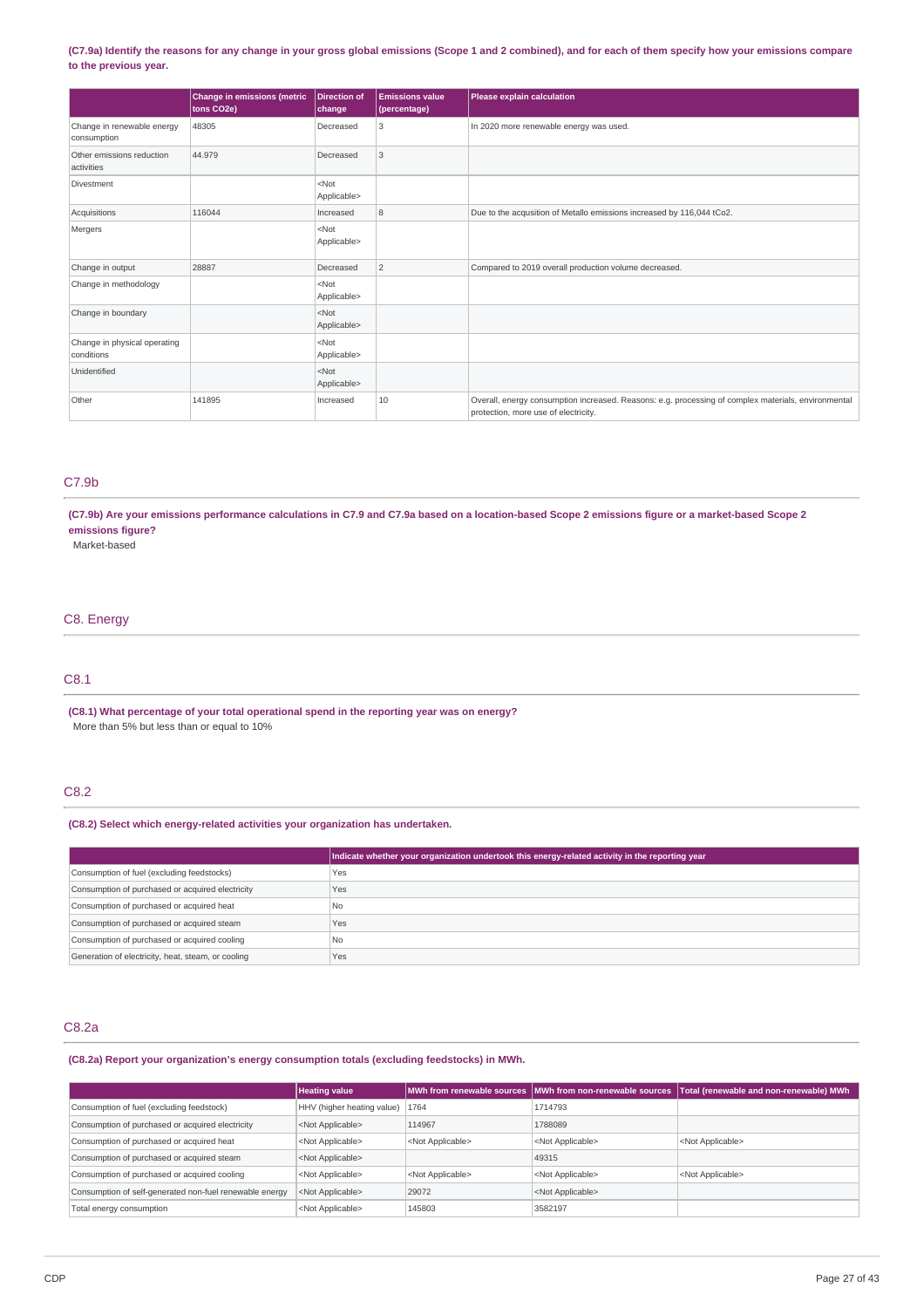(C7.9a) Identify the reasons for any change in your gross global emissions (Scope 1 and 2 combined), and for each of them specify how your emissions compare to the previous year.

| | Change in emissions (metric tons CO2e) | Direction of change | Emissions value (percentage) | Please explain calculation |
|---|---|---|---|---|
| Change in renewable energy consumption | 48305 | Decreased | 3 | In 2020 more renewable energy was used. |
| Other emissions reduction activities | 44.979 | Decreased | 3 | |
| Divestment | | <Not Applicable> | | |
| Acquisitions | 116044 | Increased | 8 | Due to the acqusition of Metallo emissions increased by 116,044 tCo2. |
| Mergers | | <Not Applicable> | | |
| Change in output | 28887 | Decreased | 2 | Compared to 2019 overall production volume decreased. |
| Change in methodology | | <Not Applicable> | | |
| Change in boundary | | <Not Applicable> | | |
| Change in physical operating conditions | | <Not Applicable> | | |
| Unidentified | | <Not Applicable> | | |
| Other | 141895 | Increased | 10 | Overall, energy consumption increased. Reasons: e.g. processing of complex materials, environmental protection, more use of electricity. |

## C7.9b

(C7.9b) Are your emissions performance calculations in C7.9 and C7.9a based on a location-based Scope 2 emissions figure or a market-based Scope 2 emissions figure?

Market-based

# C8. Energy

## C8.1

(C8.1) What percentage of your total operational spend in the reporting year was on energy?

More than 5% but less than or equal to 10%

## C8.2

(C8.2) Select which energy-related activities your organization has undertaken.

| | Indicate whether your organization undertook this energy-related activity in the reporting year |
|---|---|
| Consumption of fuel (excluding feedstocks) | Yes |
| Consumption of purchased or acquired electricity | Yes |
| Consumption of purchased or acquired heat | No |
| Consumption of purchased or acquired steam | Yes |
| Consumption of purchased or acquired cooling | No |
| Generation of electricity, heat, steam, or cooling | Yes |

## C8.2a

(C8.2a) Report your organization's energy consumption totals (excluding feedstocks) in MWh.

| | Heating value | MWh from renewable sources | MWh from non-renewable sources | Total (renewable and non-renewable) MWh |
|---|---|---|---|---|
| Consumption of fuel (excluding feedstock) | HHV (higher heating value) | 1764 | 1714793 | |
| Consumption of purchased or acquired electricity | <Not Applicable> | 114967 | 1788089 | |
| Consumption of purchased or acquired heat | <Not Applicable> | <Not Applicable> | <Not Applicable> | <Not Applicable> |
| Consumption of purchased or acquired steam | <Not Applicable> | | 49315 | |
| Consumption of purchased or acquired cooling | <Not Applicable> | <Not Applicable> | <Not Applicable> | <Not Applicable> |
| Consumption of self-generated non-fuel renewable energy | <Not Applicable> | 29072 | <Not Applicable> | |
| Total energy consumption | <Not Applicable> | 145803 | 3582197 | |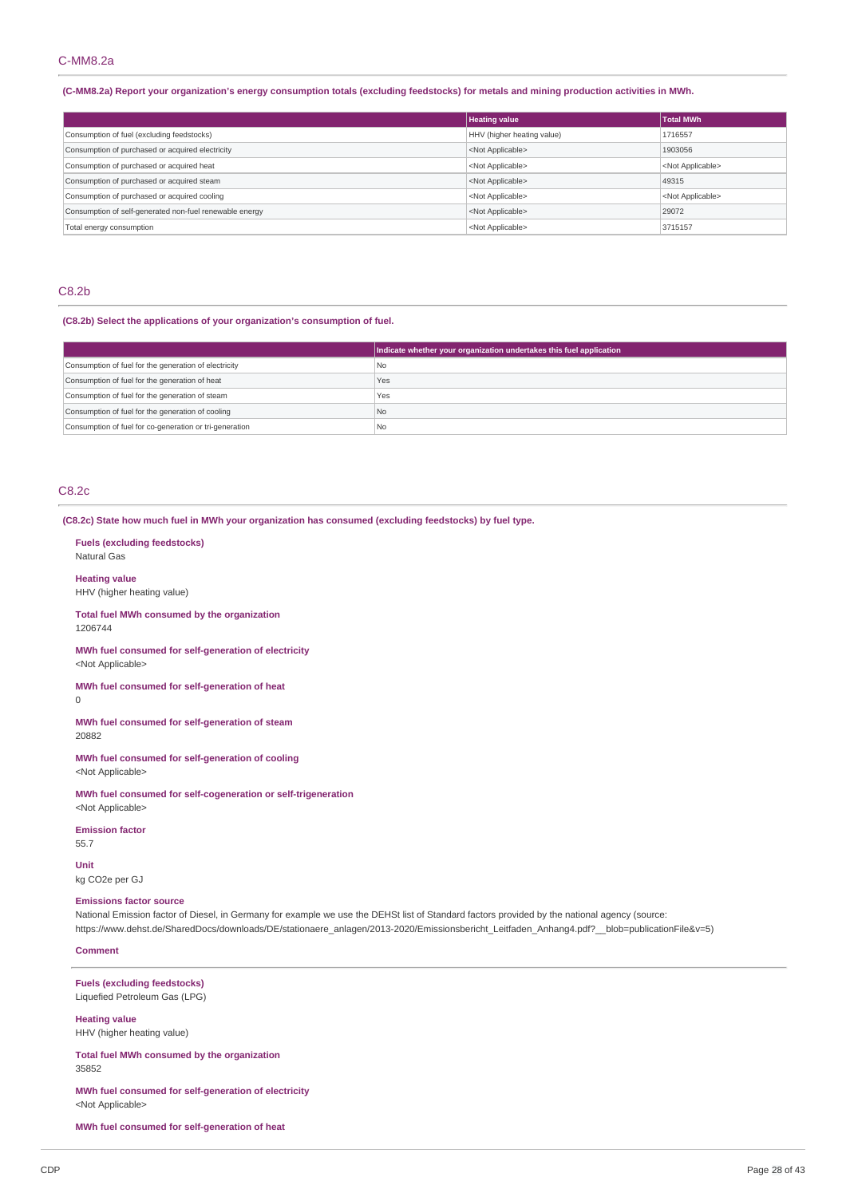## C-MM8.2a

**(C-MM8.2a) Report your organization's energy consumption totals (excluding feedstocks) for metals and mining production activities in MWh.**

| | Heating value | Total MWh |
|---|---|---|
| Consumption of fuel (excluding feedstocks) | HHV (higher heating value) | 1716557 |
| Consumption of purchased or acquired electricity | <Not Applicable> | 1903056 |
| Consumption of purchased or acquired heat | <Not Applicable> | <Not Applicable> |
| Consumption of purchased or acquired steam | <Not Applicable> | 49315 |
| Consumption of purchased or acquired cooling | <Not Applicable> | <Not Applicable> |
| Consumption of self-generated non-fuel renewable energy | <Not Applicable> | 29072 |
| Total energy consumption | <Not Applicable> | 3715157 |

## C8.2b

**(C8.2b) Select the applications of your organization's consumption of fuel.**

| | Indicate whether your organization undertakes this fuel application |
|---|---|
| Consumption of fuel for the generation of electricity | No |
| Consumption of fuel for the generation of heat | Yes |
| Consumption of fuel for the generation of steam | Yes |
| Consumption of fuel for the generation of cooling | No |
| Consumption of fuel for co-generation or tri-generation | No |

## C8.2c

**(C8.2c) State how much fuel in MWh your organization has consumed (excluding feedstocks) by fuel type.**

**Fuels (excluding feedstocks)**
Natural Gas

**Heating value**
HHV (higher heating value)

**Total fuel MWh consumed by the organization**
1206744

**MWh fuel consumed for self-generation of electricity**
<Not Applicable>

**MWh fuel consumed for self-generation of heat**
0

**MWh fuel consumed for self-generation of steam**
20882

**MWh fuel consumed for self-generation of cooling**
<Not Applicable>

**MWh fuel consumed for self-cogeneration or self-trigeneration**
<Not Applicable>

**Emission factor**
55.7

**Unit**
kg CO2e per GJ

**Emissions factor source**
National Emission factor of Diesel, in Germany for example we use the DEHSt list of Standard factors provided by the national agency (source: https://www.dehst.de/SharedDocs/downloads/DE/stationaere_anlagen/2013-2020/Emissionsbericht_Leitfaden_Anhang4.pdf?__blob=publicationFile&v=5)

**Comment**

---

**Fuels (excluding feedstocks)**
Liquefied Petroleum Gas (LPG)

**Heating value**
HHV (higher heating value)

**Total fuel MWh consumed by the organization**
35852

**MWh fuel consumed for self-generation of electricity**
<Not Applicable>

**MWh fuel consumed for self-generation of heat**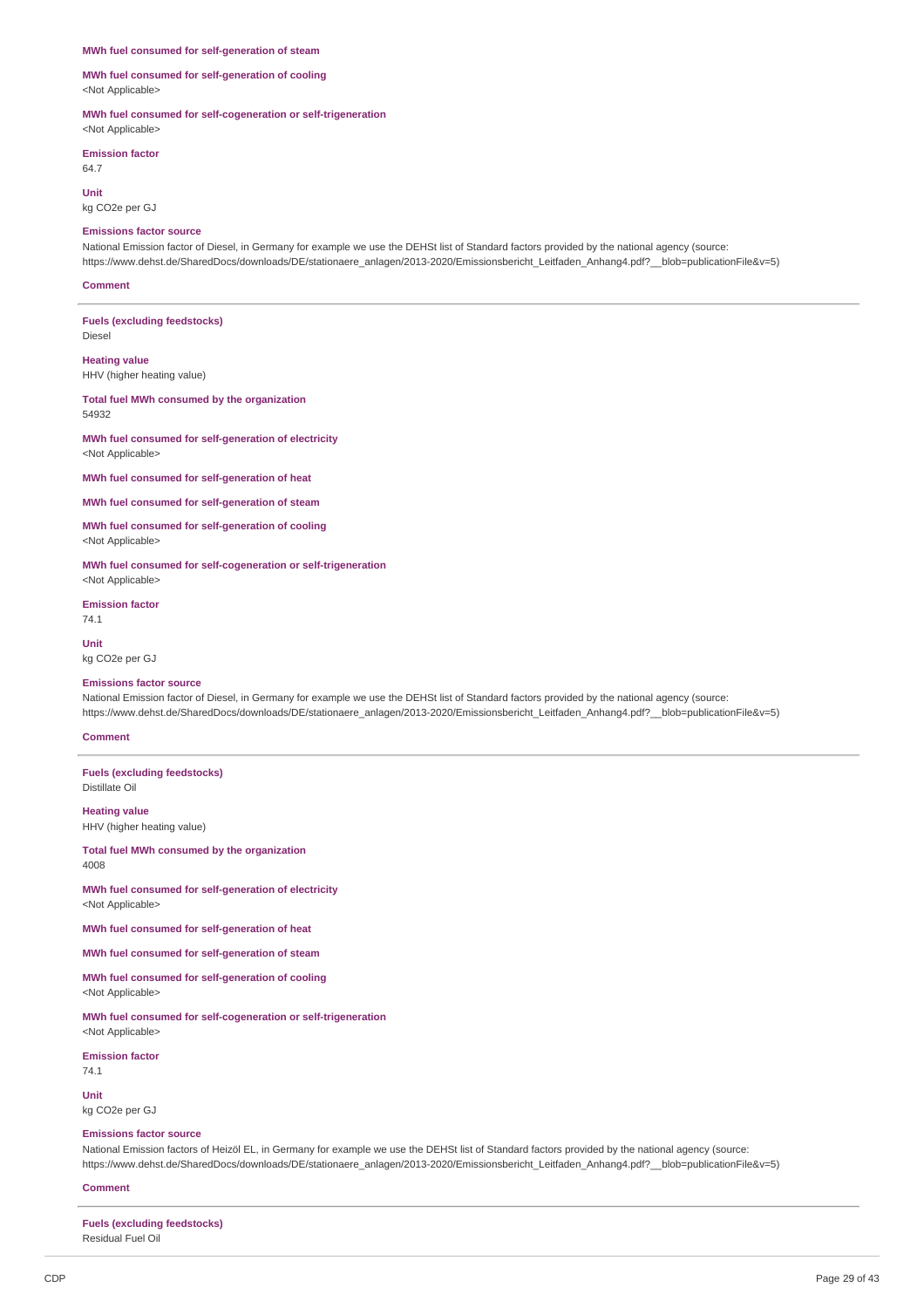**MWh fuel consumed for self-generation of steam**

**MWh fuel consumed for self-generation of cooling**
<Not Applicable>

**MWh fuel consumed for self-cogeneration or self-trigeneration**
<Not Applicable>

**Emission factor**
64.7

**Unit**
kg CO2e per GJ

**Emissions factor source**
National Emission factor of Diesel, in Germany for example we use the DEHSt list of Standard factors provided by the national agency (source: https://www.dehst.de/SharedDocs/downloads/DE/stationaere_anlagen/2013-2020/Emissionsbericht_Leitfaden_Anhang4.pdf?__blob=publicationFile&v=5)

**Comment**

---

**Fuels (excluding feedstocks)**
Diesel

**Heating value**
HHV (higher heating value)

**Total fuel MWh consumed by the organization**
54932

**MWh fuel consumed for self-generation of electricity**
<Not Applicable>

**MWh fuel consumed for self-generation of heat**

**MWh fuel consumed for self-generation of steam**

**MWh fuel consumed for self-generation of cooling**
<Not Applicable>

**MWh fuel consumed for self-cogeneration or self-trigeneration**
<Not Applicable>

**Emission factor**
74.1

**Unit**
kg CO2e per GJ

**Emissions factor source**
National Emission factor of Diesel, in Germany for example we use the DEHSt list of Standard factors provided by the national agency (source: https://www.dehst.de/SharedDocs/downloads/DE/stationaere_anlagen/2013-2020/Emissionsbericht_Leitfaden_Anhang4.pdf?__blob=publicationFile&v=5)

**Comment**

---

**Fuels (excluding feedstocks)**
Distillate Oil

**Heating value**
HHV (higher heating value)

**Total fuel MWh consumed by the organization**
4008

**MWh fuel consumed for self-generation of electricity**
<Not Applicable>

**MWh fuel consumed for self-generation of heat**

**MWh fuel consumed for self-generation of steam**

**MWh fuel consumed for self-generation of cooling**
<Not Applicable>

**MWh fuel consumed for self-cogeneration or self-trigeneration**
<Not Applicable>

**Emission factor**
74.1

**Unit**
kg CO2e per GJ

**Emissions factor source**
National Emission factors of Heizöl EL, in Germany for example we use the DEHSt list of Standard factors provided by the national agency (source: https://www.dehst.de/SharedDocs/downloads/DE/stationaere_anlagen/2013-2020/Emissionsbericht_Leitfaden_Anhang4.pdf?__blob=publicationFile&v=5)

**Comment**

---

**Fuels (excluding feedstocks)**
Residual Fuel Oil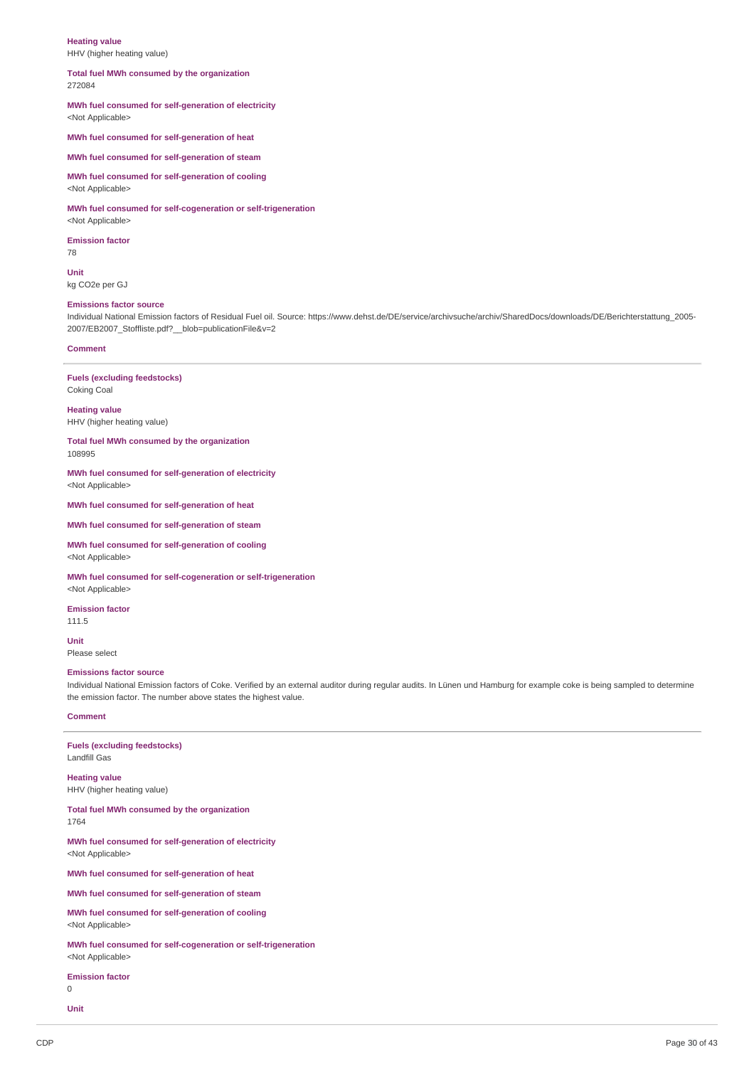**Heating value**
HHV (higher heating value)

**Total fuel MWh consumed by the organization**
272084

**MWh fuel consumed for self-generation of electricity**
<Not Applicable>

**MWh fuel consumed for self-generation of heat**

**MWh fuel consumed for self-generation of steam**

**MWh fuel consumed for self-generation of cooling**
<Not Applicable>

**MWh fuel consumed for self-cogeneration or self-trigeneration**
<Not Applicable>

**Emission factor**
78

**Unit**
kg CO2e per GJ

**Emissions factor source**
Individual National Emission factors of Residual Fuel oil. Source: https://www.dehst.de/DE/service/archivsuche/archiv/SharedDocs/downloads/DE/Berichterstattung_2005-2007/EB2007_Stoffliste.pdf?__blob=publicationFile&v=2

**Comment**

---

**Fuels (excluding feedstocks)**
Coking Coal

**Heating value**
HHV (higher heating value)

**Total fuel MWh consumed by the organization**
108995

**MWh fuel consumed for self-generation of electricity**
<Not Applicable>

**MWh fuel consumed for self-generation of heat**

**MWh fuel consumed for self-generation of steam**

**MWh fuel consumed for self-generation of cooling**
<Not Applicable>

**MWh fuel consumed for self-cogeneration or self-trigeneration**
<Not Applicable>

**Emission factor**
111.5

**Unit**
Please select

**Emissions factor source**
Individual National Emission factors of Coke. Verified by an external auditor during regular audits. In Lünen und Hamburg for example coke is being sampled to determine the emission factor. The number above states the highest value.

**Comment**

---

**Fuels (excluding feedstocks)**
Landfill Gas

**Heating value**
HHV (higher heating value)

**Total fuel MWh consumed by the organization**
1764

**MWh fuel consumed for self-generation of electricity**
<Not Applicable>

**MWh fuel consumed for self-generation of heat**

**MWh fuel consumed for self-generation of steam**

**MWh fuel consumed for self-generation of cooling**
<Not Applicable>

**MWh fuel consumed for self-cogeneration or self-trigeneration**
<Not Applicable>

**Emission factor**
0

**Unit**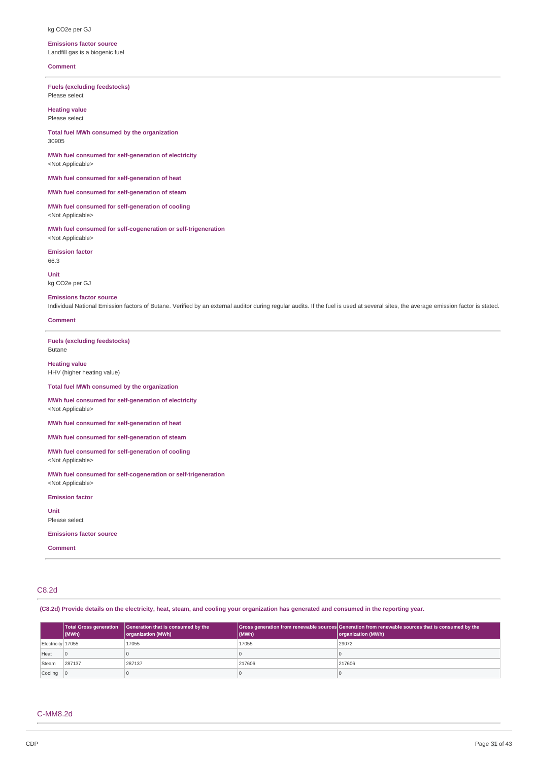kg CO2e per GJ

**Emissions factor source**
Landfill gas is a biogenic fuel

**Comment**

---

**Fuels (excluding feedstocks)**
Please select

**Heating value**
Please select

**Total fuel MWh consumed by the organization**
30905

**MWh fuel consumed for self-generation of electricity**
<Not Applicable>

**MWh fuel consumed for self-generation of heat**

**MWh fuel consumed for self-generation of steam**

**MWh fuel consumed for self-generation of cooling**
<Not Applicable>

**MWh fuel consumed for self-cogeneration or self-trigeneration**
<Not Applicable>

**Emission factor**
66.3

**Unit**
kg CO2e per GJ

**Emissions factor source**
Individual National Emission factors of Butane. Verified by an external auditor during regular audits. If the fuel is used at several sites, the average emission factor is stated.

**Comment**

---

**Fuels (excluding feedstocks)**
Butane

**Heating value**
HHV (higher heating value)

**Total fuel MWh consumed by the organization**

**MWh fuel consumed for self-generation of electricity**
<Not Applicable>

**MWh fuel consumed for self-generation of heat**

**MWh fuel consumed for self-generation of steam**

**MWh fuel consumed for self-generation of cooling**
<Not Applicable>

**MWh fuel consumed for self-cogeneration or self-trigeneration**
<Not Applicable>

**Emission factor**

**Unit**
Please select

**Emissions factor source**

**Comment**

---

## C8.2d

**(C8.2d) Provide details on the electricity, heat, steam, and cooling your organization has generated and consumed in the reporting year.**

| | Total Gross generation (MWh) | Generation that is consumed by the organization (MWh) | Gross generation from renewable sources (MWh) | Generation from renewable sources that is consumed by the organization (MWh) |
|---|---|---|---|---|
| Electricity | 17055 | 17055 | 17055 | 29072 |
| Heat | 0 | 0 | 0 | 0 |
| Steam | 287137 | 287137 | 217606 | 217606 |
| Cooling | 0 | 0 | 0 | 0 |

## C-MM8.2d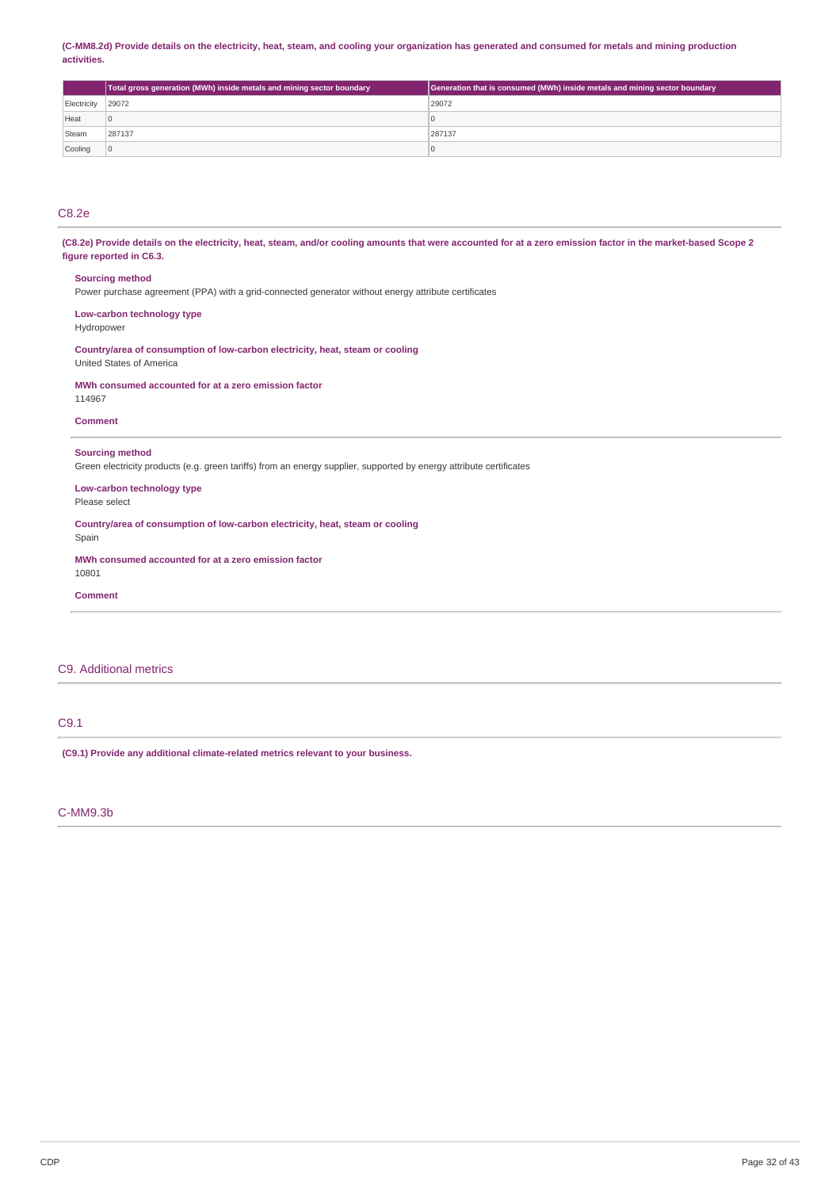**(C-MM8.2d) Provide details on the electricity, heat, steam, and cooling your organization has generated and consumed for metals and mining production activities.**

| | Total gross generation (MWh) inside metals and mining sector boundary | Generation that is consumed (MWh) inside metals and mining sector boundary |
|---|---|---|
| Electricity | 29072 | 29072 |
| Heat | 0 | 0 |
| Steam | 287137 | 287137 |
| Cooling | 0 | 0 |

## C8.2e

**(C8.2e) Provide details on the electricity, heat, steam, and/or cooling amounts that were accounted for at a zero emission factor in the market-based Scope 2 figure reported in C6.3.**

**Sourcing method**
Power purchase agreement (PPA) with a grid-connected generator without energy attribute certificates

**Low-carbon technology type**
Hydropower

**Country/area of consumption of low-carbon electricity, heat, steam or cooling**
United States of America

**MWh consumed accounted for at a zero emission factor**
114967

**Comment**

---

**Sourcing method**
Green electricity products (e.g. green tariffs) from an energy supplier, supported by energy attribute certificates

**Low-carbon technology type**
Please select

**Country/area of consumption of low-carbon electricity, heat, steam or cooling**
Spain

**MWh consumed accounted for at a zero emission factor**
10801

**Comment**

---

## C9. Additional metrics

## C9.1

**(C9.1) Provide any additional climate-related metrics relevant to your business.**

## C-MM9.3b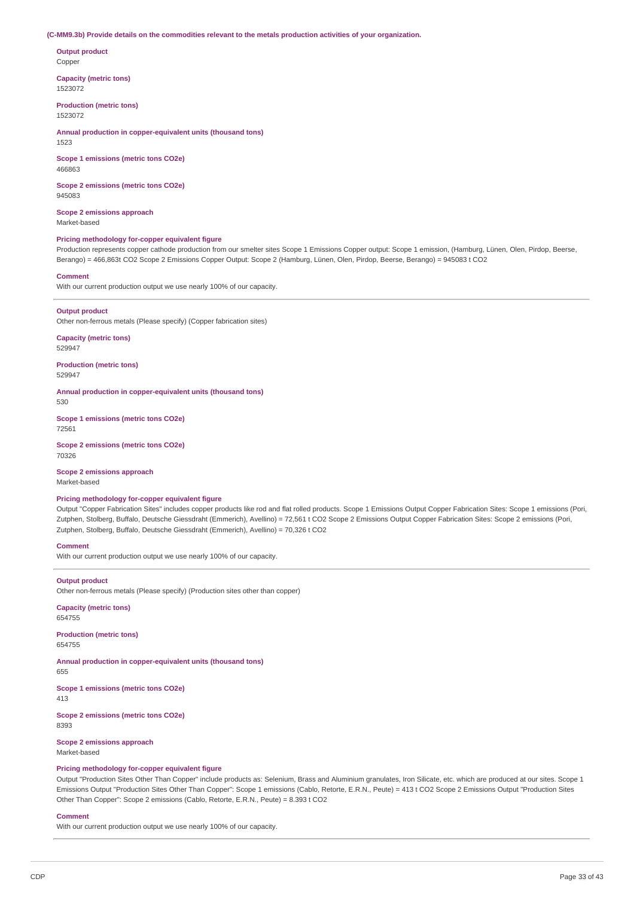**(C-MM9.3b) Provide details on the commodities relevant to the metals production activities of your organization.**

**Output product**
Copper

**Capacity (metric tons)**
1523072

**Production (metric tons)**
1523072

**Annual production in copper-equivalent units (thousand tons)**
1523

**Scope 1 emissions (metric tons CO2e)**
466863

**Scope 2 emissions (metric tons CO2e)**
945083

**Scope 2 emissions approach**
Market-based

**Pricing methodology for-copper equivalent figure**
Production represents copper cathode production from our smelter sites Scope 1 Emissions Copper output: Scope 1 emission, (Hamburg, Lünen, Olen, Pirdop, Beerse, Berango) = 466,863t CO2 Scope 2 Emissions Copper Output: Scope 2 (Hamburg, Lünen, Olen, Pirdop, Beerse, Berango) = 945083 t CO2

**Comment**
With our current production output we use nearly 100% of our capacity.

---

**Output product**
Other non-ferrous metals (Please specify) (Copper fabrication sites)

**Capacity (metric tons)**
529947

**Production (metric tons)**
529947

**Annual production in copper-equivalent units (thousand tons)**
530

**Scope 1 emissions (metric tons CO2e)**
72561

**Scope 2 emissions (metric tons CO2e)**
70326

**Scope 2 emissions approach**
Market-based

**Pricing methodology for-copper equivalent figure**
Output "Copper Fabrication Sites" includes copper products like rod and flat rolled products. Scope 1 Emissions Output Copper Fabrication Sites: Scope 1 emissions (Pori, Zutphen, Stolberg, Buffalo, Deutsche Giessdraht (Emmerich), Avellino) = 72,561 t CO2 Scope 2 Emissions Output Copper Fabrication Sites: Scope 2 emissions (Pori, Zutphen, Stolberg, Buffalo, Deutsche Giessdraht (Emmerich), Avellino) = 70,326 t CO2

**Comment**
With our current production output we use nearly 100% of our capacity.

---

**Output product**
Other non-ferrous metals (Please specify) (Production sites other than copper)

**Capacity (metric tons)**
654755

**Production (metric tons)**
654755

**Annual production in copper-equivalent units (thousand tons)**
655

**Scope 1 emissions (metric tons CO2e)**
413

**Scope 2 emissions (metric tons CO2e)**
8393

**Scope 2 emissions approach**
Market-based

**Pricing methodology for-copper equivalent figure**
Output "Production Sites Other Than Copper" include products as: Selenium, Brass and Aluminium granulates, Iron Silicate, etc. which are produced at our sites. Scope 1 Emissions Output "Production Sites Other Than Copper": Scope 1 emissions (Cablo, Retorte, E.R.N., Peute) = 413 t CO2 Scope 2 Emissions Output "Production Sites Other Than Copper": Scope 2 emissions (Cablo, Retorte, E.R.N., Peute) = 8.393 t CO2

**Comment**
With our current production output we use nearly 100% of our capacity.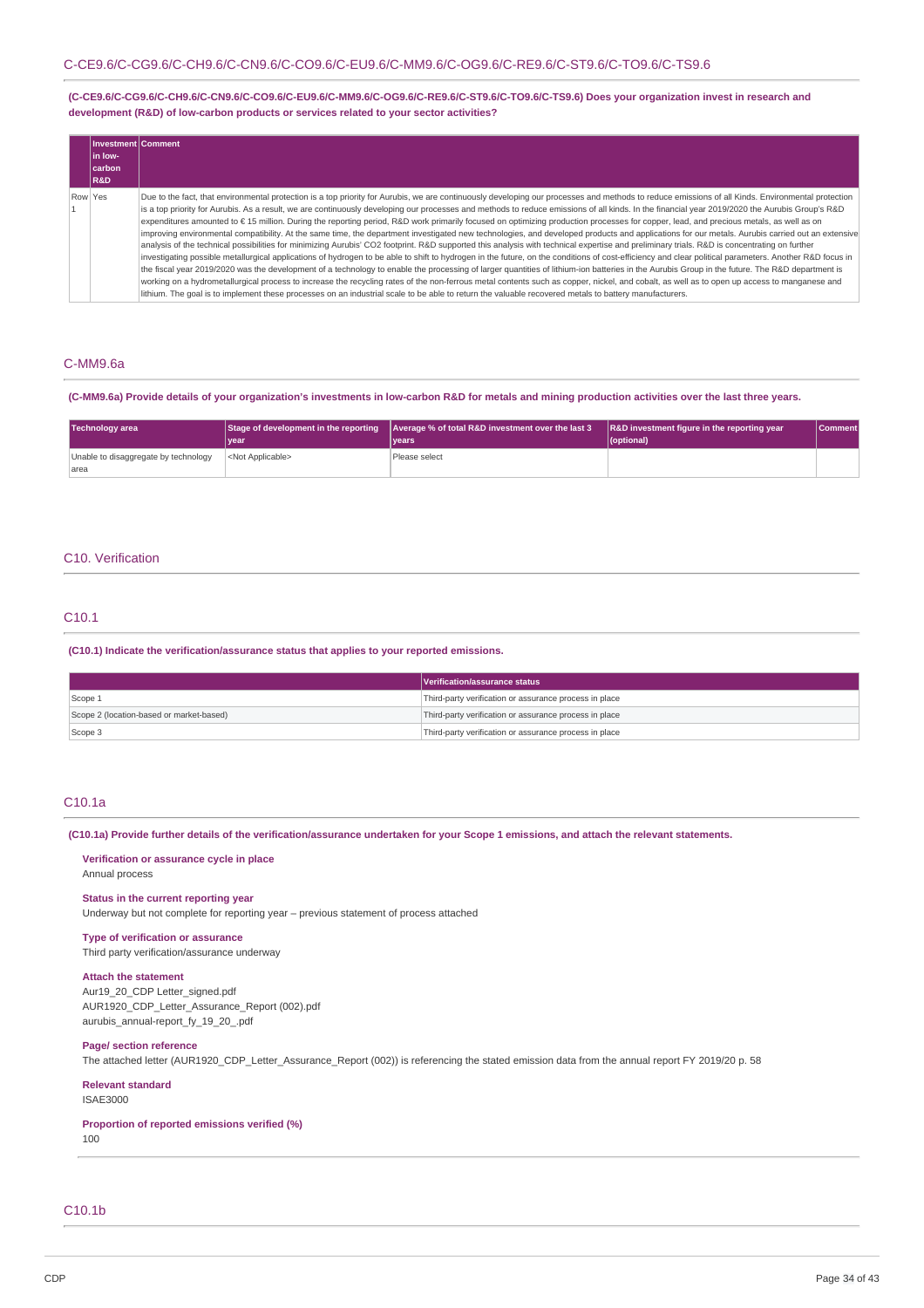## C-CE9.6/C-CG9.6/C-CH9.6/C-CN9.6/C-CO9.6/C-EU9.6/C-MM9.6/C-OG9.6/C-RE9.6/C-ST9.6/C-TO9.6/C-TS9.6

**(C-CE9.6/C-CG9.6/C-CH9.6/C-CN9.6/C-CO9.6/C-EU9.6/C-MM9.6/C-OG9.6/C-RE9.6/C-ST9.6/C-TO9.6/C-TS9.6) Does your organization invest in research and development (R&D) of low-carbon products or services related to your sector activities?**

| | Investment in low-carbon R&D | Comment |
|---|---|---|
| Row 1 | Yes | Due to the fact, that environmental protection is a top priority for Aurubis, we are continuously developing our processes and methods to reduce emissions of all Kinds. Environmental protection is a top priority for Aurubis. As a result, we are continuously developing our processes and methods to reduce emissions of all kinds. In the financial year 2019/2020 the Aurubis Group's R&D expenditures amounted to € 15 million. During the reporting period, R&D work primarily focused on optimizing production processes for copper, lead, and precious metals, as well as on improving environmental compatibility. At the same time, the department investigated new technologies, and developed products and applications for our metals. Aurubis carried out an extensive analysis of the technical possibilities for minimizing Aurubis' CO2 footprint. R&D supported this analysis with technical expertise and preliminary trials. R&D is concentrating on further investigating possible metallurgical applications of hydrogen to be able to shift to hydrogen in the future, on the conditions of cost-efficiency and clear political parameters. Another R&D focus in the fiscal year 2019/2020 was the development of a technology to enable the processing of larger quantities of lithium-ion batteries in the Aurubis Group in the future. The R&D department is working on a hydrometallurgical process to increase the recycling rates of the non-ferrous metal contents such as copper, nickel, and cobalt, as well as to open up access to manganese and lithium. The goal is to implement these processes on an industrial scale to be able to return the valuable recovered metals to battery manufacturers. |

## C-MM9.6a

**(C-MM9.6a) Provide details of your organization's investments in low-carbon R&D for metals and mining production activities over the last three years.**

| Technology area | Stage of development in the reporting year | Average % of total R&D investment over the last 3 years | R&D investment figure in the reporting year (optional) | Comment |
|---|---|---|---|---|
| Unable to disaggregate by technology area | <Not Applicable> | Please select | | |

# C10. Verification

## C10.1

**(C10.1) Indicate the verification/assurance status that applies to your reported emissions.**

| | Verification/assurance status |
|---|---|
| Scope 1 | Third-party verification or assurance process in place |
| Scope 2 (location-based or market-based) | Third-party verification or assurance process in place |
| Scope 3 | Third-party verification or assurance process in place |

## C10.1a

**(C10.1a) Provide further details of the verification/assurance undertaken for your Scope 1 emissions, and attach the relevant statements.**

**Verification or assurance cycle in place**
Annual process

**Status in the current reporting year**
Underway but not complete for reporting year – previous statement of process attached

**Type of verification or assurance**
Third party verification/assurance underway

**Attach the statement**
Aur19_20_CDP Letter_signed.pdf
AUR1920_CDP_Letter_Assurance_Report (002).pdf
aurubis_annual-report_fy_19_20_.pdf

**Page/ section reference**
The attached letter (AUR1920_CDP_Letter_Assurance_Report (002)) is referencing the stated emission data from the annual report FY 2019/20 p. 58

**Relevant standard**
ISAE3000

**Proportion of reported emissions verified (%)**
100

## C10.1b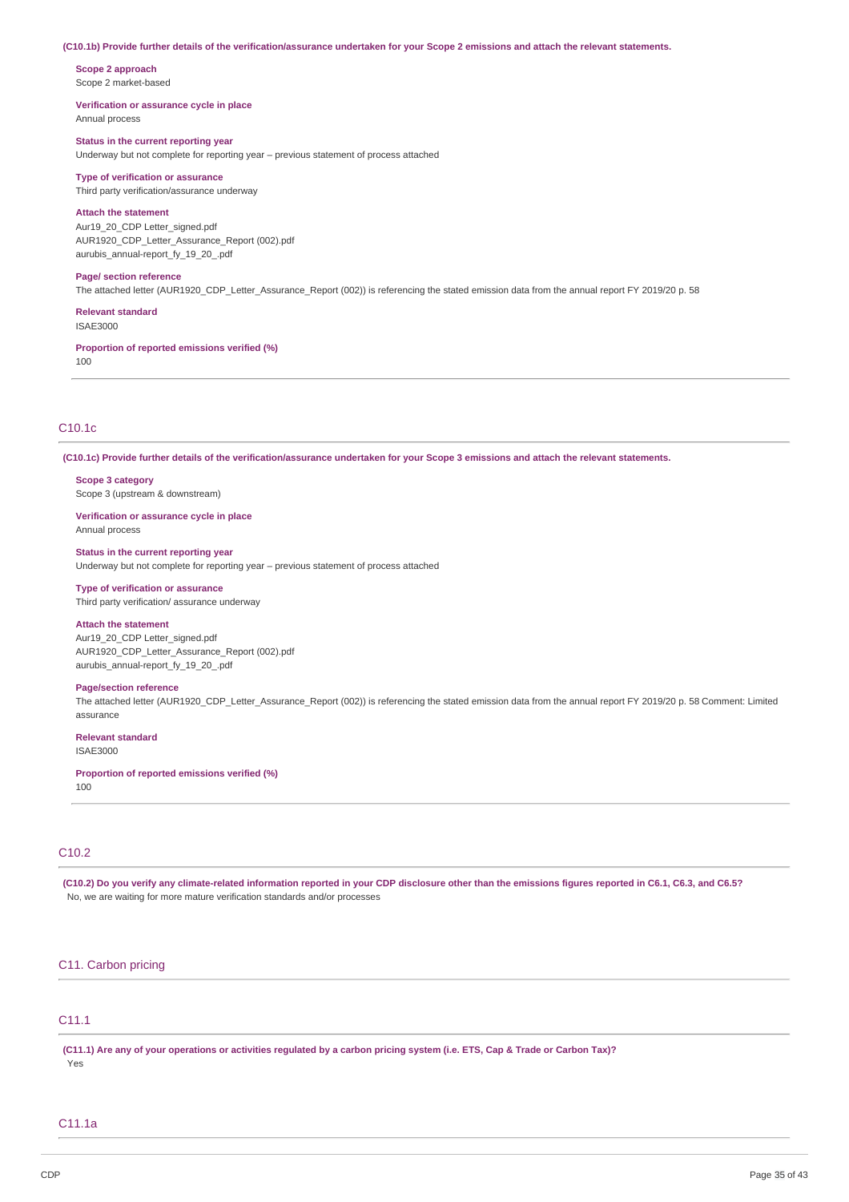**(C10.1b) Provide further details of the verification/assurance undertaken for your Scope 2 emissions and attach the relevant statements.**

**Scope 2 approach**
Scope 2 market-based

**Verification or assurance cycle in place**
Annual process

**Status in the current reporting year**
Underway but not complete for reporting year – previous statement of process attached

**Type of verification or assurance**
Third party verification/assurance underway

**Attach the statement**
Aur19_20_CDP Letter_signed.pdf
AUR1920_CDP_Letter_Assurance_Report (002).pdf
aurubis_annual-report_fy_19_20_.pdf

**Page/ section reference**
The attached letter (AUR1920_CDP_Letter_Assurance_Report (002)) is referencing the stated emission data from the annual report FY 2019/20 p. 58

**Relevant standard**
ISAE3000

**Proportion of reported emissions verified (%)**
100

## C10.1c

**(C10.1c) Provide further details of the verification/assurance undertaken for your Scope 3 emissions and attach the relevant statements.**

**Scope 3 category**
Scope 3 (upstream & downstream)

**Verification or assurance cycle in place**
Annual process

**Status in the current reporting year**
Underway but not complete for reporting year – previous statement of process attached

**Type of verification or assurance**
Third party verification/ assurance underway

**Attach the statement**
Aur19_20_CDP Letter_signed.pdf
AUR1920_CDP_Letter_Assurance_Report (002).pdf
aurubis_annual-report_fy_19_20_.pdf

**Page/section reference**
The attached letter (AUR1920_CDP_Letter_Assurance_Report (002)) is referencing the stated emission data from the annual report FY 2019/20 p. 58 Comment: Limited assurance

**Relevant standard**
ISAE3000

**Proportion of reported emissions verified (%)**
100

## C10.2

**(C10.2) Do you verify any climate-related information reported in your CDP disclosure other than the emissions figures reported in C6.1, C6.3, and C6.5?**
No, we are waiting for more mature verification standards and/or processes

# C11. Carbon pricing

## C11.1

**(C11.1) Are any of your operations or activities regulated by a carbon pricing system (i.e. ETS, Cap & Trade or Carbon Tax)?**
Yes

## C11.1a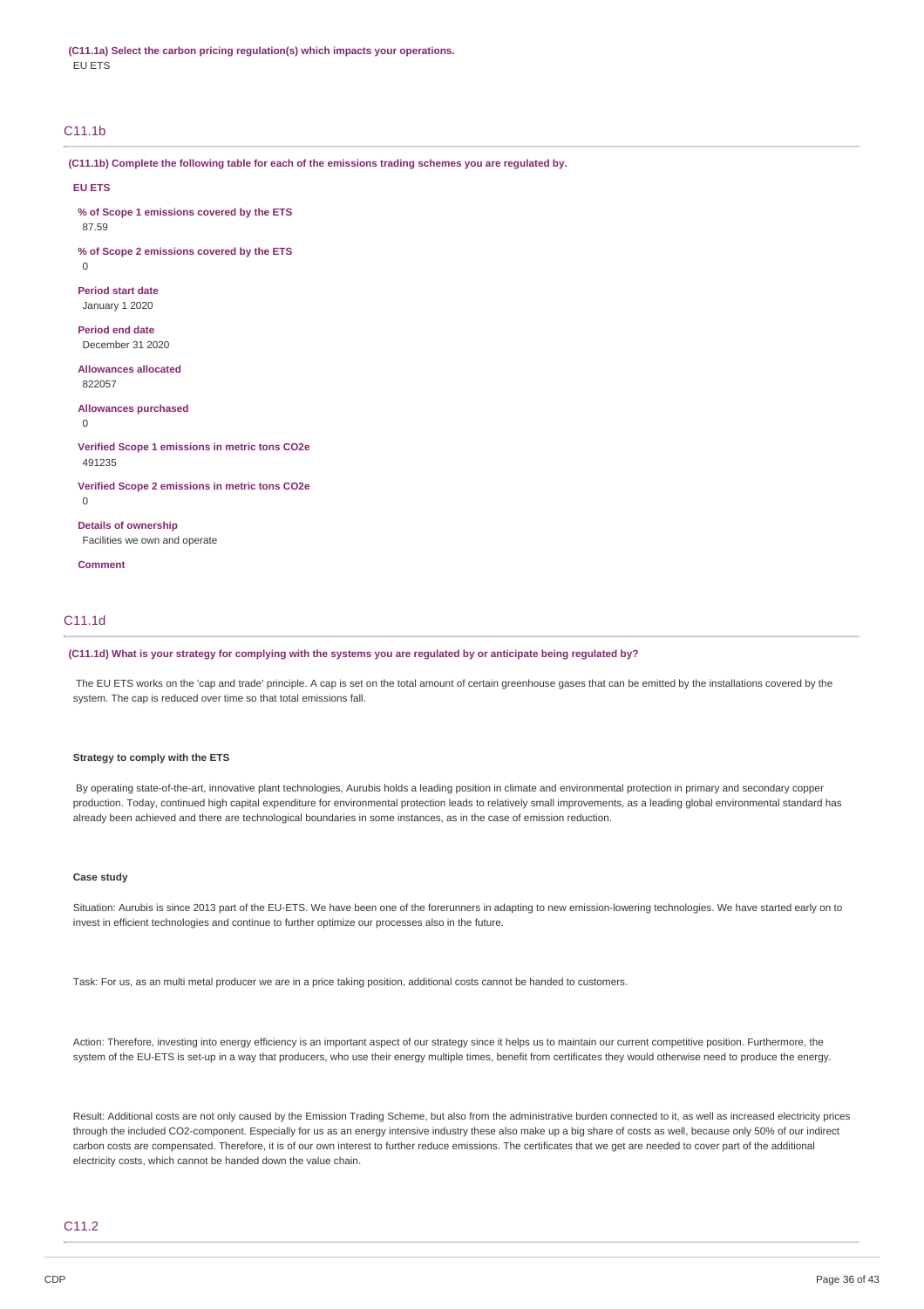**(C11.1a) Select the carbon pricing regulation(s) which impacts your operations.**

EU ETS

## C11.1b

**(C11.1b) Complete the following table for each of the emissions trading schemes you are regulated by.**

**EU ETS**

**% of Scope 1 emissions covered by the ETS**

87.59

**% of Scope 2 emissions covered by the ETS**

0

**Period start date**

January 1 2020

**Period end date**

December 31 2020

**Allowances allocated**

822057

**Allowances purchased**

0

**Verified Scope 1 emissions in metric tons CO2e**

491235

**Verified Scope 2 emissions in metric tons CO2e**

0

**Details of ownership**

Facilities we own and operate

**Comment**

## C11.1d

**(C11.1d) What is your strategy for complying with the systems you are regulated by or anticipate being regulated by?**

The EU ETS works on the 'cap and trade' principle. A cap is set on the total amount of certain greenhouse gases that can be emitted by the installations covered by the system. The cap is reduced over time so that total emissions fall.

**Strategy to comply with the ETS**

By operating state-of-the-art, innovative plant technologies, Aurubis holds a leading position in climate and environmental protection in primary and secondary copper production. Today, continued high capital expenditure for environmental protection leads to relatively small improvements, as a leading global environmental standard has already been achieved and there are technological boundaries in some instances, as in the case of emission reduction.

**Case study**

Situation: Aurubis is since 2013 part of the EU-ETS. We have been one of the forerunners in adapting to new emission-lowering technologies. We have started early on to invest in efficient technologies and continue to further optimize our processes also in the future.

Task: For us, as an multi metal producer we are in a price taking position, additional costs cannot be handed to customers.

Action: Therefore, investing into energy efficiency is an important aspect of our strategy since it helps us to maintain our current competitive position. Furthermore, the system of the EU-ETS is set-up in a way that producers, who use their energy multiple times, benefit from certificates they would otherwise need to produce the energy.

Result: Additional costs are not only caused by the Emission Trading Scheme, but also from the administrative burden connected to it, as well as increased electricity prices through the included CO2-component. Especially for us as an energy intensive industry these also make up a big share of costs as well, because only 50% of our indirect carbon costs are compensated. Therefore, it is of our own interest to further reduce emissions. The certificates that we get are needed to cover part of the additional electricity costs, which cannot be handed down the value chain.

## C11.2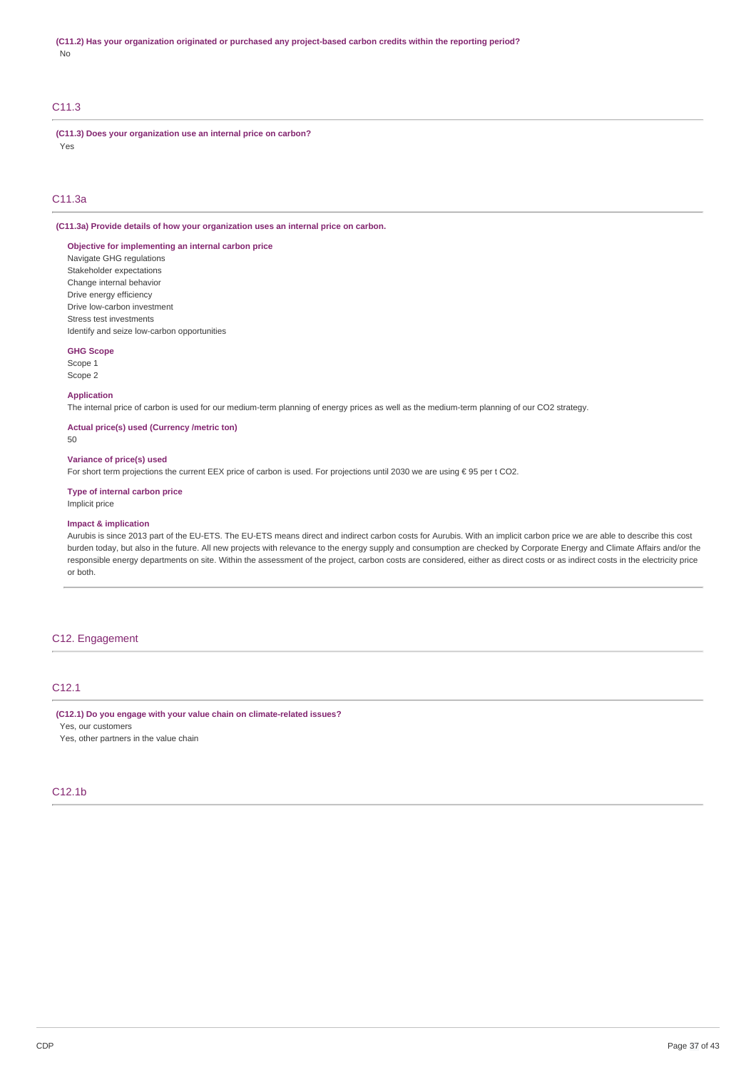**(C11.2) Has your organization originated or purchased any project-based carbon credits within the reporting period?**

No

## C11.3

**(C11.3) Does your organization use an internal price on carbon?**

Yes

## C11.3a

**(C11.3a) Provide details of how your organization uses an internal price on carbon.**

**Objective for implementing an internal carbon price**

Navigate GHG regulations
Stakeholder expectations
Change internal behavior
Drive energy efficiency
Drive low-carbon investment
Stress test investments
Identify and seize low-carbon opportunities

**GHG Scope**

Scope 1
Scope 2

**Application**

The internal price of carbon is used for our medium-term planning of energy prices as well as the medium-term planning of our CO2 strategy.

**Actual price(s) used (Currency /metric ton)**

50

**Variance of price(s) used**

For short term projections the current EEX price of carbon is used. For projections until 2030 we are using € 95 per t CO2.

**Type of internal carbon price**

Implicit price

**Impact & implication**

Aurubis is since 2013 part of the EU-ETS. The EU-ETS means direct and indirect carbon costs for Aurubis. With an implicit carbon price we are able to describe this cost burden today, but also in the future. All new projects with relevance to the energy supply and consumption are checked by Corporate Energy and Climate Affairs and/or the responsible energy departments on site. Within the assessment of the project, carbon costs are considered, either as direct costs or as indirect costs in the electricity price or both.

# C12. Engagement

## C12.1

**(C12.1) Do you engage with your value chain on climate-related issues?**

Yes, our customers
Yes, other partners in the value chain

## C12.1b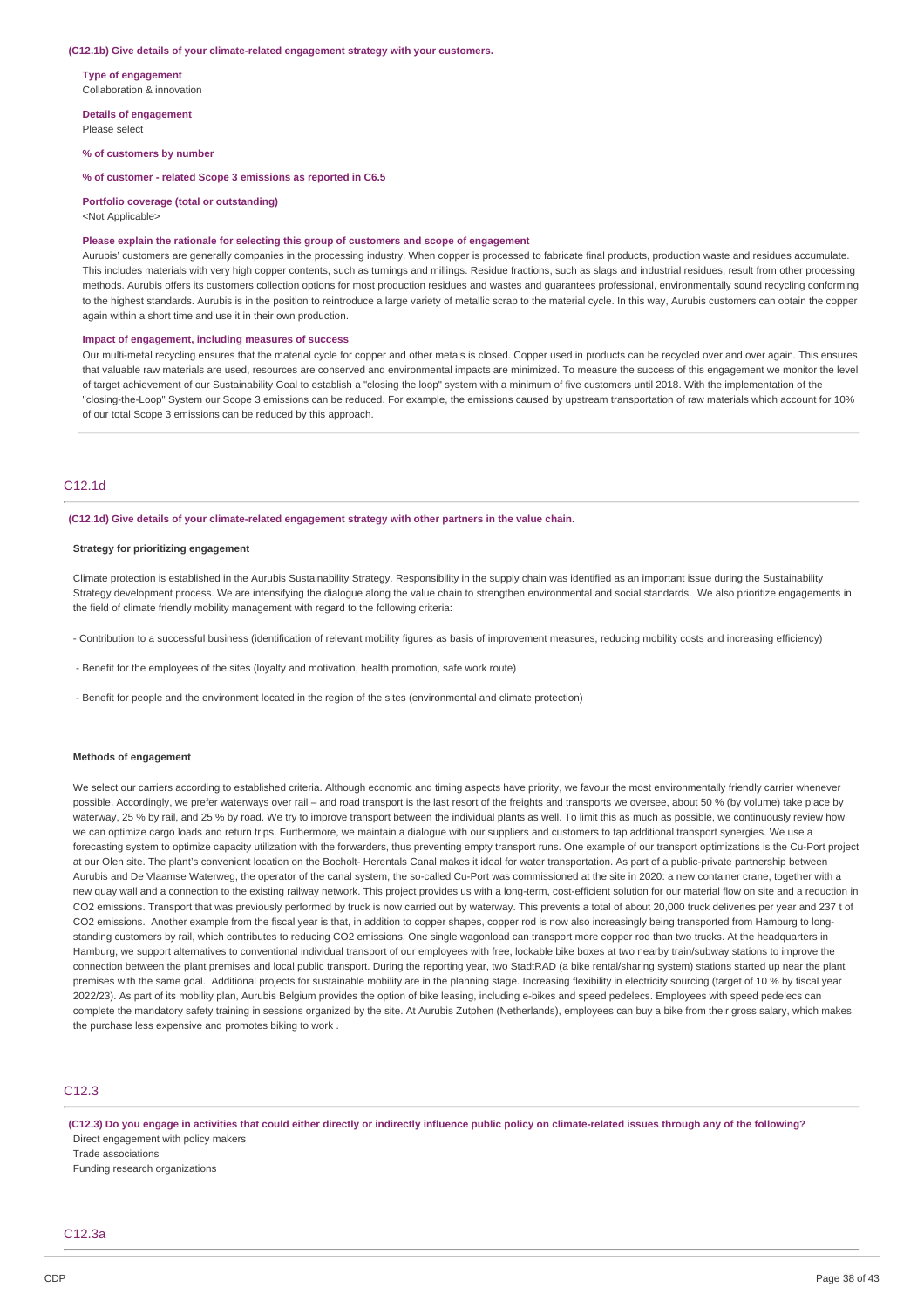**(C12.1b) Give details of your climate-related engagement strategy with your customers.**

**Type of engagement**
Collaboration & innovation

**Details of engagement**
Please select

**% of customers by number**

**% of customer - related Scope 3 emissions as reported in C6.5**

**Portfolio coverage (total or outstanding)**
<Not Applicable>

**Please explain the rationale for selecting this group of customers and scope of engagement**
Aurubis' customers are generally companies in the processing industry. When copper is processed to fabricate final products, production waste and residues accumulate. This includes materials with very high copper contents, such as turnings and millings. Residue fractions, such as slags and industrial residues, result from other processing methods. Aurubis offers its customers collection options for most production residues and wastes and guarantees professional, environmentally sound recycling conforming to the highest standards. Aurubis is in the position to reintroduce a large variety of metallic scrap to the material cycle. In this way, Aurubis customers can obtain the copper again within a short time and use it in their own production.

**Impact of engagement, including measures of success**
Our multi-metal recycling ensures that the material cycle for copper and other metals is closed. Copper used in products can be recycled over and over again. This ensures that valuable raw materials are used, resources are conserved and environmental impacts are minimized. To measure the success of this engagement we monitor the level of target achievement of our Sustainability Goal to establish a "closing the loop" system with a minimum of five customers until 2018. With the implementation of the "closing-the-Loop" System our Scope 3 emissions can be reduced. For example, the emissions caused by upstream transportation of raw materials which account for 10% of our total Scope 3 emissions can be reduced by this approach.

## C12.1d

**(C12.1d) Give details of your climate-related engagement strategy with other partners in the value chain.**

**Strategy for prioritizing engagement**

Climate protection is established in the Aurubis Sustainability Strategy. Responsibility in the supply chain was identified as an important issue during the Sustainability Strategy development process. We are intensifying the dialogue along the value chain to strengthen environmental and social standards. We also prioritize engagements in the field of climate friendly mobility management with regard to the following criteria:

- Contribution to a successful business (identification of relevant mobility figures as basis of improvement measures, reducing mobility costs and increasing efficiency)

- Benefit for the employees of the sites (loyalty and motivation, health promotion, safe work route)

- Benefit for people and the environment located in the region of the sites (environmental and climate protection)

**Methods of engagement**

We select our carriers according to established criteria. Although economic and timing aspects have priority, we favour the most environmentally friendly carrier whenever possible. Accordingly, we prefer waterways over rail – and road transport is the last resort of the freights and transports we oversee, about 50 % (by volume) take place by waterway, 25 % by rail, and 25 % by road. We try to improve transport between the individual plants as well. To limit this as much as possible, we continuously review how we can optimize cargo loads and return trips. Furthermore, we maintain a dialogue with our suppliers and customers to tap additional transport synergies. We use a forecasting system to optimize capacity utilization with the forwarders, thus preventing empty transport runs. One example of our transport optimizations is the Cu-Port project at our Olen site. The plant's convenient location on the Bocholt- Herentals Canal makes it ideal for water transportation. As part of a public-private partnership between Aurubis and De Vlaamse Waterweg, the operator of the canal system, the so-called Cu-Port was commissioned at the site in 2020: a new container crane, together with a new quay wall and a connection to the existing railway network. This project provides us with a long-term, cost-efficient solution for our material flow on site and a reduction in $CO_2$ emissions. Transport that was previously performed by truck is now carried out by waterway. This prevents a total of about 20,000 truck deliveries per year and 237 t of $CO_2$ emissions. Another example from the fiscal year is that, in addition to copper shapes, copper rod is now also increasingly being transported from Hamburg to long-standing customers by rail, which contributes to reducing $CO_2$ emissions. One single wagonload can transport more copper rod than two trucks. At the headquarters in Hamburg, we support alternatives to conventional individual transport of our employees with free, lockable bike boxes at two nearby train/subway stations to improve the connection between the plant premises and local public transport. During the reporting year, two StadtRAD (a bike rental/sharing system) stations started up near the plant premises with the same goal. Additional projects for sustainable mobility are in the planning stage. Increasing flexibility in electricity sourcing (target of 10 % by fiscal year 2022/23). As part of its mobility plan, Aurubis Belgium provides the option of bike leasing, including e-bikes and speed pedelecs. Employees with speed pedelecs can complete the mandatory safety training in sessions organized by the site. At Aurubis Zutphen (Netherlands), employees can buy a bike from their gross salary, which makes the purchase less expensive and promotes biking to work .

## C12.3

**(C12.3) Do you engage in activities that could either directly or indirectly influence public policy on climate-related issues through any of the following?**
Direct engagement with policy makers
Trade associations
Funding research organizations

## C12.3a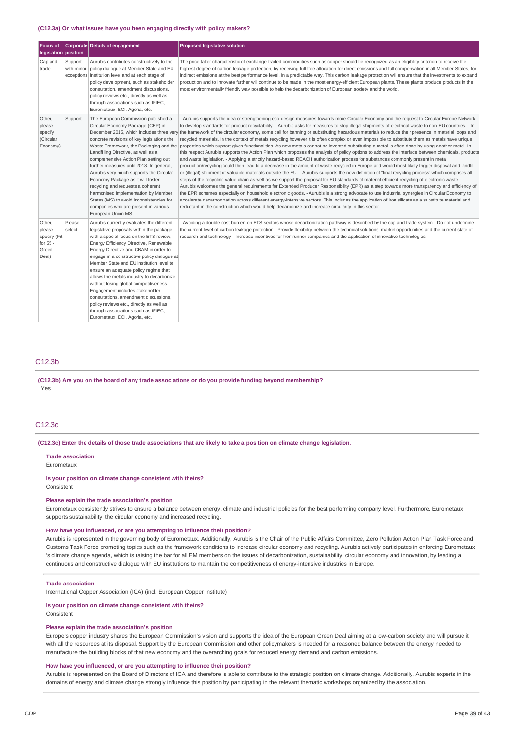#### (C12.3a) On what issues have you been engaging directly with policy makers?

| Focus of legislation | Corporate position | Details of engagement | Proposed legislative solution |
|---|---|---|---|
| Cap and trade | Support with minor exceptions | Aurubis contributes constructively to the policy dialogue at Member State and EU institution level and at each stage of policy development, such as stakeholder consultation, amendment discussions, policy reviews etc., directly as well as through associations such as IFIEC, Eurometaux, ECI, Agoria, etc. | The price taker characteristic of exchange-traded commodities such as copper should be recognized as an eligibility criterion to receive the highest degree of carbon leakage protection, by receiving full free allocation for direct emissions and full compensation in all Member States, for indirect emissions at the best performance level, in a predictable way. This carbon leakage protection will ensure that the investments to expand production and to innovate further will continue to be made in the most energy-efficient European plants. These plants produce products in the most environmentally friendly way possible to help the decarbonization of European society and the world. |
| Other, please specify (Circular Economy) | Support | The European Commission published a Circular Economy Package (CEP) in December 2015, which includes three very concrete revisions of key legislations the Waste Framework, the Packaging and the Landfilling Directive, as well as a comprehensive Action Plan setting out further measures until 2018. In general, Aurubis very much supports the Circular Economy Package as it will foster recycling and requests a coherent harmonised implementation by Member States (MS) to avoid inconsistencies for companies who are present in various European Union MS. | - Aurubis supports the idea of strengthening eco-design measures towards more Circular Economy and the request to Circular Europe Network to develop standards for product recyclability. - Aurubis asks for measures to stop illegal shipments of electrical waste to non-EU countries. - In the framework of the circular economy, some call for banning or substituting hazardous materials to reduce their presence in material loops and recycled materials. In the context of metals recycling however it is often complex or even impossible to substitute them as metals have unique properties which support given functionalities. As new metals cannot be invented substituting a metal is often done by using another metal. In this respect Aurubis supports the Action Plan which proposes the analysis of policy options to address the interface between chemicals, products and waste legislation. - Applying a strictly hazard-based REACH authorization process for substances commonly present in metal production/recycling could then lead to a decrease in the amount of waste recycled in Europe and would most likely trigger disposal and landfill or (illegal) shipment of valuable materials outside the EU. - Aurubis supports the new definition of "final recycling process" which comprises all steps of the recycling value chain as well as we support the proposal for EU standards of material efficient recycling of electronic waste. - Aurubis welcomes the general requirements for Extended Producer Responsibility (EPR) as a step towards more transparency and efficiency of the EPR schemes especially on household electronic goods. - Aurubis is a strong advocate to use industrial synergies in Circular Economy to accelerate decarbonization across different energy-intensive sectors. This includes the application of iron silicate as a substitute material and reductant in the construction which would help decarbonize and increase circularity in this sector. |
| Other, please specify (Fit for 55 - Green Deal) | Please select | Aurubis currently evaluates the different legislative proposals within the package with a special focus on the ETS review, Energy Efficiency Directive, Renewable Energy Directive and CBAM in order to engage in a constructive policy dialogue at Member State and EU institution level to ensure an adequate policy regime that allows the metals industry to decarbonize without losing global competitiveness. Engagement includes stakeholder consultations, amendment discussions, policy reviews etc., directly as well as through associations such as IFIEC, Eurometaux, ECI, Agoria, etc. | - Avoiding a double cost burden on ETS sectors whose decarbonization pathway is described by the cap and trade system - Do not undermine the current level of carbon leakage protection - Provide flexibility between the technical solutions, market opportunities and the current state of research and technology - Increase incentives for frontrunner companies and the application of innovative technologies |

## C12.3b

**(C12.3b) Are you on the board of any trade associations or do you provide funding beyond membership?**

Yes

## C12.3c

**(C12.3c) Enter the details of those trade associations that are likely to take a position on climate change legislation.**

**Trade association**

Eurometaux

**Is your position on climate change consistent with theirs?**

Consistent

**Please explain the trade association's position**

Eurometaux consistently strives to ensure a balance between energy, climate and industrial policies for the best performing company level. Furthermore, Eurometaux supports sustainability, the circular economy and increased recycling.

**How have you influenced, or are you attempting to influence their position?**

Aurubis is represented in the governing body of Eurometaux. Additionally, Aurubis is the Chair of the Public Affairs Committee, Zero Pollution Action Plan Task Force and Customs Task Force promoting topics such as the framework conditions to increase circular economy and recycling. Aurubis actively participates in enforcing Eurometaux 's climate change agenda, which is raising the bar for all EM members on the issues of decarbonization, sustainability, circular economy and innovation, by leading a continuous and constructive dialogue with EU institutions to maintain the competitiveness of energy-intensive industries in Europe.

**Trade association**

International Copper Association (ICA) (incl. European Copper Institute)

**Is your position on climate change consistent with theirs?**

Consistent

**Please explain the trade association's position**

Europe's copper industry shares the European Commission's vision and supports the idea of the European Green Deal aiming at a low-carbon society and will pursue it with all the resources at its disposal. Support by the European Commission and other policymakers is needed for a reasoned balance between the energy needed to manufacture the building blocks of that new economy and the overarching goals for reduced energy demand and carbon emissions.

**How have you influenced, or are you attempting to influence their position?**

Aurubis is represented on the Board of Directors of ICA and therefore is able to contribute to the strategic position on climate change. Additionally, Aurubis experts in the domains of energy and climate change strongly influence this position by participating in the relevant thematic workshops organized by the association.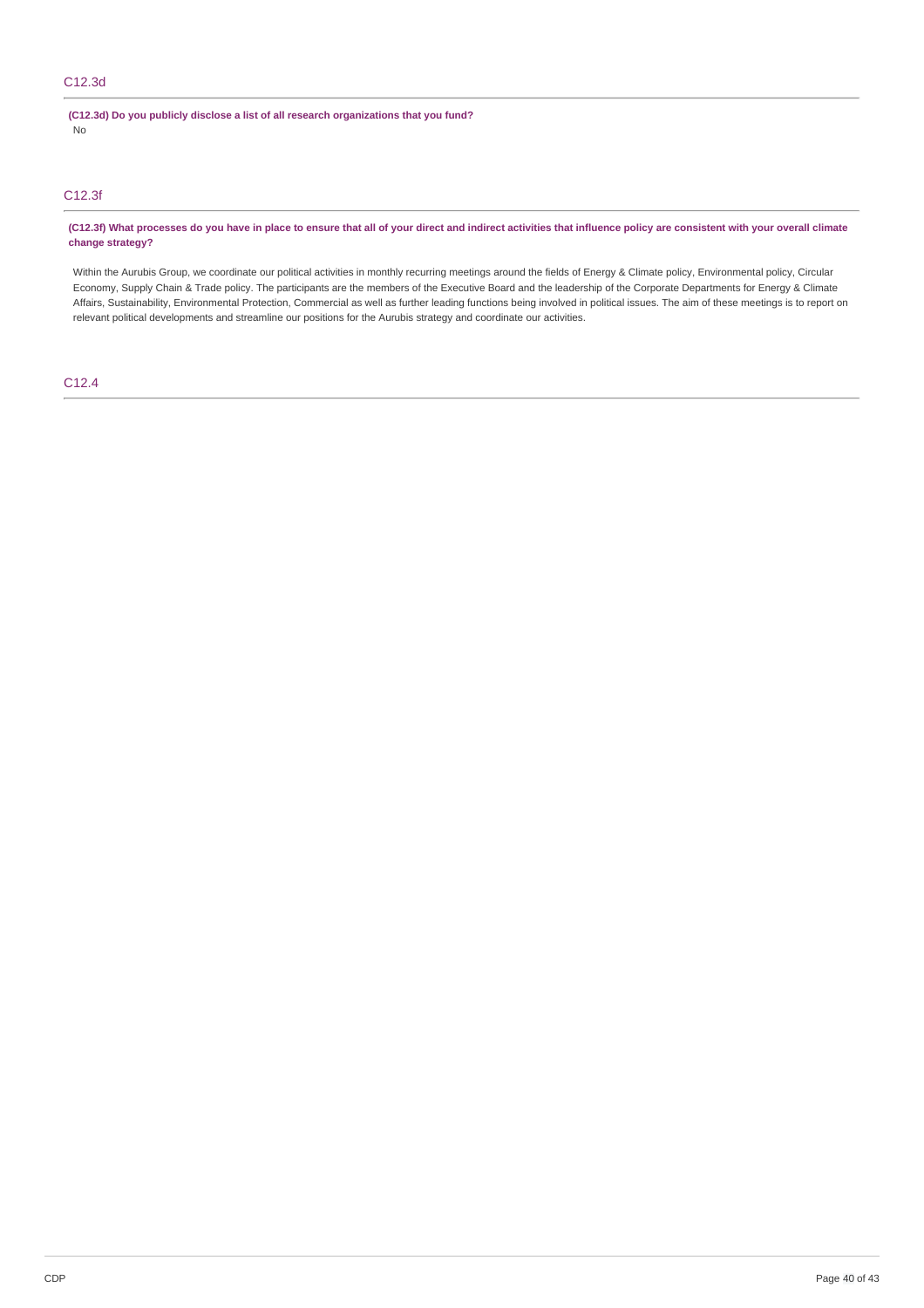## C12.3d

**(C12.3d) Do you publicly disclose a list of all research organizations that you fund?**

No

## C12.3f

**(C12.3f) What processes do you have in place to ensure that all of your direct and indirect activities that influence policy are consistent with your overall climate change strategy?**

Within the Aurubis Group, we coordinate our political activities in monthly recurring meetings around the fields of Energy & Climate policy, Environmental policy, Circular Economy, Supply Chain & Trade policy. The participants are the members of the Executive Board and the leadership of the Corporate Departments for Energy & Climate Affairs, Sustainability, Environmental Protection, Commercial as well as further leading functions being involved in political issues. The aim of these meetings is to report on relevant political developments and streamline our positions for the Aurubis strategy and coordinate our activities.

## C12.4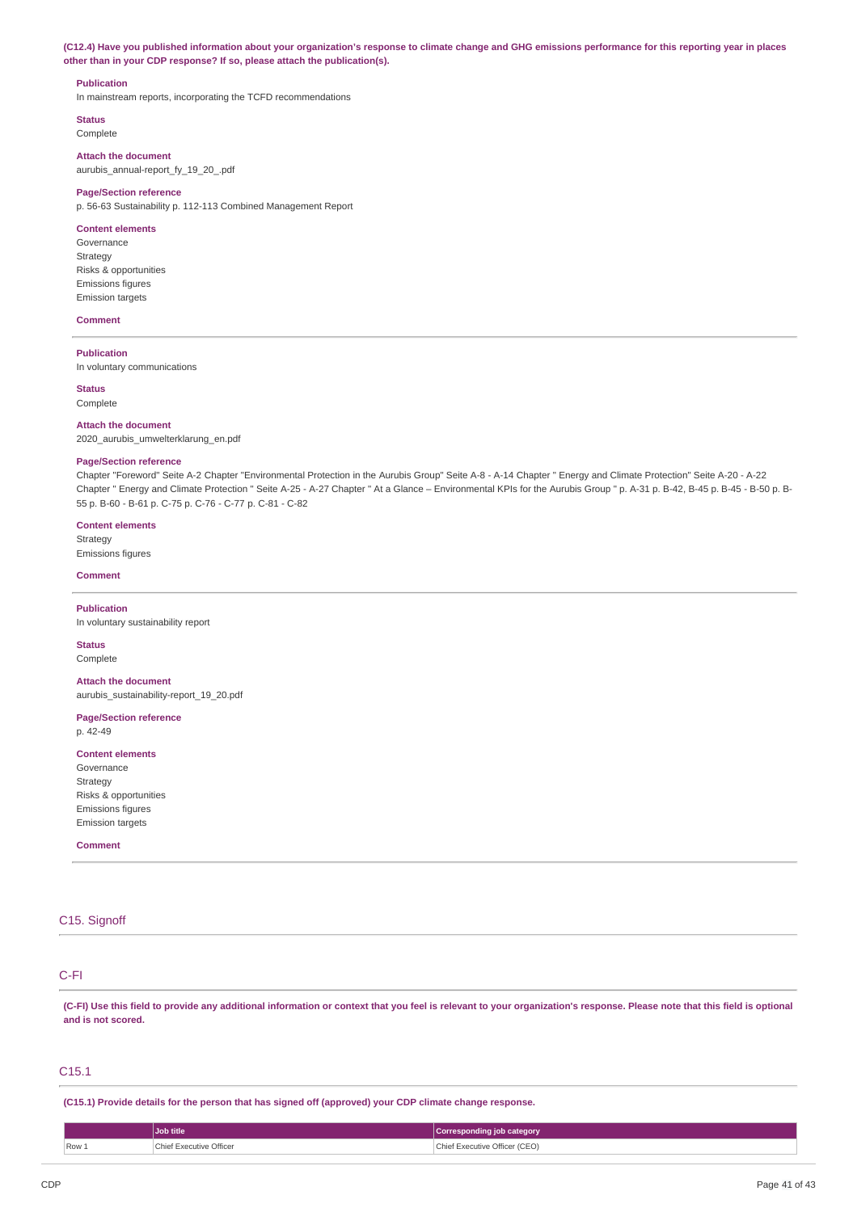**(C12.4) Have you published information about your organization's response to climate change and GHG emissions performance for this reporting year in places other than in your CDP response? If so, please attach the publication(s).**

**Publication**
In mainstream reports, incorporating the TCFD recommendations

**Status**
Complete

**Attach the document**
aurubis_annual-report_fy_19_20_.pdf

**Page/Section reference**
p. 56-63 Sustainability p. 112-113 Combined Management Report

**Content elements**
Governance
Strategy
Risks & opportunities
Emissions figures
Emission targets

**Comment**

---

**Publication**
In voluntary communications

**Status**
Complete

**Attach the document**
2020_aurubis_umwelterklarung_en.pdf

**Page/Section reference**
Chapter "Foreword" Seite A-2 Chapter "Environmental Protection in the Aurubis Group" Seite A-8 - A-14 Chapter " Energy and Climate Protection" Seite A-20 - A-22 Chapter " Energy and Climate Protection " Seite A-25 - A-27 Chapter " At a Glance – Environmental KPIs for the Aurubis Group " p. A-31 p. B-42, B-45 p. B-45 - B-50 p. B-55 p. B-60 - B-61 p. C-75 p. C-76 - C-77 p. C-81 - C-82

**Content elements**
Strategy
Emissions figures

**Comment**

---

**Publication**
In voluntary sustainability report

**Status**
Complete

**Attach the document**
aurubis_sustainability-report_19_20.pdf

**Page/Section reference**
p. 42-49

**Content elements**
Governance
Strategy
Risks & opportunities
Emissions figures
Emission targets

**Comment**

---

## C15. Signoff

## C-FI

**(C-FI) Use this field to provide any additional information or context that you feel is relevant to your organization's response. Please note that this field is optional and is not scored.**

## C15.1

**(C15.1) Provide details for the person that has signed off (approved) your CDP climate change response.**

| | Job title | Corresponding job category |
|---|---|---|
| Row 1 | Chief Executive Officer | Chief Executive Officer (CEO) |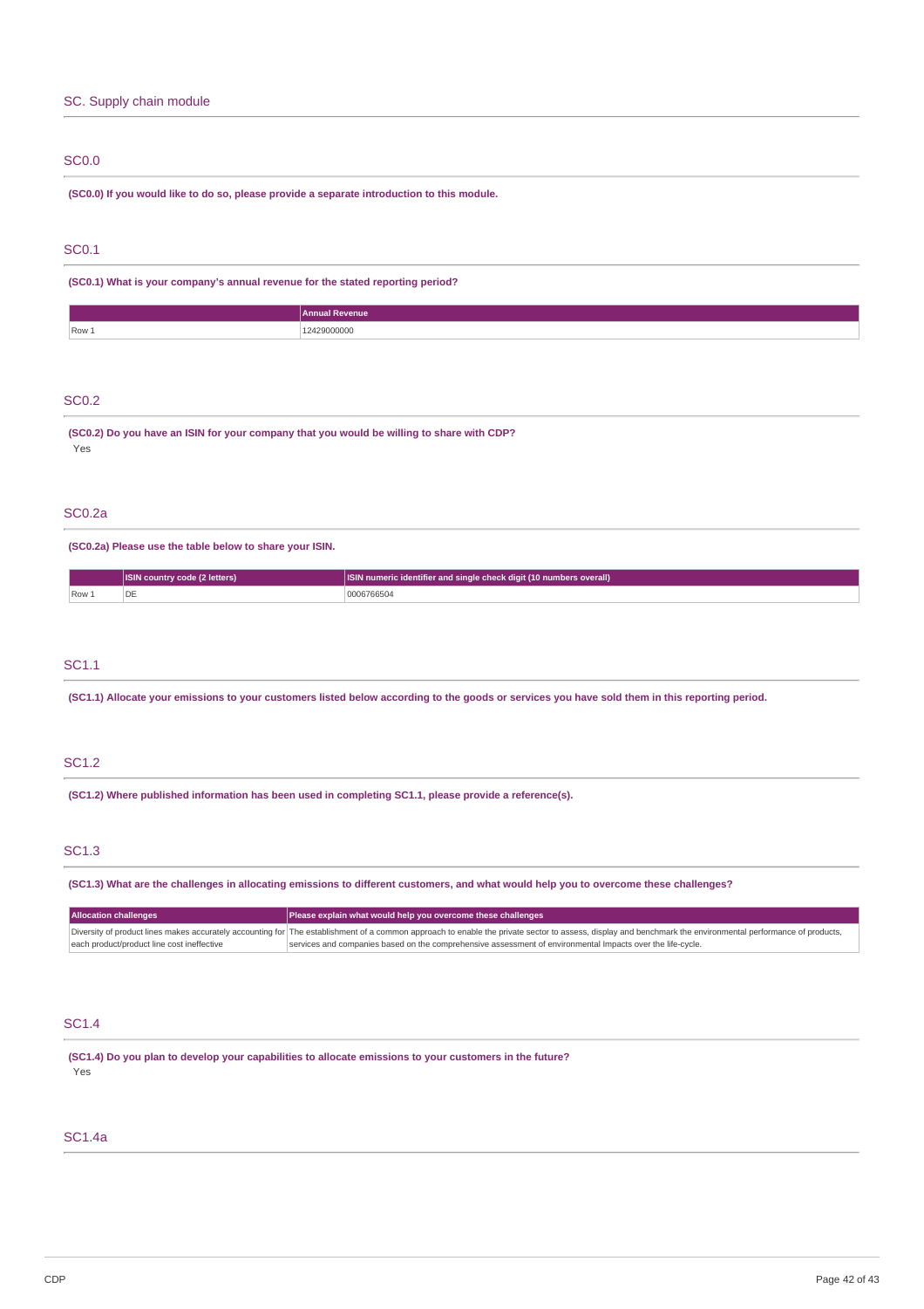## SC. Supply chain module

### SC0.0

**(SC0.0) If you would like to do so, please provide a separate introduction to this module.**

### SC0.1

**(SC0.1) What is your company's annual revenue for the stated reporting period?**

| | Annual Revenue |
|---|---|
| Row 1 | 12429000000 |

### SC0.2

**(SC0.2) Do you have an ISIN for your company that you would be willing to share with CDP?**

Yes

### SC0.2a

**(SC0.2a) Please use the table below to share your ISIN.**

| | ISIN country code (2 letters) | ISIN numeric identifier and single check digit (10 numbers overall) |
|---|---|---|
| Row 1 | DE | 0006766504 |

### SC1.1

**(SC1.1) Allocate your emissions to your customers listed below according to the goods or services you have sold them in this reporting period.**

### SC1.2

**(SC1.2) Where published information has been used in completing SC1.1, please provide a reference(s).**

### SC1.3

**(SC1.3) What are the challenges in allocating emissions to different customers, and what would help you to overcome these challenges?**

| Allocation challenges | Please explain what would help you overcome these challenges |
|---|---|
| Diversity of product lines makes accurately accounting for each product/product line cost ineffective | The establishment of a common approach to enable the private sector to assess, display and benchmark the environmental performance of products, services and companies based on the comprehensive assessment of environmental Impacts over the life-cycle. |

### SC1.4

**(SC1.4) Do you plan to develop your capabilities to allocate emissions to your customers in the future?**

Yes

### SC1.4a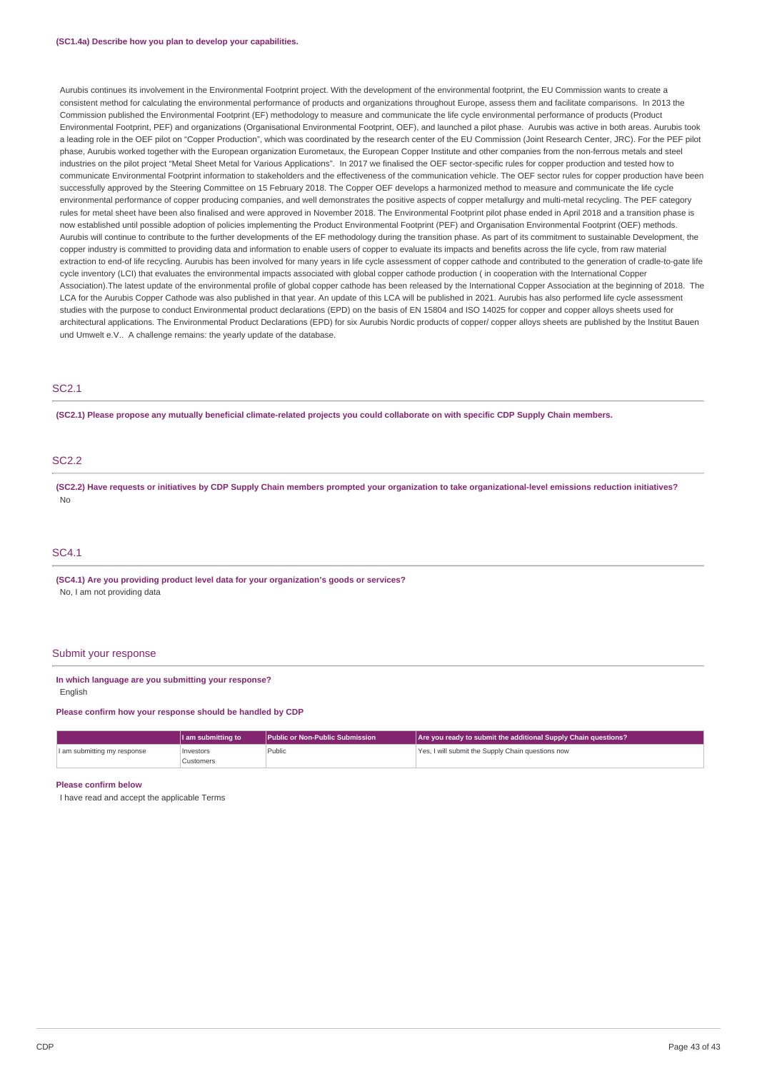**(SC1.4a) Describe how you plan to develop your capabilities.**

Aurubis continues its involvement in the Environmental Footprint project. With the development of the environmental footprint, the EU Commission wants to create a consistent method for calculating the environmental performance of products and organizations throughout Europe, assess them and facilitate comparisons. In 2013 the Commission published the Environmental Footprint (EF) methodology to measure and communicate the life cycle environmental performance of products (Product Environmental Footprint, PEF) and organizations (Organisational Environmental Footprint, OEF), and launched a pilot phase. Aurubis was active in both areas. Aurubis took a leading role in the OEF pilot on "Copper Production", which was coordinated by the research center of the EU Commission (Joint Research Center, JRC). For the PEF pilot phase, Aurubis worked together with the European organization Eurometaux, the European Copper Institute and other companies from the non-ferrous metals and steel industries on the pilot project "Metal Sheet Metal for Various Applications". In 2017 we finalised the OEF sector-specific rules for copper production and tested how to communicate Environmental Footprint information to stakeholders and the effectiveness of the communication vehicle. The OEF sector rules for copper production have been successfully approved by the Steering Committee on 15 February 2018. The Copper OEF develops a harmonized method to measure and communicate the life cycle environmental performance of copper producing companies, and well demonstrates the positive aspects of copper metallurgy and multi-metal recycling. The PEF category rules for metal sheet have been also finalised and were approved in November 2018. The Environmental Footprint pilot phase ended in April 2018 and a transition phase is now established until possible adoption of policies implementing the Product Environmental Footprint (PEF) and Organisation Environmental Footprint (OEF) methods. Aurubis will continue to contribute to the further developments of the EF methodology during the transition phase. As part of its commitment to sustainable Development, the copper industry is committed to providing data and information to enable users of copper to evaluate its impacts and benefits across the life cycle, from raw material extraction to end-of life recycling. Aurubis has been involved for many years in life cycle assessment of copper cathode and contributed to the generation of cradle-to-gate life cycle inventory (LCI) that evaluates the environmental impacts associated with global copper cathode production ( in cooperation with the International Copper Association).The latest update of the environmental profile of global copper cathode has been released by the International Copper Association at the beginning of 2018. The LCA for the Aurubis Copper Cathode was also published in that year. An update of this LCA will be published in 2021. Aurubis has also performed life cycle assessment studies with the purpose to conduct Environmental product declarations (EPD) on the basis of EN 15804 and ISO 14025 for copper and copper alloys sheets used for architectural applications. The Environmental Product Declarations (EPD) for six Aurubis Nordic products of copper/ copper alloys sheets are published by the Institut Bauen und Umwelt e.V.. A challenge remains: the yearly update of the database.

## SC2.1

**(SC2.1) Please propose any mutually beneficial climate-related projects you could collaborate on with specific CDP Supply Chain members.**

## SC2.2

**(SC2.2) Have requests or initiatives by CDP Supply Chain members prompted your organization to take organizational-level emissions reduction initiatives?**

No

## SC4.1

**(SC4.1) Are you providing product level data for your organization's goods or services?**

No, I am not providing data

## Submit your response

**In which language are you submitting your response?**

English

**Please confirm how your response should be handled by CDP**

| | I am submitting to | Public or Non-Public Submission | Are you ready to submit the additional Supply Chain questions? |
|---|---|---|---|
| I am submitting my response | Investors<br>Customers | Public | Yes, I will submit the Supply Chain questions now |

**Please confirm below**

I have read and accept the applicable Terms